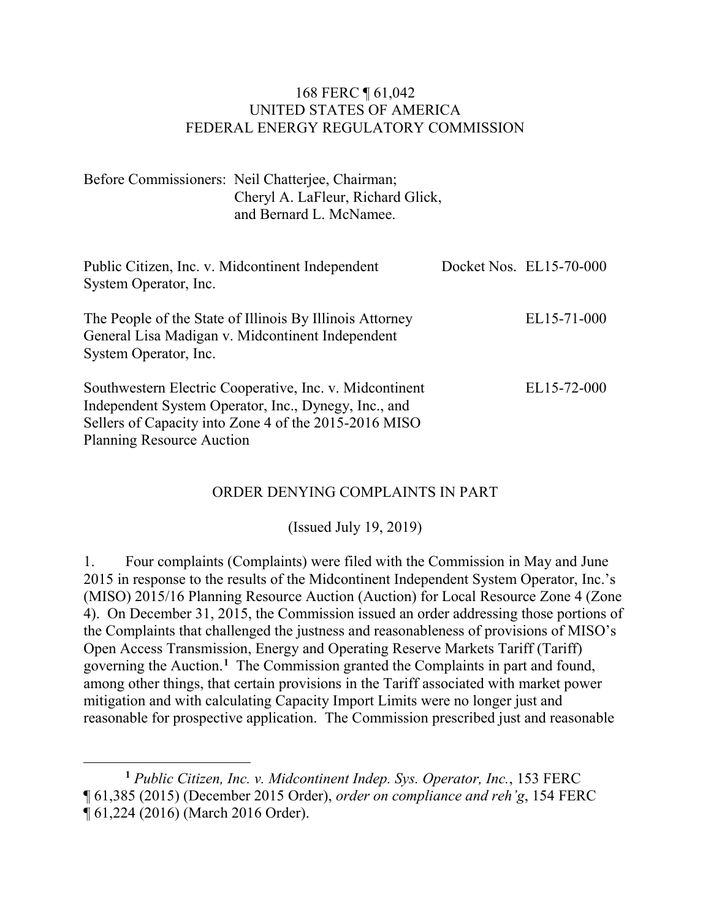168 FERC ¶ 61,042
UNITED STATES OF AMERICA
FEDERAL ENERGY REGULATORY COMMISSION

Before Commissioners: Neil Chatterjee, Chairman;
Cheryl A. LaFleur, Richard Glick,
and Bernard L. McNamee.

| | |
|---|---|
| Public Citizen, Inc. v. Midcontinent Independent System Operator, Inc. | Docket Nos. EL15-70-000 |
| The People of the State of Illinois By Illinois Attorney General Lisa Madigan v. Midcontinent Independent System Operator, Inc. | EL15-71-000 |
| Southwestern Electric Cooperative, Inc. v. Midcontinent Independent System Operator, Inc., Dynegy, Inc., and Sellers of Capacity into Zone 4 of the 2015-2016 MISO Planning Resource Auction | EL15-72-000 |

ORDER DENYING COMPLAINTS IN PART

(Issued July 19, 2019)

1. Four complaints (Complaints) were filed with the Commission in May and June 2015 in response to the results of the Midcontinent Independent System Operator, Inc.'s (MISO) 2015/16 Planning Resource Auction (Auction) for Local Resource Zone 4 (Zone 4). On December 31, 2015, the Commission issued an order addressing those portions of the Complaints that challenged the justness and reasonableness of provisions of MISO's Open Access Transmission, Energy and Operating Reserve Markets Tariff (Tariff) governing the Auction.[1] The Commission granted the Complaints in part and found, among other things, that certain provisions in the Tariff associated with market power mitigation and with calculating Capacity Import Limits were no longer just and reasonable for prospective application. The Commission prescribed just and reasonable

[1] *Public Citizen, Inc. v. Midcontinent Indep. Sys. Operator, Inc.*, 153 FERC ¶ 61,385 (2015) (December 2015 Order), *order on compliance and reh'g*, 154 FERC ¶ 61,224 (2016) (March 2016 Order).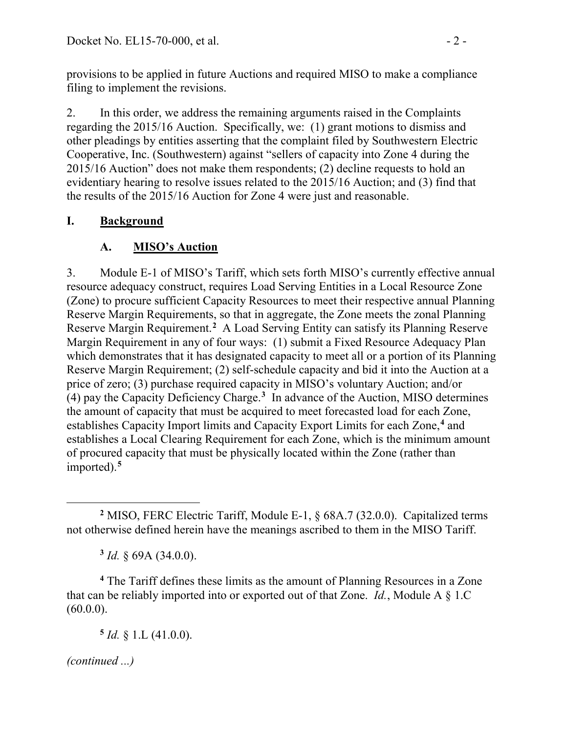provisions to be applied in future Auctions and required MISO to make a compliance filing to implement the revisions.

2. In this order, we address the remaining arguments raised in the Complaints regarding the 2015/16 Auction. Specifically, we: (1) grant motions to dismiss and other pleadings by entities asserting that the complaint filed by Southwestern Electric Cooperative, Inc. (Southwestern) against "sellers of capacity into Zone 4 during the 2015/16 Auction" does not make them respondents; (2) decline requests to hold an evidentiary hearing to resolve issues related to the 2015/16 Auction; and (3) find that the results of the 2015/16 Auction for Zone 4 were just and reasonable.

# I. Background

## A. MISO's Auction

3. Module E-1 of MISO's Tariff, which sets forth MISO's currently effective annual resource adequacy construct, requires Load Serving Entities in a Local Resource Zone (Zone) to procure sufficient Capacity Resources to meet their respective annual Planning Reserve Margin Requirements, so that in aggregate, the Zone meets the zonal Planning Reserve Margin Requirement.[2] A Load Serving Entity can satisfy its Planning Reserve Margin Requirement in any of four ways: (1) submit a Fixed Resource Adequacy Plan which demonstrates that it has designated capacity to meet all or a portion of its Planning Reserve Margin Requirement; (2) self-schedule capacity and bid it into the Auction at a price of zero; (3) purchase required capacity in MISO's voluntary Auction; and/or (4) pay the Capacity Deficiency Charge.[3] In advance of the Auction, MISO determines the amount of capacity that must be acquired to meet forecasted load for each Zone, establishes Capacity Import limits and Capacity Export Limits for each Zone,[4] and establishes a Local Clearing Requirement for each Zone, which is the minimum amount of procured capacity that must be physically located within the Zone (rather than imported).[5]

---

[2] MISO, FERC Electric Tariff, Module E-1, § 68A.7 (32.0.0). Capitalized terms not otherwise defined herein have the meanings ascribed to them in the MISO Tariff.

[3] *Id.* § 69A (34.0.0).

[4] The Tariff defines these limits as the amount of Planning Resources in a Zone that can be reliably imported into or exported out of that Zone. *Id.*, Module A § 1.C (60.0.0).

[5] *Id.* § 1.L (41.0.0).

*(continued ...)*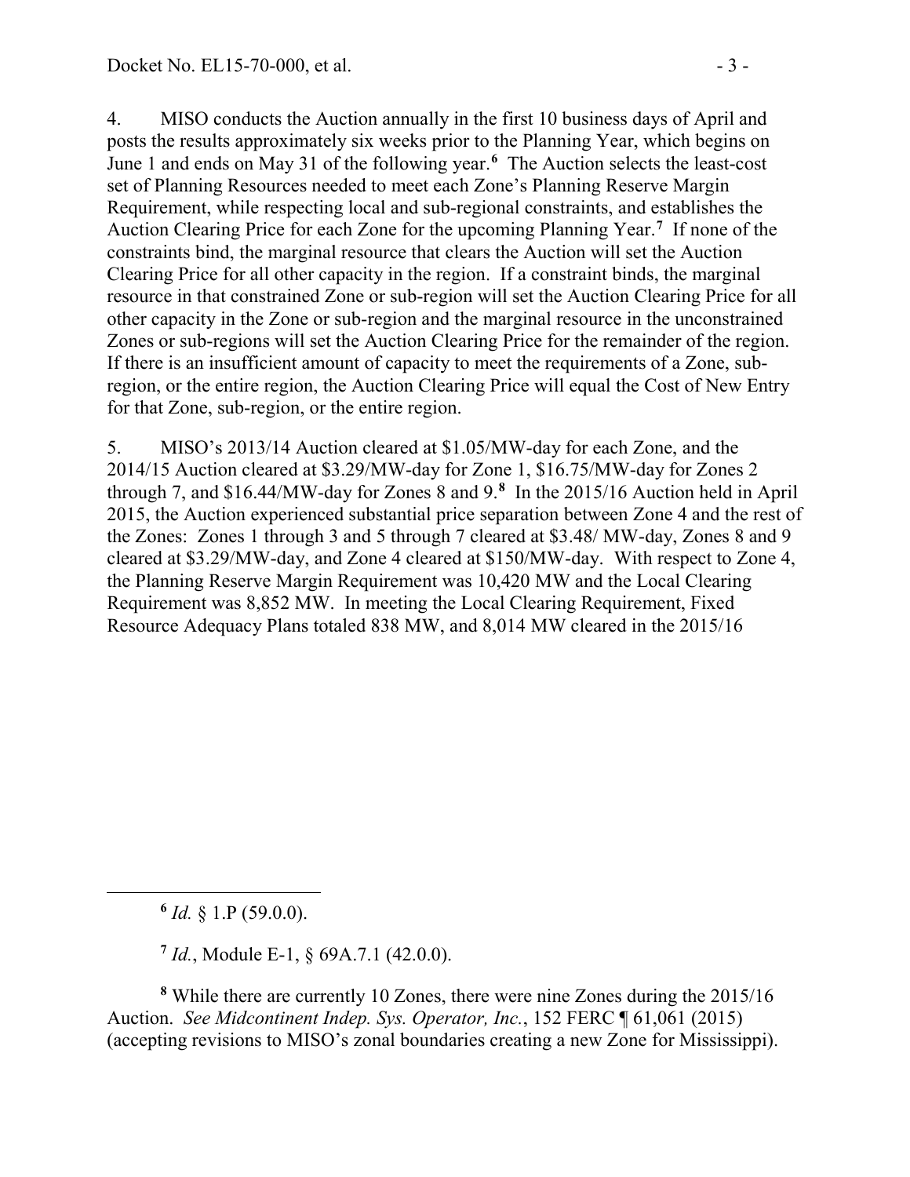4. MISO conducts the Auction annually in the first 10 business days of April and posts the results approximately six weeks prior to the Planning Year, which begins on June 1 and ends on May 31 of the following year.[6] The Auction selects the least-cost set of Planning Resources needed to meet each Zone's Planning Reserve Margin Requirement, while respecting local and sub-regional constraints, and establishes the Auction Clearing Price for each Zone for the upcoming Planning Year.[7] If none of the constraints bind, the marginal resource that clears the Auction will set the Auction Clearing Price for all other capacity in the region. If a constraint binds, the marginal resource in that constrained Zone or sub-region will set the Auction Clearing Price for all other capacity in the Zone or sub-region and the marginal resource in the unconstrained Zones or sub-regions will set the Auction Clearing Price for the remainder of the region. If there is an insufficient amount of capacity to meet the requirements of a Zone, sub-region, or the entire region, the Auction Clearing Price will equal the Cost of New Entry for that Zone, sub-region, or the entire region.

5. MISO's 2013/14 Auction cleared at $1.05/MW-day for each Zone, and the 2014/15 Auction cleared at $3.29/MW-day for Zone 1, $16.75/MW-day for Zones 2 through 7, and $16.44/MW-day for Zones 8 and 9.[8] In the 2015/16 Auction held in April 2015, the Auction experienced substantial price separation between Zone 4 and the rest of the Zones: Zones 1 through 3 and 5 through 7 cleared at $3.48/ MW-day, Zones 8 and 9 cleared at $3.29/MW-day, and Zone 4 cleared at $150/MW-day. With respect to Zone 4, the Planning Reserve Margin Requirement was 10,420 MW and the Local Clearing Requirement was 8,852 MW. In meeting the Local Clearing Requirement, Fixed Resource Adequacy Plans totaled 838 MW, and 8,014 MW cleared in the 2015/16

---

[6] *Id.* § 1.P (59.0.0).

[7] *Id.*, Module E-1, § 69A.7.1 (42.0.0).

[8] While there are currently 10 Zones, there were nine Zones during the 2015/16 Auction. *See Midcontinent Indep. Sys. Operator, Inc.*, 152 FERC ¶ 61,061 (2015) (accepting revisions to MISO's zonal boundaries creating a new Zone for Mississippi).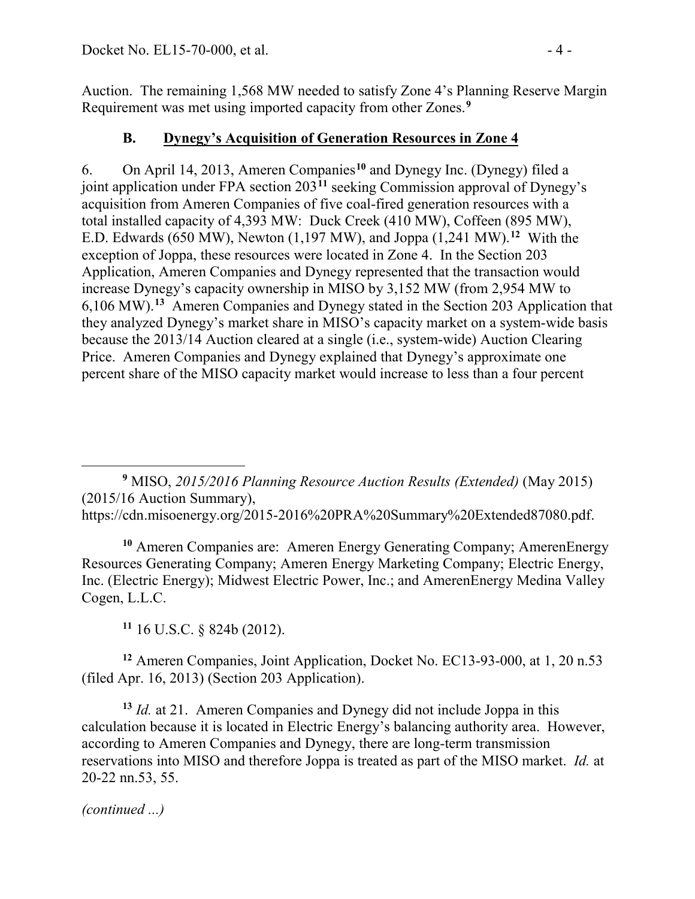Auction. The remaining 1,568 MW needed to satisfy Zone 4's Planning Reserve Margin Requirement was met using imported capacity from other Zones.[9]

### B. Dynegy's Acquisition of Generation Resources in Zone 4

6. On April 14, 2013, Ameren Companies[10] and Dynegy Inc. (Dynegy) filed a joint application under FPA section 203[11] seeking Commission approval of Dynegy's acquisition from Ameren Companies of five coal-fired generation resources with a total installed capacity of 4,393 MW: Duck Creek (410 MW), Coffeen (895 MW), E.D. Edwards (650 MW), Newton (1,197 MW), and Joppa (1,241 MW).[12] With the exception of Joppa, these resources were located in Zone 4. In the Section 203 Application, Ameren Companies and Dynegy represented that the transaction would increase Dynegy's capacity ownership in MISO by 3,152 MW (from 2,954 MW to 6,106 MW).[13] Ameren Companies and Dynegy stated in the Section 203 Application that they analyzed Dynegy's market share in MISO's capacity market on a system-wide basis because the 2013/14 Auction cleared at a single (i.e., system-wide) Auction Clearing Price. Ameren Companies and Dynegy explained that Dynegy's approximate one percent share of the MISO capacity market would increase to less than a four percent

---

[9] MISO, *2015/2016 Planning Resource Auction Results (Extended)* (May 2015) (2015/16 Auction Summary), https://cdn.misoenergy.org/2015-2016%20PRA%20Summary%20Extended87080.pdf.

[10] Ameren Companies are: Ameren Energy Generating Company; AmerenEnergy Resources Generating Company; Ameren Energy Marketing Company; Electric Energy, Inc. (Electric Energy); Midwest Electric Power, Inc.; and AmerenEnergy Medina Valley Cogen, L.L.C.

[11] 16 U.S.C. § 824b (2012).

[12] Ameren Companies, Joint Application, Docket No. EC13-93-000, at 1, 20 n.53 (filed Apr. 16, 2013) (Section 203 Application).

[13] *Id.* at 21. Ameren Companies and Dynegy did not include Joppa in this calculation because it is located in Electric Energy's balancing authority area. However, according to Ameren Companies and Dynegy, there are long-term transmission reservations into MISO and therefore Joppa is treated as part of the MISO market. *Id.* at 20-22 nn.53, 55.

*(continued ...)*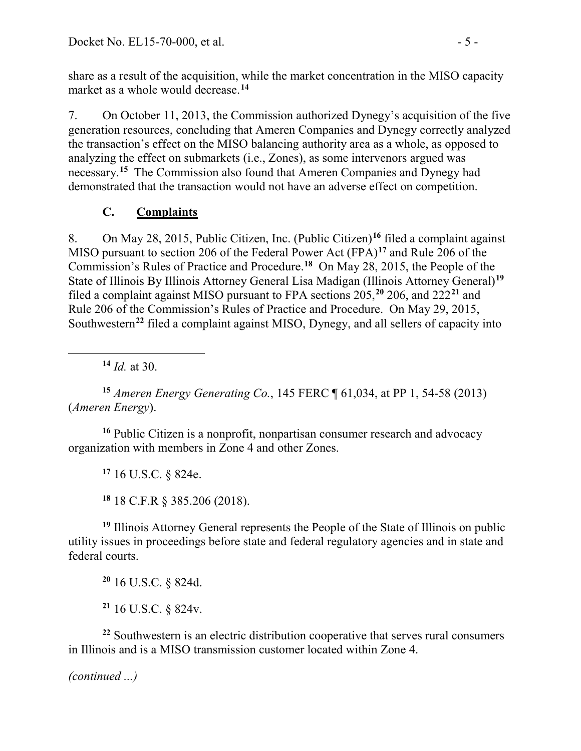share as a result of the acquisition, while the market concentration in the MISO capacity market as a whole would decrease.[14]

7. On October 11, 2013, the Commission authorized Dynegy's acquisition of the five generation resources, concluding that Ameren Companies and Dynegy correctly analyzed the transaction's effect on the MISO balancing authority area as a whole, as opposed to analyzing the effect on submarkets (i.e., Zones), as some intervenors argued was necessary.[15] The Commission also found that Ameren Companies and Dynegy had demonstrated that the transaction would not have an adverse effect on competition.

### C. Complaints

8. On May 28, 2015, Public Citizen, Inc. (Public Citizen)[16] filed a complaint against MISO pursuant to section 206 of the Federal Power Act (FPA)[17] and Rule 206 of the Commission's Rules of Practice and Procedure.[18] On May 28, 2015, the People of the State of Illinois By Illinois Attorney General Lisa Madigan (Illinois Attorney General)[19] filed a complaint against MISO pursuant to FPA sections 205,[20] 206, and 222[21] and Rule 206 of the Commission's Rules of Practice and Procedure. On May 29, 2015, Southwestern[22] filed a complaint against MISO, Dynegy, and all sellers of capacity into

---

[14] *Id.* at 30.

[15] *Ameren Energy Generating Co.*, 145 FERC ¶ 61,034, at PP 1, 54-58 (2013) (*Ameren Energy*).

[16] Public Citizen is a nonprofit, nonpartisan consumer research and advocacy organization with members in Zone 4 and other Zones.

[17] 16 U.S.C. § 824e.

[18] 18 C.F.R § 385.206 (2018).

[19] Illinois Attorney General represents the People of the State of Illinois on public utility issues in proceedings before state and federal regulatory agencies and in state and federal courts.

[20] 16 U.S.C. § 824d.

[21] 16 U.S.C. § 824v.

[22] Southwestern is an electric distribution cooperative that serves rural consumers in Illinois and is a MISO transmission customer located within Zone 4.

*(continued ...)*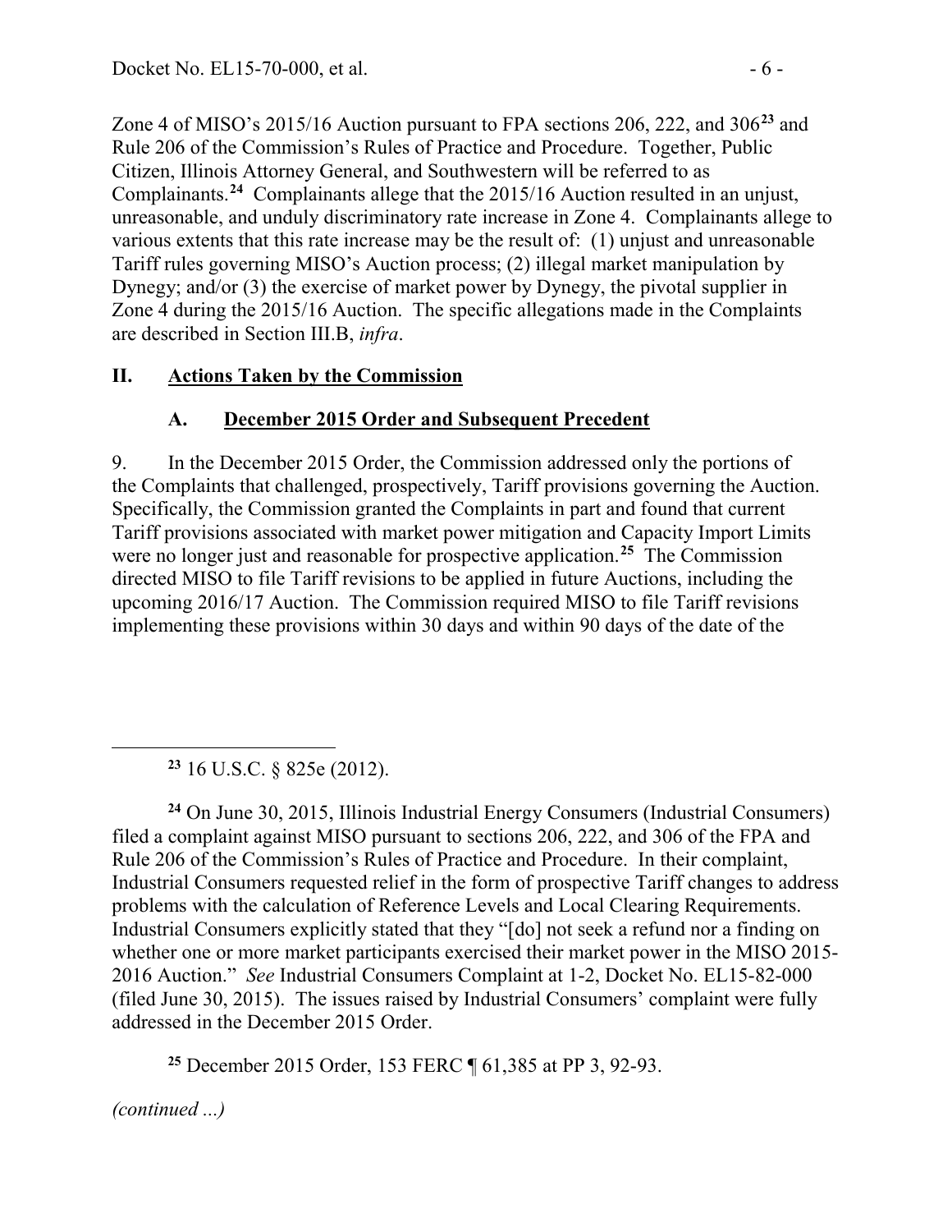Zone 4 of MISO's 2015/16 Auction pursuant to FPA sections 206, 222, and 306[23] and Rule 206 of the Commission's Rules of Practice and Procedure. Together, Public Citizen, Illinois Attorney General, and Southwestern will be referred to as Complainants.[24] Complainants allege that the 2015/16 Auction resulted in an unjust, unreasonable, and unduly discriminatory rate increase in Zone 4. Complainants allege to various extents that this rate increase may be the result of: (1) unjust and unreasonable Tariff rules governing MISO's Auction process; (2) illegal market manipulation by Dynegy; and/or (3) the exercise of market power by Dynegy, the pivotal supplier in Zone 4 during the 2015/16 Auction. The specific allegations made in the Complaints are described in Section III.B, *infra*.

## II. Actions Taken by the Commission

### A. December 2015 Order and Subsequent Precedent

9. In the December 2015 Order, the Commission addressed only the portions of the Complaints that challenged, prospectively, Tariff provisions governing the Auction. Specifically, the Commission granted the Complaints in part and found that current Tariff provisions associated with market power mitigation and Capacity Import Limits were no longer just and reasonable for prospective application.[25] The Commission directed MISO to file Tariff revisions to be applied in future Auctions, including the upcoming 2016/17 Auction. The Commission required MISO to file Tariff revisions implementing these provisions within 30 days and within 90 days of the date of the

---

[23] 16 U.S.C. § 825e (2012).

[24] On June 30, 2015, Illinois Industrial Energy Consumers (Industrial Consumers) filed a complaint against MISO pursuant to sections 206, 222, and 306 of the FPA and Rule 206 of the Commission's Rules of Practice and Procedure. In their complaint, Industrial Consumers requested relief in the form of prospective Tariff changes to address problems with the calculation of Reference Levels and Local Clearing Requirements. Industrial Consumers explicitly stated that they "[do] not seek a refund nor a finding on whether one or more market participants exercised their market power in the MISO 2015-2016 Auction." *See* Industrial Consumers Complaint at 1-2, Docket No. EL15-82-000 (filed June 30, 2015). The issues raised by Industrial Consumers' complaint were fully addressed in the December 2015 Order.

[25] December 2015 Order, 153 FERC ¶ 61,385 at PP 3, 92-93.

*(continued ...)*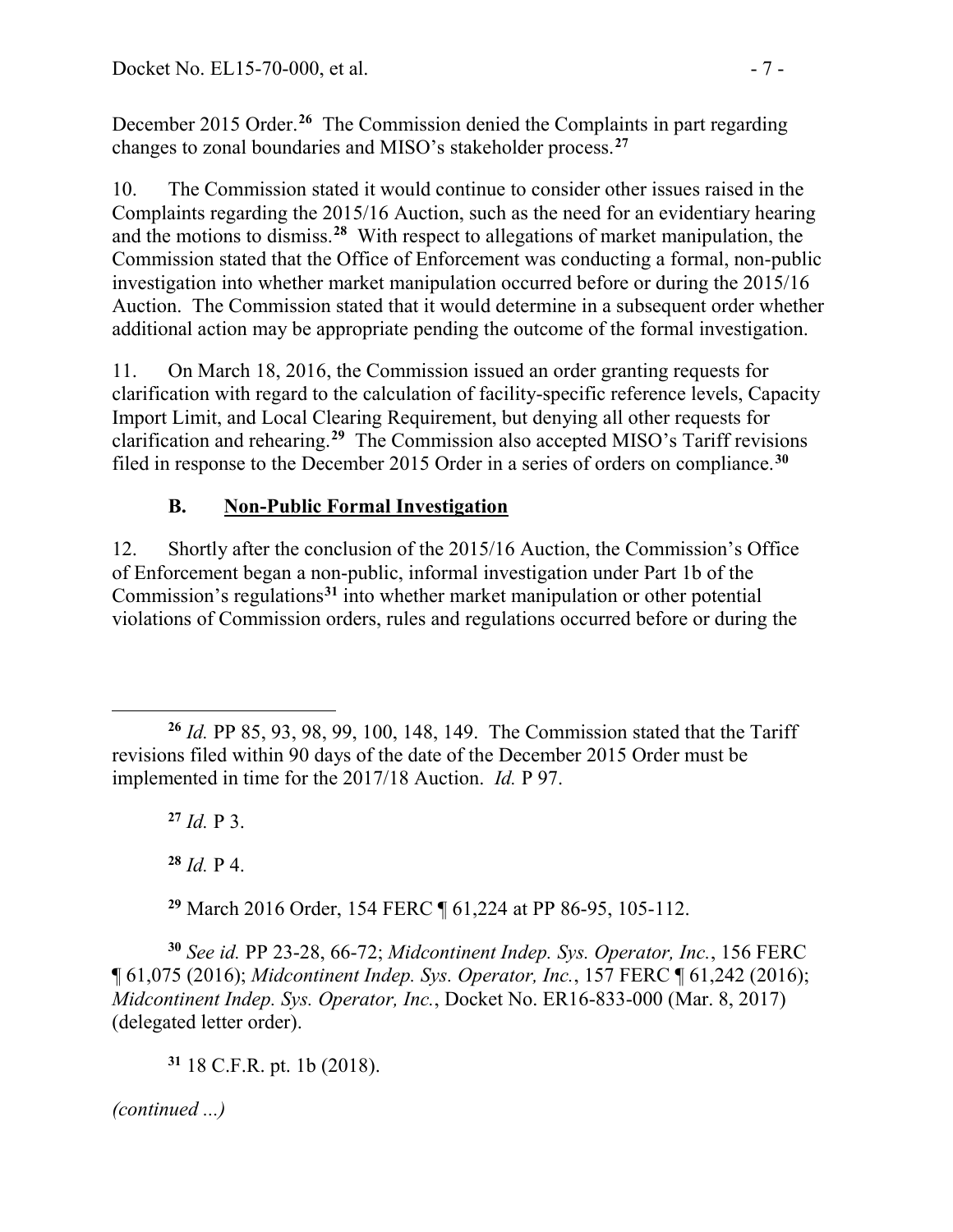December 2015 Order.[26] The Commission denied the Complaints in part regarding changes to zonal boundaries and MISO's stakeholder process.[27]

10. The Commission stated it would continue to consider other issues raised in the Complaints regarding the 2015/16 Auction, such as the need for an evidentiary hearing and the motions to dismiss.[28] With respect to allegations of market manipulation, the Commission stated that the Office of Enforcement was conducting a formal, non-public investigation into whether market manipulation occurred before or during the 2015/16 Auction. The Commission stated that it would determine in a subsequent order whether additional action may be appropriate pending the outcome of the formal investigation.

11. On March 18, 2016, the Commission issued an order granting requests for clarification with regard to the calculation of facility-specific reference levels, Capacity Import Limit, and Local Clearing Requirement, but denying all other requests for clarification and rehearing.[29] The Commission also accepted MISO's Tariff revisions filed in response to the December 2015 Order in a series of orders on compliance.[30]

### B. Non-Public Formal Investigation

12. Shortly after the conclusion of the 2015/16 Auction, the Commission's Office of Enforcement began a non-public, informal investigation under Part 1b of the Commission's regulations[31] into whether market manipulation or other potential violations of Commission orders, rules and regulations occurred before or during the

---

[26] *Id.* PP 85, 93, 98, 99, 100, 148, 149. The Commission stated that the Tariff revisions filed within 90 days of the date of the December 2015 Order must be implemented in time for the 2017/18 Auction. *Id.* P 97.

[27] *Id.* P 3.

[28] *Id.* P 4.

[29] March 2016 Order, 154 FERC ¶ 61,224 at PP 86-95, 105-112.

[30] *See id.* PP 23-28, 66-72; *Midcontinent Indep. Sys. Operator, Inc.*, 156 FERC ¶ 61,075 (2016); *Midcontinent Indep. Sys. Operator, Inc.*, 157 FERC ¶ 61,242 (2016); *Midcontinent Indep. Sys. Operator, Inc.*, Docket No. ER16-833-000 (Mar. 8, 2017) (delegated letter order).

[31] 18 C.F.R. pt. 1b (2018).

*(continued ...)*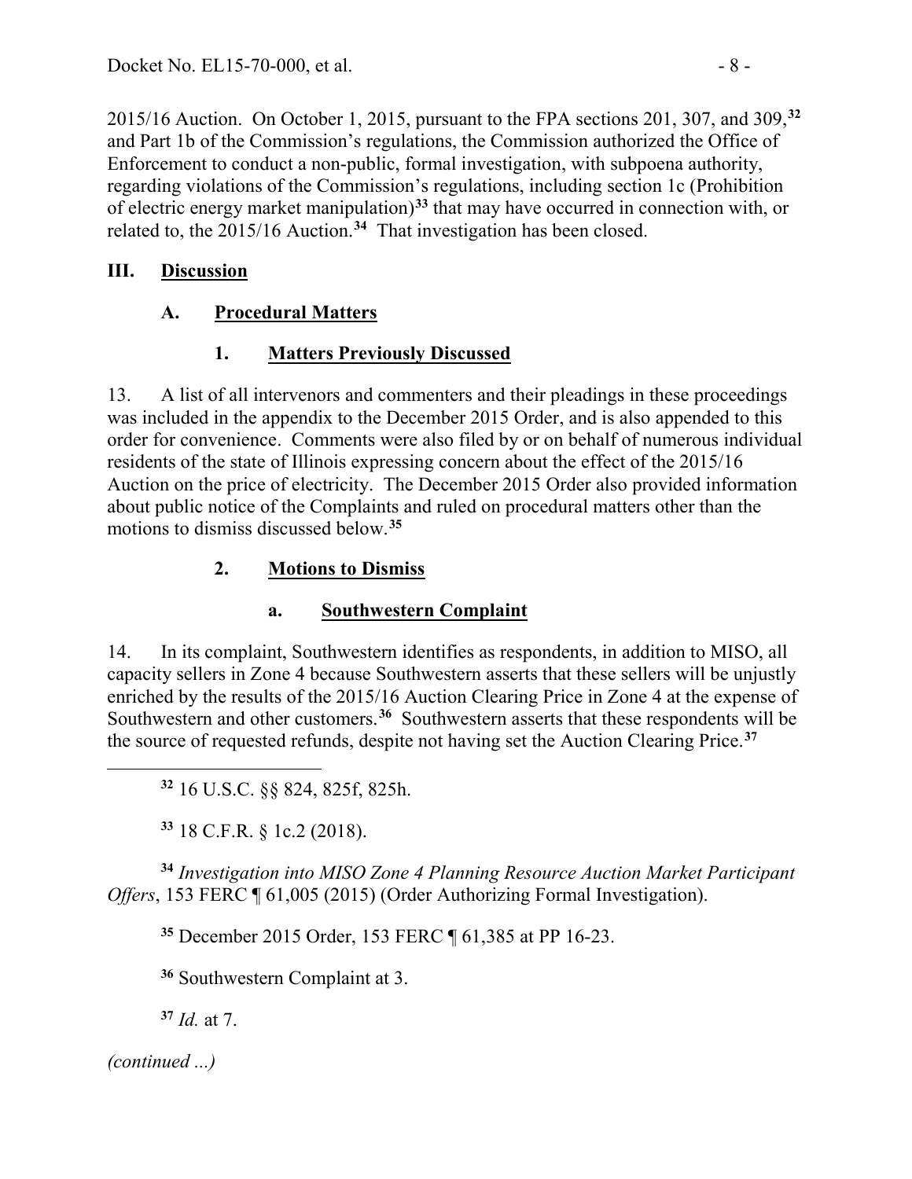2015/16 Auction. On October 1, 2015, pursuant to the FPA sections 201, 307, and 309,[32] and Part 1b of the Commission's regulations, the Commission authorized the Office of Enforcement to conduct a non-public, formal investigation, with subpoena authority, regarding violations of the Commission's regulations, including section 1c (Prohibition of electric energy market manipulation)[33] that may have occurred in connection with, or related to, the 2015/16 Auction.[34] That investigation has been closed.

## III. Discussion

### A. Procedural Matters

#### 1. Matters Previously Discussed

13. A list of all intervenors and commenters and their pleadings in these proceedings was included in the appendix to the December 2015 Order, and is also appended to this order for convenience. Comments were also filed by or on behalf of numerous individual residents of the state of Illinois expressing concern about the effect of the 2015/16 Auction on the price of electricity. The December 2015 Order also provided information about public notice of the Complaints and ruled on procedural matters other than the motions to dismiss discussed below.[35]

#### 2. Motions to Dismiss

##### a. Southwestern Complaint

14. In its complaint, Southwestern identifies as respondents, in addition to MISO, all capacity sellers in Zone 4 because Southwestern asserts that these sellers will be unjustly enriched by the results of the 2015/16 Auction Clearing Price in Zone 4 at the expense of Southwestern and other customers.[36] Southwestern asserts that these respondents will be the source of requested refunds, despite not having set the Auction Clearing Price.[37]

---

[32] 16 U.S.C. §§ 824, 825f, 825h.

[33] 18 C.F.R. § 1c.2 (2018).

[34] *Investigation into MISO Zone 4 Planning Resource Auction Market Participant Offers*, 153 FERC ¶ 61,005 (2015) (Order Authorizing Formal Investigation).

[35] December 2015 Order, 153 FERC ¶ 61,385 at PP 16-23.

[36] Southwestern Complaint at 3.

[37] *Id.* at 7.

*(continued ...)*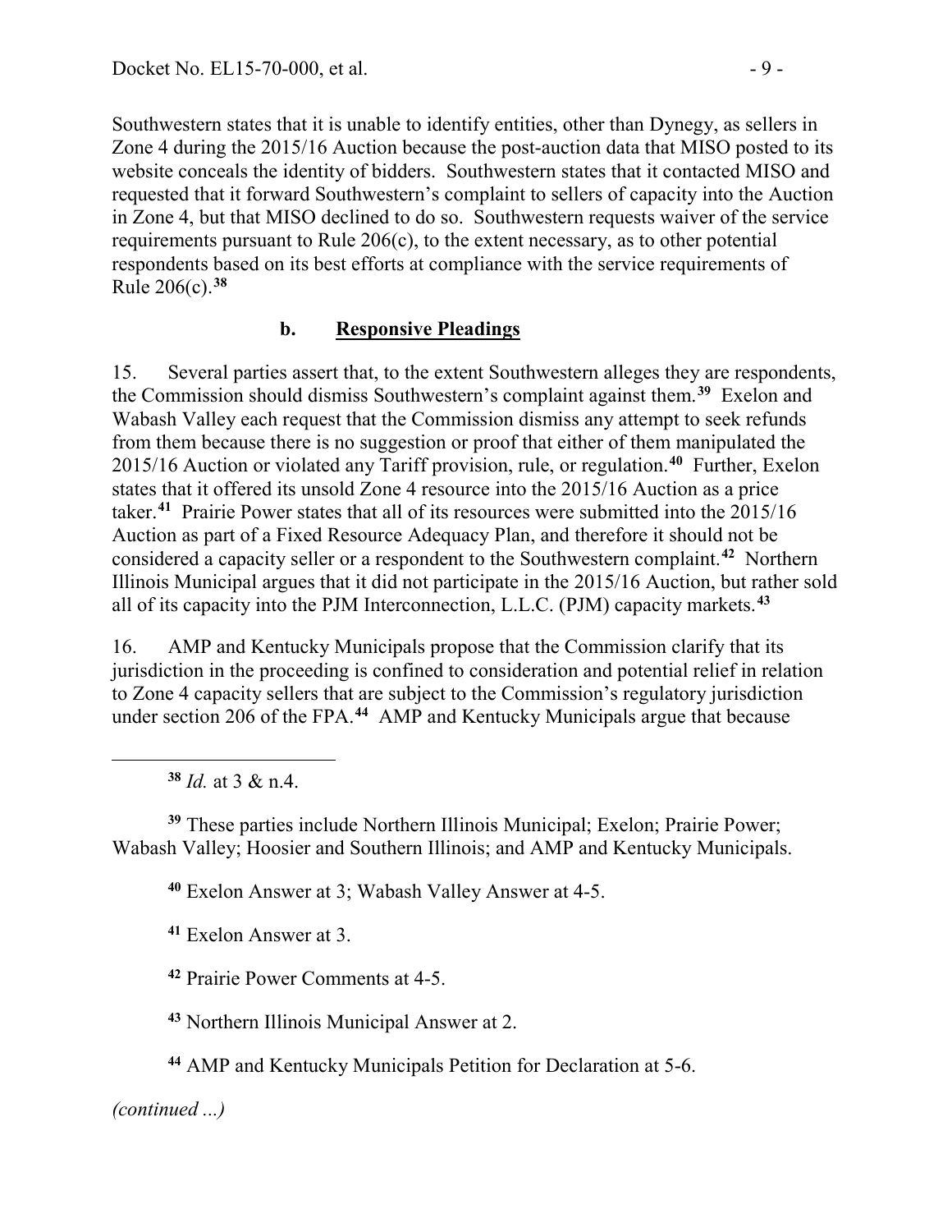Southwestern states that it is unable to identify entities, other than Dynegy, as sellers in Zone 4 during the 2015/16 Auction because the post-auction data that MISO posted to its website conceals the identity of bidders. Southwestern states that it contacted MISO and requested that it forward Southwestern's complaint to sellers of capacity into the Auction in Zone 4, but that MISO declined to do so. Southwestern requests waiver of the service requirements pursuant to Rule 206(c), to the extent necessary, as to other potential respondents based on its best efforts at compliance with the service requirements of Rule 206(c).[38]

### b. **Responsive Pleadings**

15. Several parties assert that, to the extent Southwestern alleges they are respondents, the Commission should dismiss Southwestern's complaint against them.[39] Exelon and Wabash Valley each request that the Commission dismiss any attempt to seek refunds from them because there is no suggestion or proof that either of them manipulated the 2015/16 Auction or violated any Tariff provision, rule, or regulation.[40] Further, Exelon states that it offered its unsold Zone 4 resource into the 2015/16 Auction as a price taker.[41] Prairie Power states that all of its resources were submitted into the 2015/16 Auction as part of a Fixed Resource Adequacy Plan, and therefore it should not be considered a capacity seller or a respondent to the Southwestern complaint.[42] Northern Illinois Municipal argues that it did not participate in the 2015/16 Auction, but rather sold all of its capacity into the PJM Interconnection, L.L.C. (PJM) capacity markets.[43]

16. AMP and Kentucky Municipals propose that the Commission clarify that its jurisdiction in the proceeding is confined to consideration and potential relief in relation to Zone 4 capacity sellers that are subject to the Commission's regulatory jurisdiction under section 206 of the FPA.[44] AMP and Kentucky Municipals argue that because

---

[38] *Id.* at 3 & n.4.

[39] These parties include Northern Illinois Municipal; Exelon; Prairie Power; Wabash Valley; Hoosier and Southern Illinois; and AMP and Kentucky Municipals.

[40] Exelon Answer at 3; Wabash Valley Answer at 4-5.

[41] Exelon Answer at 3.

[42] Prairie Power Comments at 4-5.

[43] Northern Illinois Municipal Answer at 2.

[44] AMP and Kentucky Municipals Petition for Declaration at 5-6.

*(continued ...)*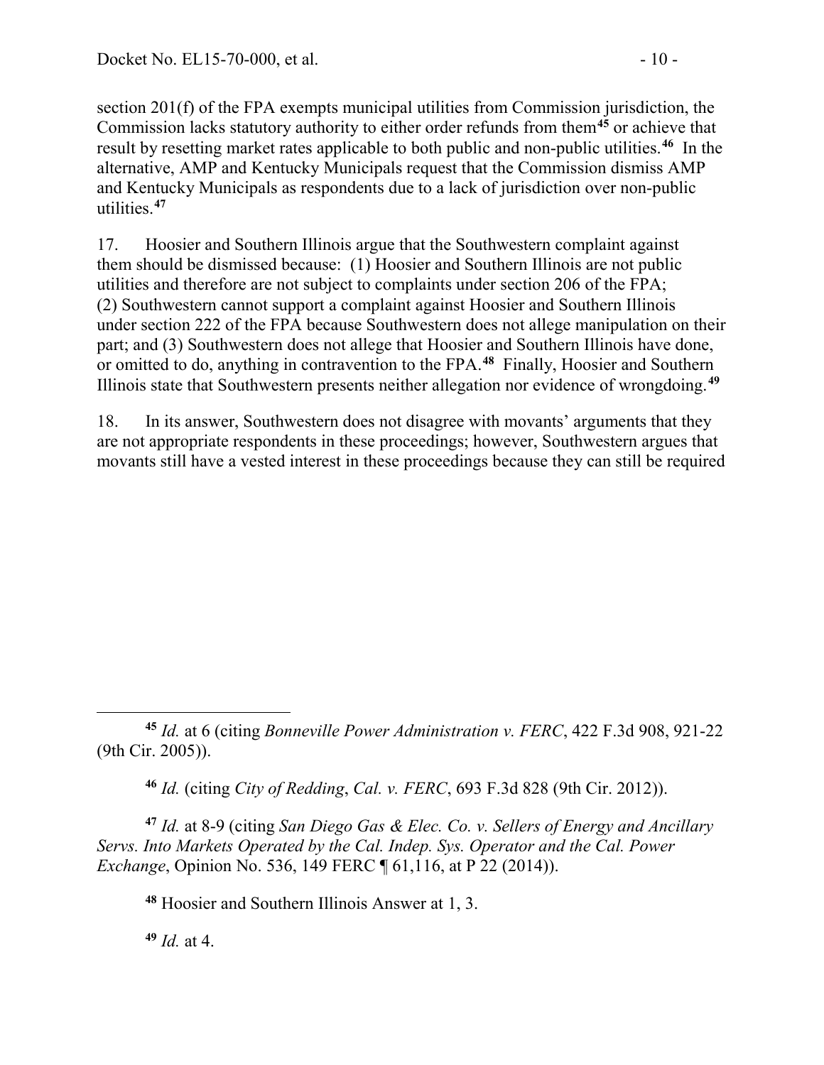section 201(f) of the FPA exempts municipal utilities from Commission jurisdiction, the Commission lacks statutory authority to either order refunds from them[45] or achieve that result by resetting market rates applicable to both public and non-public utilities.[46] In the alternative, AMP and Kentucky Municipals request that the Commission dismiss AMP and Kentucky Municipals as respondents due to a lack of jurisdiction over non-public utilities.[47]

17. Hoosier and Southern Illinois argue that the Southwestern complaint against them should be dismissed because: (1) Hoosier and Southern Illinois are not public utilities and therefore are not subject to complaints under section 206 of the FPA; (2) Southwestern cannot support a complaint against Hoosier and Southern Illinois under section 222 of the FPA because Southwestern does not allege manipulation on their part; and (3) Southwestern does not allege that Hoosier and Southern Illinois have done, or omitted to do, anything in contravention to the FPA.[48] Finally, Hoosier and Southern Illinois state that Southwestern presents neither allegation nor evidence of wrongdoing.[49]

18. In its answer, Southwestern does not disagree with movants' arguments that they are not appropriate respondents in these proceedings; however, Southwestern argues that movants still have a vested interest in these proceedings because they can still be required

---

[45] *Id.* at 6 (citing *Bonneville Power Administration v. FERC*, 422 F.3d 908, 921-22 (9th Cir. 2005)).

[46] *Id.* (citing *City of Redding*, *Cal. v. FERC*, 693 F.3d 828 (9th Cir. 2012)).

[47] *Id.* at 8-9 (citing *San Diego Gas & Elec. Co. v. Sellers of Energy and Ancillary Servs. Into Markets Operated by the Cal. Indep. Sys. Operator and the Cal. Power Exchange*, Opinion No. 536, 149 FERC ¶ 61,116, at P 22 (2014)).

[48] Hoosier and Southern Illinois Answer at 1, 3.

[49] *Id.* at 4.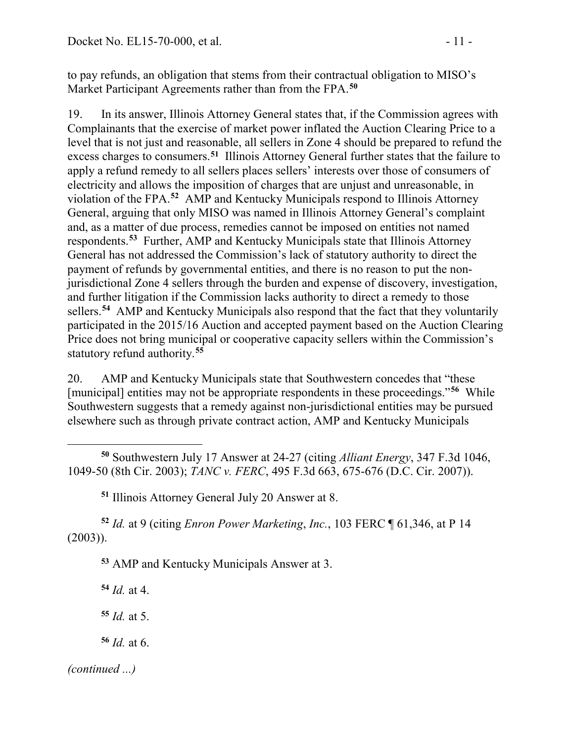to pay refunds, an obligation that stems from their contractual obligation to MISO's Market Participant Agreements rather than from the FPA.[50]

19. In its answer, Illinois Attorney General states that, if the Commission agrees with Complainants that the exercise of market power inflated the Auction Clearing Price to a level that is not just and reasonable, all sellers in Zone 4 should be prepared to refund the excess charges to consumers.[51] Illinois Attorney General further states that the failure to apply a refund remedy to all sellers places sellers' interests over those of consumers of electricity and allows the imposition of charges that are unjust and unreasonable, in violation of the FPA.[52] AMP and Kentucky Municipals respond to Illinois Attorney General, arguing that only MISO was named in Illinois Attorney General's complaint and, as a matter of due process, remedies cannot be imposed on entities not named respondents.[53] Further, AMP and Kentucky Municipals state that Illinois Attorney General has not addressed the Commission's lack of statutory authority to direct the payment of refunds by governmental entities, and there is no reason to put the non-jurisdictional Zone 4 sellers through the burden and expense of discovery, investigation, and further litigation if the Commission lacks authority to direct a remedy to those sellers.[54] AMP and Kentucky Municipals also respond that the fact that they voluntarily participated in the 2015/16 Auction and accepted payment based on the Auction Clearing Price does not bring municipal or cooperative capacity sellers within the Commission's statutory refund authority.[55]

20. AMP and Kentucky Municipals state that Southwestern concedes that "these [municipal] entities may not be appropriate respondents in these proceedings."[56] While Southwestern suggests that a remedy against non-jurisdictional entities may be pursued elsewhere such as through private contract action, AMP and Kentucky Municipals

---

[50] Southwestern July 17 Answer at 24-27 (citing *Alliant Energy*, 347 F.3d 1046, 1049-50 (8th Cir. 2003); *TANC v. FERC*, 495 F.3d 663, 675-676 (D.C. Cir. 2007)).

[51] Illinois Attorney General July 20 Answer at 8.

[52] *Id.* at 9 (citing *Enron Power Marketing*, *Inc.*, 103 FERC ¶ 61,346, at P 14 (2003)).

[53] AMP and Kentucky Municipals Answer at 3.

[54] *Id.* at 4.

[55] *Id.* at 5.

[56] *Id.* at 6.

*(continued ...)*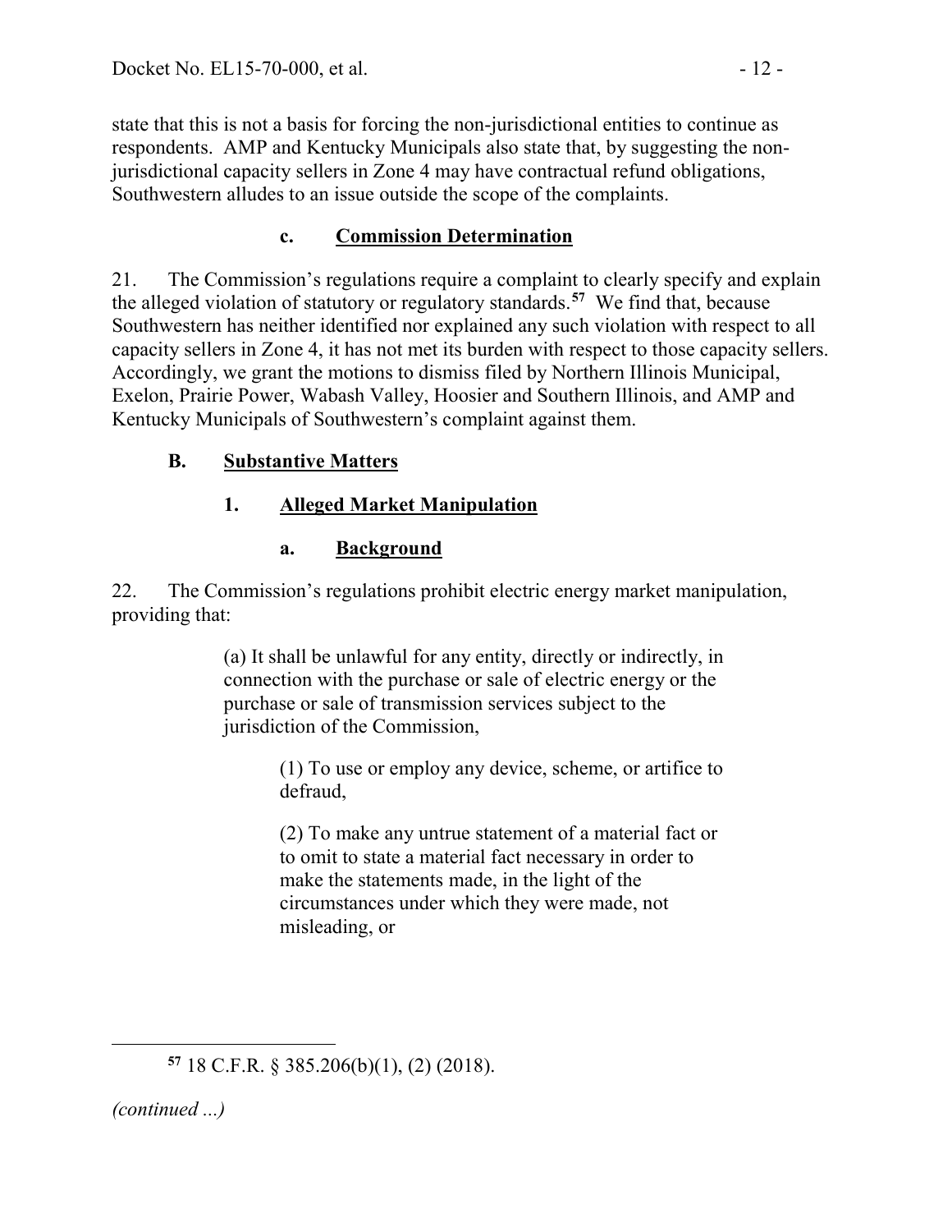state that this is not a basis for forcing the non-jurisdictional entities to continue as respondents. AMP and Kentucky Municipals also state that, by suggesting the non-jurisdictional capacity sellers in Zone 4 may have contractual refund obligations, Southwestern alludes to an issue outside the scope of the complaints.

#### c. Commission Determination

21. The Commission's regulations require a complaint to clearly specify and explain the alleged violation of statutory or regulatory standards.[57] We find that, because Southwestern has neither identified nor explained any such violation with respect to all capacity sellers in Zone 4, it has not met its burden with respect to those capacity sellers. Accordingly, we grant the motions to dismiss filed by Northern Illinois Municipal, Exelon, Prairie Power, Wabash Valley, Hoosier and Southern Illinois, and AMP and Kentucky Municipals of Southwestern's complaint against them.

## B. Substantive Matters

### 1. Alleged Market Manipulation

#### a. Background

22. The Commission's regulations prohibit electric energy market manipulation, providing that:

> (a) It shall be unlawful for any entity, directly or indirectly, in connection with the purchase or sale of electric energy or the purchase or sale of transmission services subject to the jurisdiction of the Commission,
>
> > (1) To use or employ any device, scheme, or artifice to defraud,
> >
> > (2) To make any untrue statement of a material fact or to omit to state a material fact necessary in order to make the statements made, in the light of the circumstances under which they were made, not misleading, or

---

[57] 18 C.F.R. § 385.206(b)(1), (2) (2018).

*(continued ...)*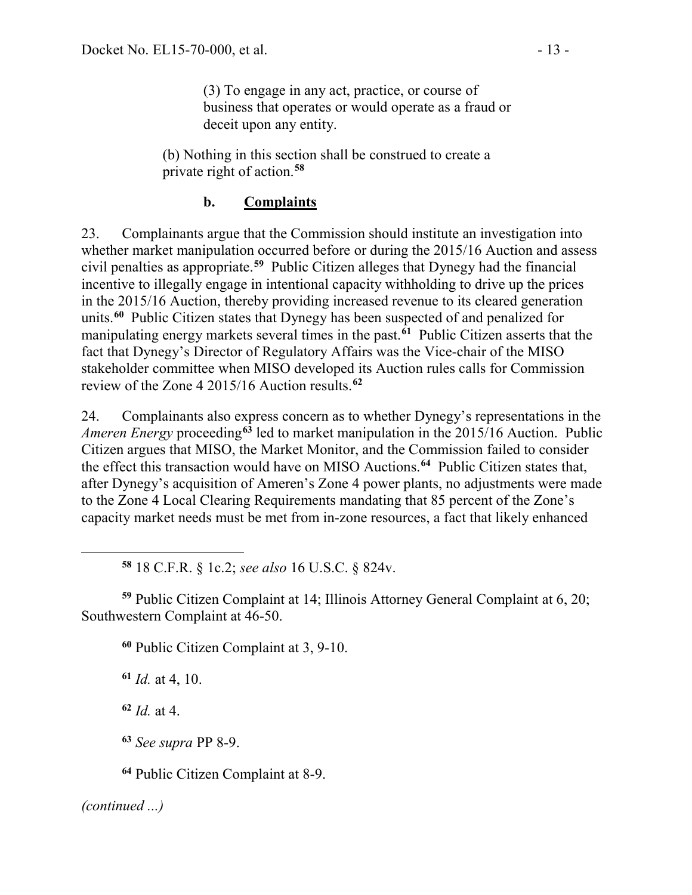(3) To engage in any act, practice, or course of business that operates or would operate as a fraud or deceit upon any entity.

(b) Nothing in this section shall be construed to create a private right of action.[58]

### b. Complaints

23. Complainants argue that the Commission should institute an investigation into whether market manipulation occurred before or during the 2015/16 Auction and assess civil penalties as appropriate.[59] Public Citizen alleges that Dynegy had the financial incentive to illegally engage in intentional capacity withholding to drive up the prices in the 2015/16 Auction, thereby providing increased revenue to its cleared generation units.[60] Public Citizen states that Dynegy has been suspected of and penalized for manipulating energy markets several times in the past.[61] Public Citizen asserts that the fact that Dynegy's Director of Regulatory Affairs was the Vice-chair of the MISO stakeholder committee when MISO developed its Auction rules calls for Commission review of the Zone 4 2015/16 Auction results.[62]

24. Complainants also express concern as to whether Dynegy's representations in the *Ameren Energy* proceeding[63] led to market manipulation in the 2015/16 Auction. Public Citizen argues that MISO, the Market Monitor, and the Commission failed to consider the effect this transaction would have on MISO Auctions.[64] Public Citizen states that, after Dynegy's acquisition of Ameren's Zone 4 power plants, no adjustments were made to the Zone 4 Local Clearing Requirements mandating that 85 percent of the Zone's capacity market needs must be met from in-zone resources, a fact that likely enhanced

---

[58] 18 C.F.R. § 1c.2; *see also* 16 U.S.C. § 824v.

[59] Public Citizen Complaint at 14; Illinois Attorney General Complaint at 6, 20; Southwestern Complaint at 46-50.

[60] Public Citizen Complaint at 3, 9-10.

[61] *Id.* at 4, 10.

[62] *Id.* at 4.

[63] *See supra* PP 8-9.

[64] Public Citizen Complaint at 8-9.

*(continued ...)*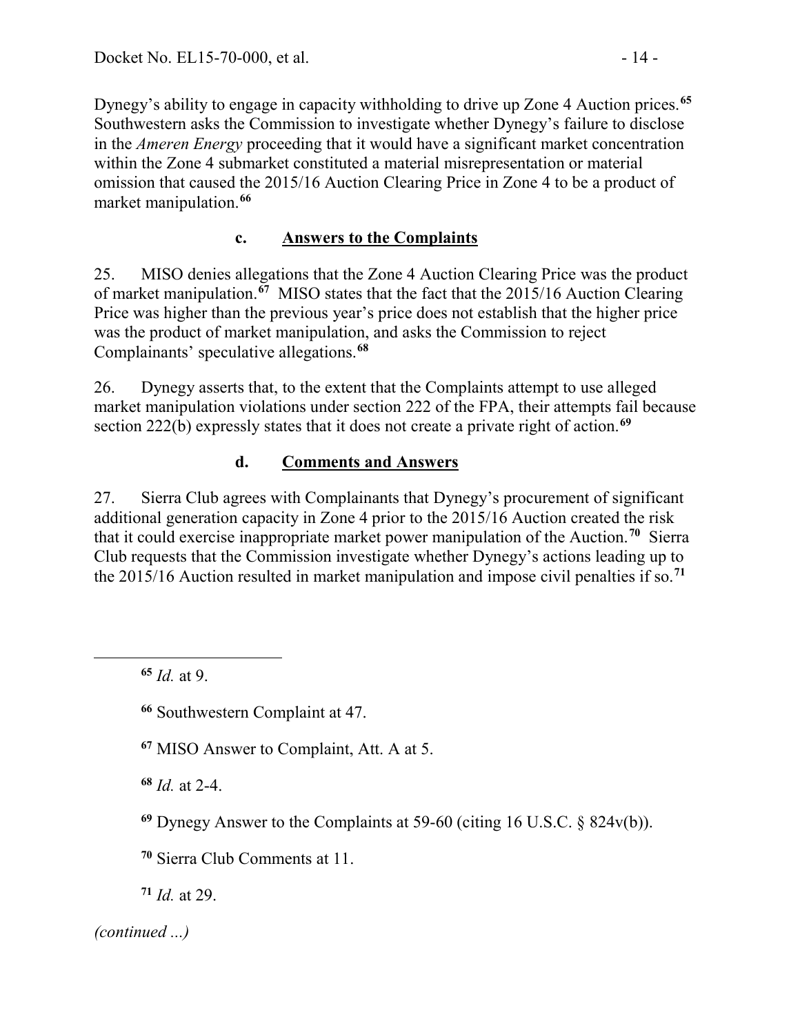Dynegy's ability to engage in capacity withholding to drive up Zone 4 Auction prices.[65] Southwestern asks the Commission to investigate whether Dynegy's failure to disclose in the *Ameren Energy* proceeding that it would have a significant market concentration within the Zone 4 submarket constituted a material misrepresentation or material omission that caused the 2015/16 Auction Clearing Price in Zone 4 to be a product of market manipulation.[66]

### c. Answers to the Complaints

25. MISO denies allegations that the Zone 4 Auction Clearing Price was the product of market manipulation.[67] MISO states that the fact that the 2015/16 Auction Clearing Price was higher than the previous year's price does not establish that the higher price was the product of market manipulation, and asks the Commission to reject Complainants' speculative allegations.[68]

26. Dynegy asserts that, to the extent that the Complaints attempt to use alleged market manipulation violations under section 222 of the FPA, their attempts fail because section 222(b) expressly states that it does not create a private right of action.[69]

### d. Comments and Answers

27. Sierra Club agrees with Complainants that Dynegy's procurement of significant additional generation capacity in Zone 4 prior to the 2015/16 Auction created the risk that it could exercise inappropriate market power manipulation of the Auction.[70] Sierra Club requests that the Commission investigate whether Dynegy's actions leading up to the 2015/16 Auction resulted in market manipulation and impose civil penalties if so.[71]

---

[65] *Id.* at 9.

[66] Southwestern Complaint at 47.

[67] MISO Answer to Complaint, Att. A at 5.

[68] *Id.* at 2-4.

[69] Dynegy Answer to the Complaints at 59-60 (citing 16 U.S.C. § 824v(b)).

[70] Sierra Club Comments at 11.

[71] *Id.* at 29.

*(continued ...)*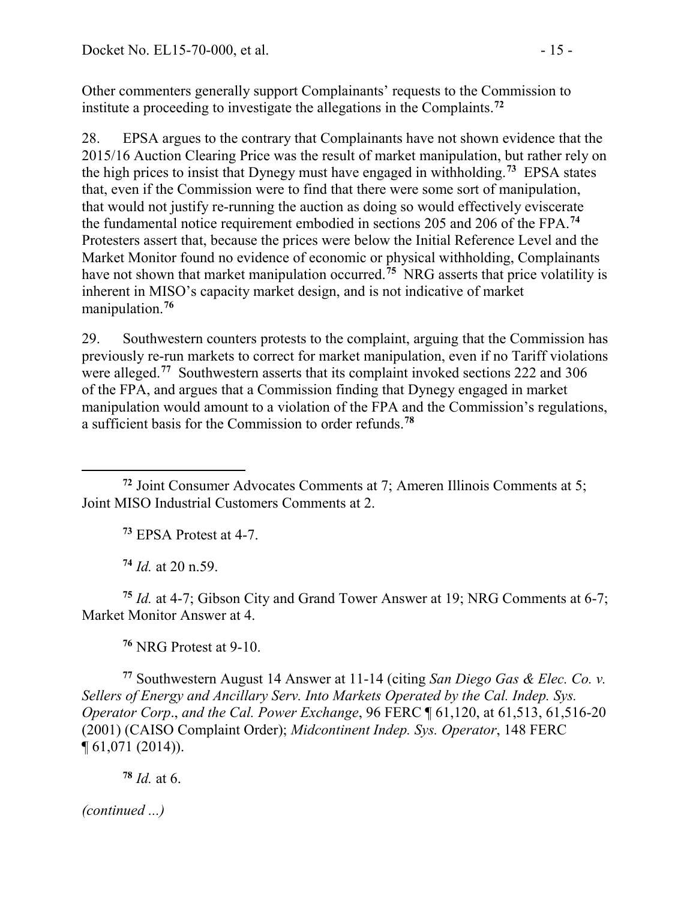Other commenters generally support Complainants' requests to the Commission to institute a proceeding to investigate the allegations in the Complaints.[72]

28. EPSA argues to the contrary that Complainants have not shown evidence that the 2015/16 Auction Clearing Price was the result of market manipulation, but rather rely on the high prices to insist that Dynegy must have engaged in withholding.[73] EPSA states that, even if the Commission were to find that there were some sort of manipulation, that would not justify re-running the auction as doing so would effectively eviscerate the fundamental notice requirement embodied in sections 205 and 206 of the FPA.[74] Protesters assert that, because the prices were below the Initial Reference Level and the Market Monitor found no evidence of economic or physical withholding, Complainants have not shown that market manipulation occurred.[75] NRG asserts that price volatility is inherent in MISO's capacity market design, and is not indicative of market manipulation.[76]

29. Southwestern counters protests to the complaint, arguing that the Commission has previously re-run markets to correct for market manipulation, even if no Tariff violations were alleged.[77] Southwestern asserts that its complaint invoked sections 222 and 306 of the FPA, and argues that a Commission finding that Dynegy engaged in market manipulation would amount to a violation of the FPA and the Commission's regulations, a sufficient basis for the Commission to order refunds.[78]

---

[72] Joint Consumer Advocates Comments at 7; Ameren Illinois Comments at 5; Joint MISO Industrial Customers Comments at 2.

[73] EPSA Protest at 4-7.

[74] *Id.* at 20 n.59.

[75] *Id.* at 4-7; Gibson City and Grand Tower Answer at 19; NRG Comments at 6-7; Market Monitor Answer at 4.

[76] NRG Protest at 9-10.

[77] Southwestern August 14 Answer at 11-14 (citing *San Diego Gas & Elec. Co. v. Sellers of Energy and Ancillary Serv. Into Markets Operated by the Cal. Indep. Sys. Operator Corp*., *and the Cal. Power Exchange*, 96 FERC ¶ 61,120, at 61,513, 61,516-20 (2001) (CAISO Complaint Order); *Midcontinent Indep. Sys. Operator*, 148 FERC ¶ 61,071 (2014)).

[78] *Id.* at 6.

*(continued ...)*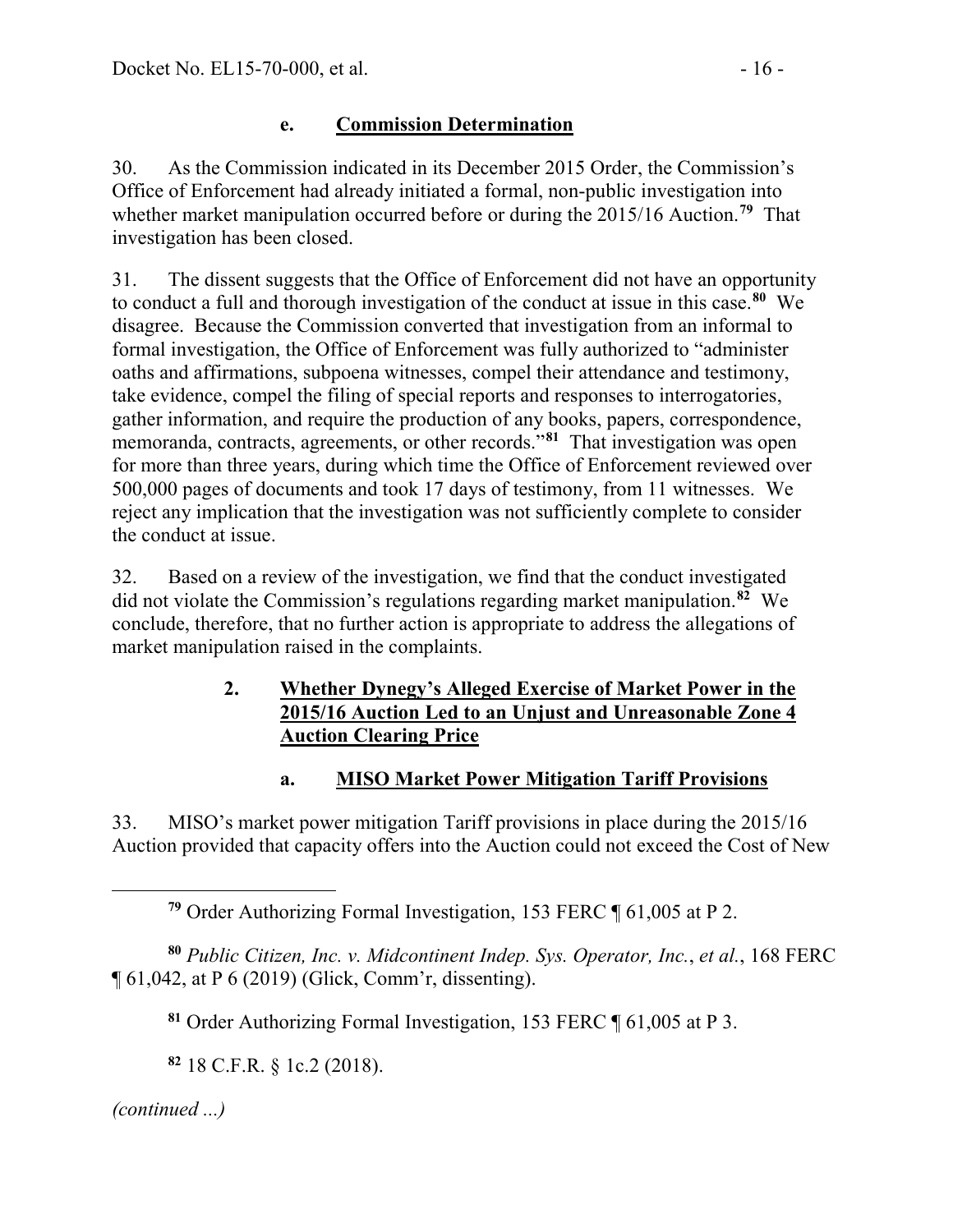#### e. **Commission Determination**

30. As the Commission indicated in its December 2015 Order, the Commission's Office of Enforcement had already initiated a formal, non-public investigation into whether market manipulation occurred before or during the 2015/16 Auction.[79] That investigation has been closed.

31. The dissent suggests that the Office of Enforcement did not have an opportunity to conduct a full and thorough investigation of the conduct at issue in this case.[80] We disagree. Because the Commission converted that investigation from an informal to formal investigation, the Office of Enforcement was fully authorized to "administer oaths and affirmations, subpoena witnesses, compel their attendance and testimony, take evidence, compel the filing of special reports and responses to interrogatories, gather information, and require the production of any books, papers, correspondence, memoranda, contracts, agreements, or other records."[81] That investigation was open for more than three years, during which time the Office of Enforcement reviewed over 500,000 pages of documents and took 17 days of testimony, from 11 witnesses. We reject any implication that the investigation was not sufficiently complete to consider the conduct at issue.

32. Based on a review of the investigation, we find that the conduct investigated did not violate the Commission's regulations regarding market manipulation.[82] We conclude, therefore, that no further action is appropriate to address the allegations of market manipulation raised in the complaints.

### 2. **Whether Dynegy's Alleged Exercise of Market Power in the 2015/16 Auction Led to an Unjust and Unreasonable Zone 4 Auction Clearing Price**

#### a. **MISO Market Power Mitigation Tariff Provisions**

33. MISO's market power mitigation Tariff provisions in place during the 2015/16 Auction provided that capacity offers into the Auction could not exceed the Cost of New

---

[79] Order Authorizing Formal Investigation, 153 FERC ¶ 61,005 at P 2.

[80] *Public Citizen, Inc. v. Midcontinent Indep. Sys. Operator, Inc.*, *et al.*, 168 FERC ¶ 61,042, at P 6 (2019) (Glick, Comm'r, dissenting).

[81] Order Authorizing Formal Investigation, 153 FERC ¶ 61,005 at P 3.

[82] 18 C.F.R. § 1c.2 (2018).

*(continued ...)*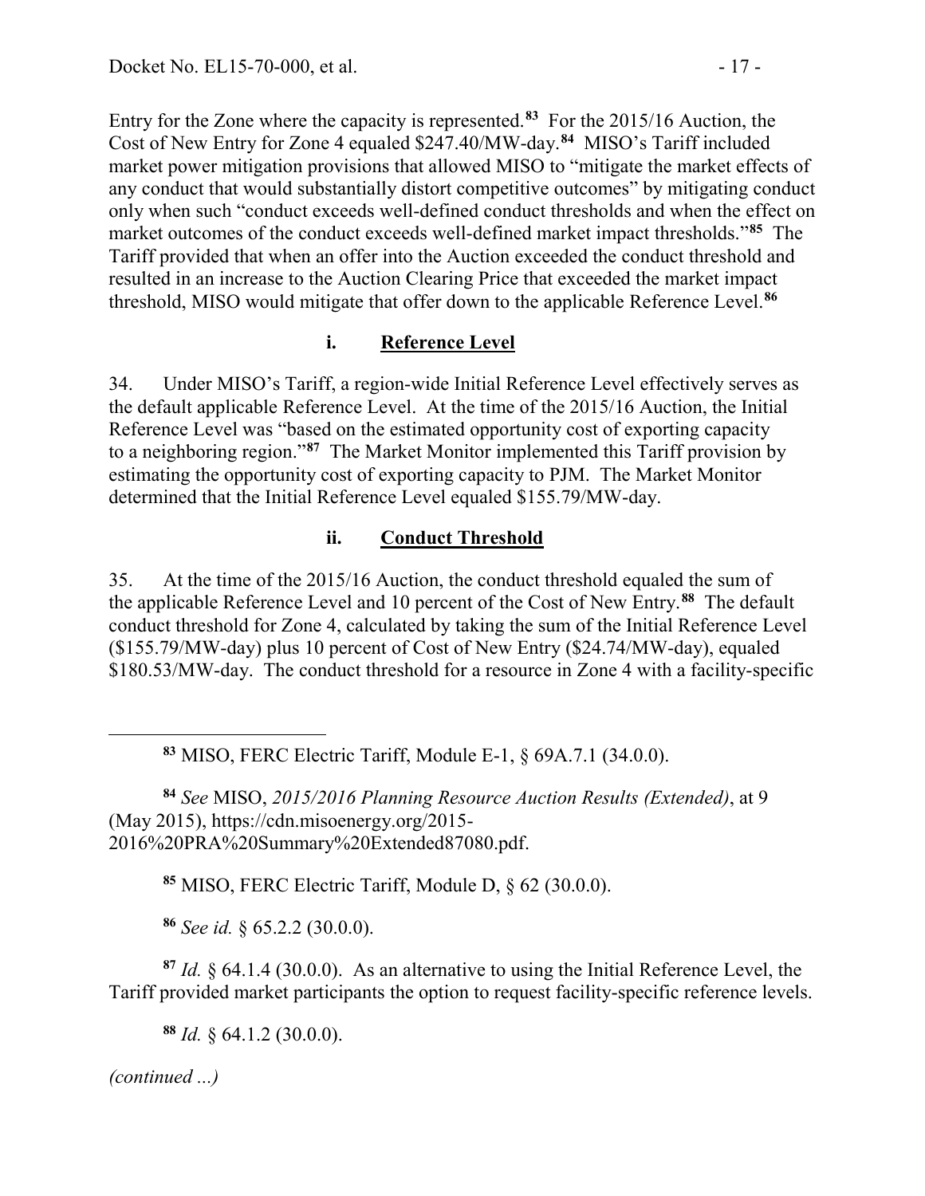Entry for the Zone where the capacity is represented.[83] For the 2015/16 Auction, the Cost of New Entry for Zone 4 equaled $247.40/MW-day.[84] MISO's Tariff included market power mitigation provisions that allowed MISO to "mitigate the market effects of any conduct that would substantially distort competitive outcomes" by mitigating conduct only when such "conduct exceeds well-defined conduct thresholds and when the effect on market outcomes of the conduct exceeds well-defined market impact thresholds."[85] The Tariff provided that when an offer into the Auction exceeded the conduct threshold and resulted in an increase to the Auction Clearing Price that exceeded the market impact threshold, MISO would mitigate that offer down to the applicable Reference Level.[86]

### i. Reference Level

34. Under MISO's Tariff, a region-wide Initial Reference Level effectively serves as the default applicable Reference Level. At the time of the 2015/16 Auction, the Initial Reference Level was "based on the estimated opportunity cost of exporting capacity to a neighboring region."[87] The Market Monitor implemented this Tariff provision by estimating the opportunity cost of exporting capacity to PJM. The Market Monitor determined that the Initial Reference Level equaled $155.79/MW-day.

### ii. Conduct Threshold

35. At the time of the 2015/16 Auction, the conduct threshold equaled the sum of the applicable Reference Level and 10 percent of the Cost of New Entry.[88] The default conduct threshold for Zone 4, calculated by taking the sum of the Initial Reference Level ($155.79/MW-day) plus 10 percent of Cost of New Entry ($24.74/MW-day), equaled $180.53/MW-day. The conduct threshold for a resource in Zone 4 with a facility-specific

---

[83] MISO, FERC Electric Tariff, Module E-1, § 69A.7.1 (34.0.0).

[84] *See* MISO, *2015/2016 Planning Resource Auction Results (Extended)*, at 9 (May 2015), https://cdn.misoenergy.org/2015-2016%20PRA%20Summary%20Extended87080.pdf.

[85] MISO, FERC Electric Tariff, Module D, § 62 (30.0.0).

[86] *See id.* § 65.2.2 (30.0.0).

[87] *Id.* § 64.1.4 (30.0.0). As an alternative to using the Initial Reference Level, the Tariff provided market participants the option to request facility-specific reference levels.

[88] *Id.* § 64.1.2 (30.0.0).

*(continued ...)*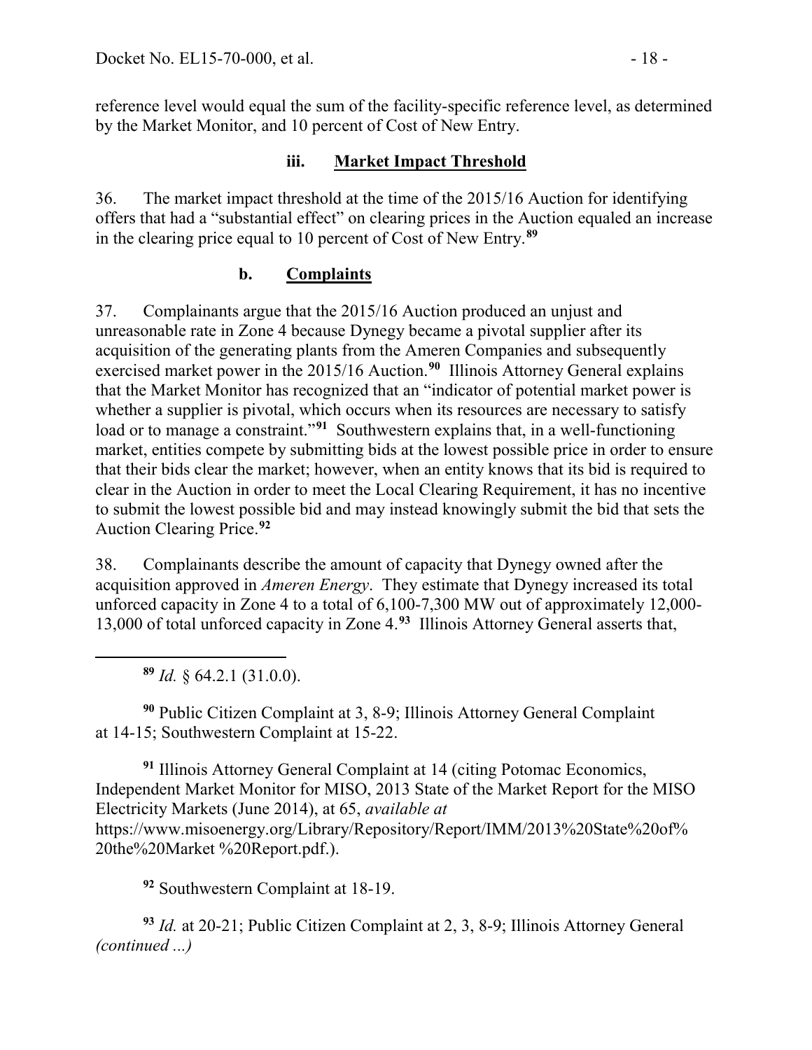reference level would equal the sum of the facility-specific reference level, as determined by the Market Monitor, and 10 percent of Cost of New Entry.

### iii. Market Impact Threshold

36. The market impact threshold at the time of the 2015/16 Auction for identifying offers that had a "substantial effect" on clearing prices in the Auction equaled an increase in the clearing price equal to 10 percent of Cost of New Entry.[89]

## b. Complaints

37. Complainants argue that the 2015/16 Auction produced an unjust and unreasonable rate in Zone 4 because Dynegy became a pivotal supplier after its acquisition of the generating plants from the Ameren Companies and subsequently exercised market power in the 2015/16 Auction.[90] Illinois Attorney General explains that the Market Monitor has recognized that an "indicator of potential market power is whether a supplier is pivotal, which occurs when its resources are necessary to satisfy load or to manage a constraint."[91] Southwestern explains that, in a well-functioning market, entities compete by submitting bids at the lowest possible price in order to ensure that their bids clear the market; however, when an entity knows that its bid is required to clear in the Auction in order to meet the Local Clearing Requirement, it has no incentive to submit the lowest possible bid and may instead knowingly submit the bid that sets the Auction Clearing Price.[92]

38. Complainants describe the amount of capacity that Dynegy owned after the acquisition approved in *Ameren Energy*. They estimate that Dynegy increased its total unforced capacity in Zone 4 to a total of 6,100-7,300 MW out of approximately 12,000-13,000 of total unforced capacity in Zone 4.[93] Illinois Attorney General asserts that,

---

[89] *Id.* § 64.2.1 (31.0.0).

[90] Public Citizen Complaint at 3, 8-9; Illinois Attorney General Complaint at 14-15; Southwestern Complaint at 15-22.

[91] Illinois Attorney General Complaint at 14 (citing Potomac Economics, Independent Market Monitor for MISO, 2013 State of the Market Report for the MISO Electricity Markets (June 2014), at 65, *available at* https://www.misoenergy.org/Library/Repository/Report/IMM/2013%20State%20of%20the%20Market %20Report.pdf.).

[92] Southwestern Complaint at 18-19.

[93] *Id.* at 20-21; Public Citizen Complaint at 2, 3, 8-9; Illinois Attorney General *(continued ...)*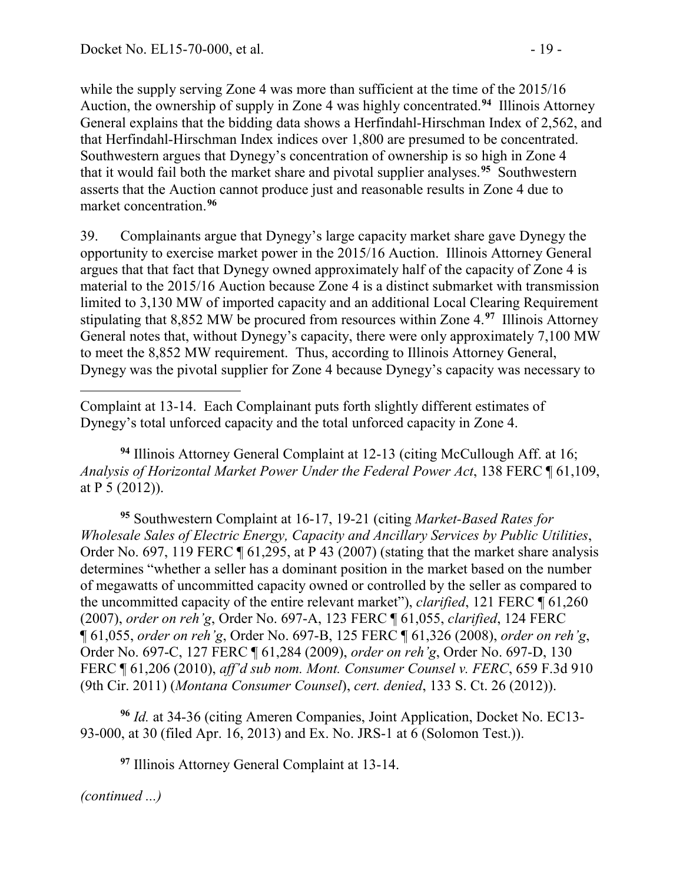while the supply serving Zone 4 was more than sufficient at the time of the 2015/16 Auction, the ownership of supply in Zone 4 was highly concentrated.[94] Illinois Attorney General explains that the bidding data shows a Herfindahl-Hirschman Index of 2,562, and that Herfindahl-Hirschman Index indices over 1,800 are presumed to be concentrated. Southwestern argues that Dynegy's concentration of ownership is so high in Zone 4 that it would fail both the market share and pivotal supplier analyses.[95] Southwestern asserts that the Auction cannot produce just and reasonable results in Zone 4 due to market concentration.[96]

39. Complainants argue that Dynegy's large capacity market share gave Dynegy the opportunity to exercise market power in the 2015/16 Auction. Illinois Attorney General argues that that fact that Dynegy owned approximately half of the capacity of Zone 4 is material to the 2015/16 Auction because Zone 4 is a distinct submarket with transmission limited to 3,130 MW of imported capacity and an additional Local Clearing Requirement stipulating that 8,852 MW be procured from resources within Zone 4.[97] Illinois Attorney General notes that, without Dynegy's capacity, there were only approximately 7,100 MW to meet the 8,852 MW requirement. Thus, according to Illinois Attorney General, Dynegy was the pivotal supplier for Zone 4 because Dynegy's capacity was necessary to

---

Complaint at 13-14. Each Complainant puts forth slightly different estimates of Dynegy's total unforced capacity and the total unforced capacity in Zone 4.

[94] Illinois Attorney General Complaint at 12-13 (citing McCullough Aff. at 16; *Analysis of Horizontal Market Power Under the Federal Power Act*, 138 FERC ¶ 61,109, at P 5 (2012)).

[95] Southwestern Complaint at 16-17, 19-21 (citing *Market-Based Rates for Wholesale Sales of Electric Energy, Capacity and Ancillary Services by Public Utilities*, Order No. 697, 119 FERC ¶ 61,295, at P 43 (2007) (stating that the market share analysis determines "whether a seller has a dominant position in the market based on the number of megawatts of uncommitted capacity owned or controlled by the seller as compared to the uncommitted capacity of the entire relevant market"), *clarified*, 121 FERC ¶ 61,260 (2007), *order on reh'g*, Order No. 697-A, 123 FERC ¶ 61,055, *clarified*, 124 FERC ¶ 61,055, *order on reh'g*, Order No. 697-B, 125 FERC ¶ 61,326 (2008), *order on reh'g*, Order No. 697-C, 127 FERC ¶ 61,284 (2009), *order on reh'g*, Order No. 697-D, 130 FERC ¶ 61,206 (2010), *aff'd sub nom. Mont. Consumer Counsel v. FERC*, 659 F.3d 910 (9th Cir. 2011) (*Montana Consumer Counsel*), *cert. denied*, 133 S. Ct. 26 (2012)).

[96] *Id.* at 34-36 (citing Ameren Companies, Joint Application, Docket No. EC13-93-000, at 30 (filed Apr. 16, 2013) and Ex. No. JRS-1 at 6 (Solomon Test.)).

[97] Illinois Attorney General Complaint at 13-14.

*(continued ...)*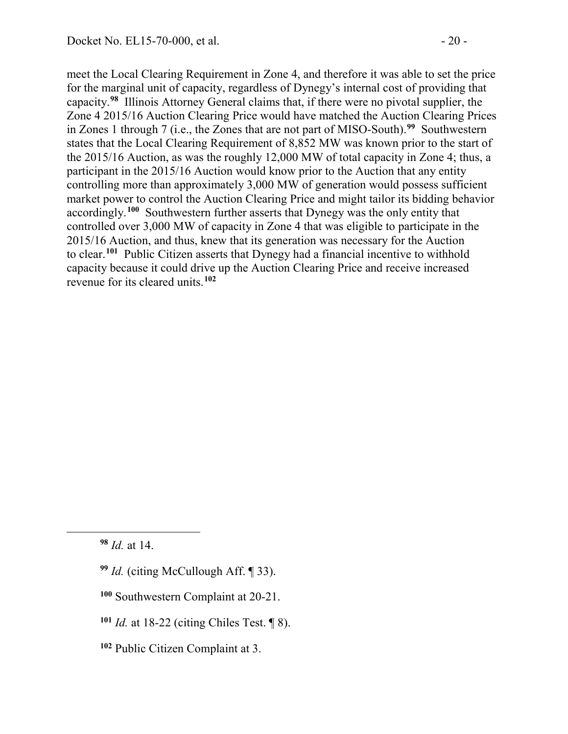meet the Local Clearing Requirement in Zone 4, and therefore it was able to set the price for the marginal unit of capacity, regardless of Dynegy's internal cost of providing that capacity.[98] Illinois Attorney General claims that, if there were no pivotal supplier, the Zone 4 2015/16 Auction Clearing Price would have matched the Auction Clearing Prices in Zones 1 through 7 (i.e., the Zones that are not part of MISO-South).[99] Southwestern states that the Local Clearing Requirement of 8,852 MW was known prior to the start of the 2015/16 Auction, as was the roughly 12,000 MW of total capacity in Zone 4; thus, a participant in the 2015/16 Auction would know prior to the Auction that any entity controlling more than approximately 3,000 MW of generation would possess sufficient market power to control the Auction Clearing Price and might tailor its bidding behavior accordingly.[100] Southwestern further asserts that Dynegy was the only entity that controlled over 3,000 MW of capacity in Zone 4 that was eligible to participate in the 2015/16 Auction, and thus, knew that its generation was necessary for the Auction to clear.[101] Public Citizen asserts that Dynegy had a financial incentive to withhold capacity because it could drive up the Auction Clearing Price and receive increased revenue for its cleared units.[102]

---

[98] *Id.* at 14.

[99] *Id.* (citing McCullough Aff. ¶ 33).

[100] Southwestern Complaint at 20-21.

[101] *Id.* at 18-22 (citing Chiles Test. ¶ 8).

[102] Public Citizen Complaint at 3.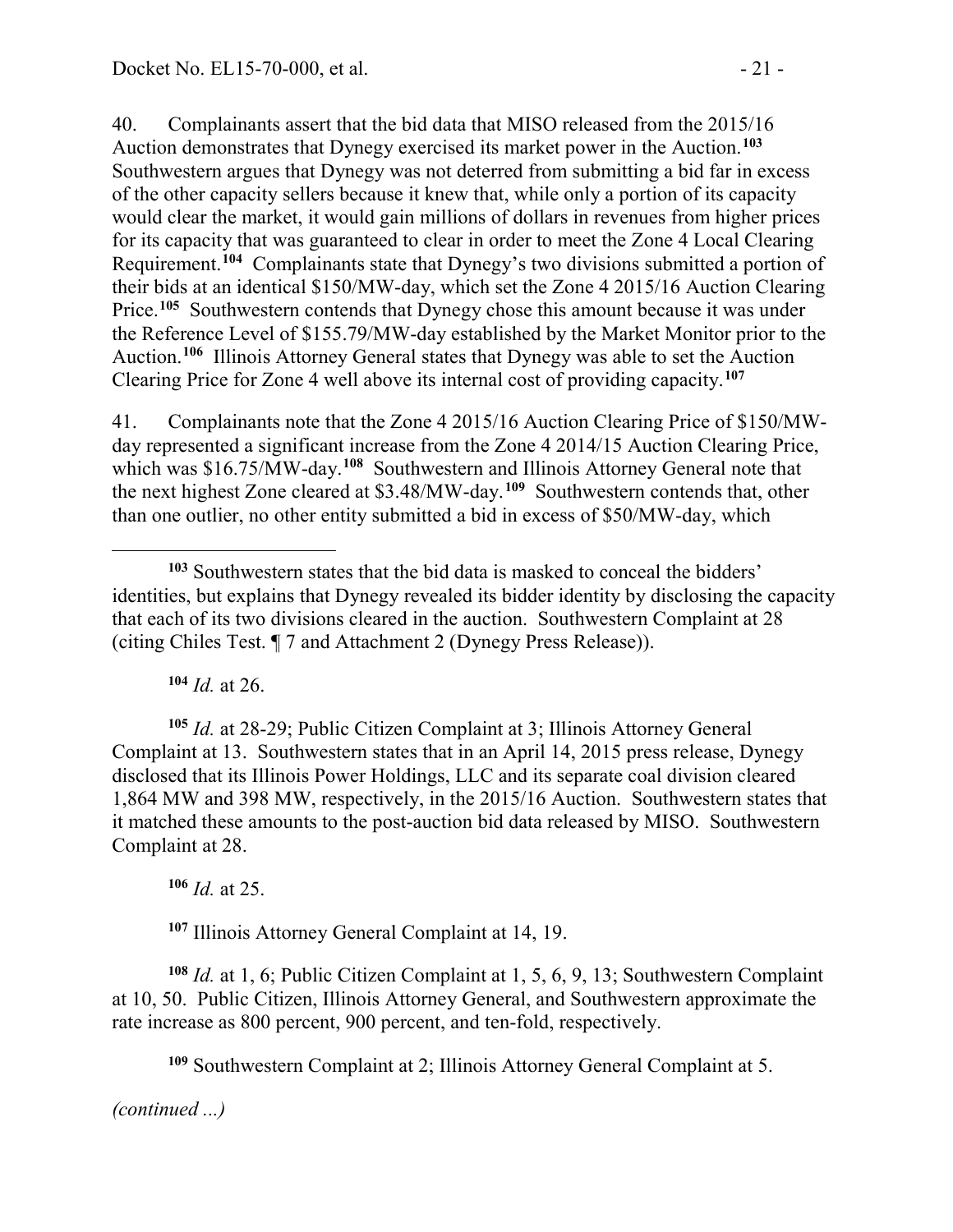40. Complainants assert that the bid data that MISO released from the 2015/16 Auction demonstrates that Dynegy exercised its market power in the Auction.[103] Southwestern argues that Dynegy was not deterred from submitting a bid far in excess of the other capacity sellers because it knew that, while only a portion of its capacity would clear the market, it would gain millions of dollars in revenues from higher prices for its capacity that was guaranteed to clear in order to meet the Zone 4 Local Clearing Requirement.[104] Complainants state that Dynegy's two divisions submitted a portion of their bids at an identical $150/MW-day, which set the Zone 4 2015/16 Auction Clearing Price.[105] Southwestern contends that Dynegy chose this amount because it was under the Reference Level of $155.79/MW-day established by the Market Monitor prior to the Auction.[106] Illinois Attorney General states that Dynegy was able to set the Auction Clearing Price for Zone 4 well above its internal cost of providing capacity.[107]

41. Complainants note that the Zone 4 2015/16 Auction Clearing Price of $150/MW-day represented a significant increase from the Zone 4 2014/15 Auction Clearing Price, which was $16.75/MW-day.[108] Southwestern and Illinois Attorney General note that the next highest Zone cleared at $3.48/MW-day.[109] Southwestern contends that, other than one outlier, no other entity submitted a bid in excess of $50/MW-day, which

---

[103] Southwestern states that the bid data is masked to conceal the bidders' identities, but explains that Dynegy revealed its bidder identity by disclosing the capacity that each of its two divisions cleared in the auction. Southwestern Complaint at 28 (citing Chiles Test. ¶ 7 and Attachment 2 (Dynegy Press Release)).

[104] *Id.* at 26.

[105] *Id.* at 28-29; Public Citizen Complaint at 3; Illinois Attorney General Complaint at 13. Southwestern states that in an April 14, 2015 press release, Dynegy disclosed that its Illinois Power Holdings, LLC and its separate coal division cleared 1,864 MW and 398 MW, respectively, in the 2015/16 Auction. Southwestern states that it matched these amounts to the post-auction bid data released by MISO. Southwestern Complaint at 28.

[106] *Id.* at 25.

[107] Illinois Attorney General Complaint at 14, 19.

[108] *Id.* at 1, 6; Public Citizen Complaint at 1, 5, 6, 9, 13; Southwestern Complaint at 10, 50. Public Citizen, Illinois Attorney General, and Southwestern approximate the rate increase as 800 percent, 900 percent, and ten-fold, respectively.

[109] Southwestern Complaint at 2; Illinois Attorney General Complaint at 5.

*(continued ...)*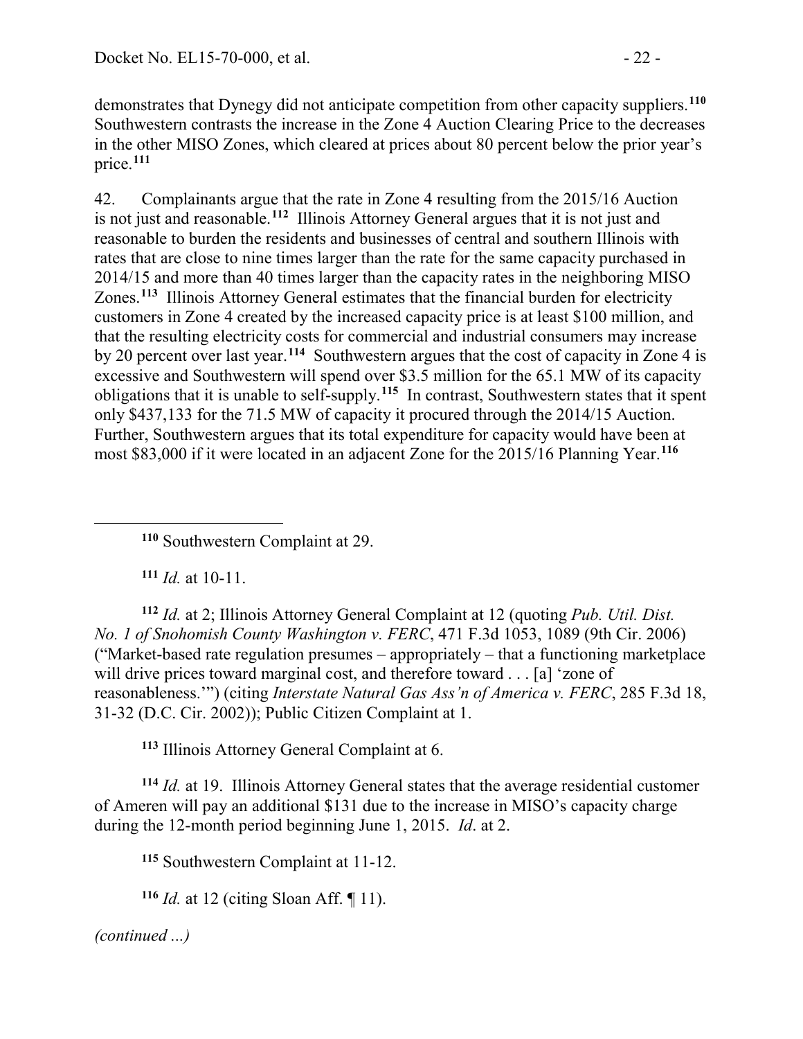demonstrates that Dynegy did not anticipate competition from other capacity suppliers.[110] Southwestern contrasts the increase in the Zone 4 Auction Clearing Price to the decreases in the other MISO Zones, which cleared at prices about 80 percent below the prior year's price.[111]

42. Complainants argue that the rate in Zone 4 resulting from the 2015/16 Auction is not just and reasonable.[112] Illinois Attorney General argues that it is not just and reasonable to burden the residents and businesses of central and southern Illinois with rates that are close to nine times larger than the rate for the same capacity purchased in 2014/15 and more than 40 times larger than the capacity rates in the neighboring MISO Zones.[113] Illinois Attorney General estimates that the financial burden for electricity customers in Zone 4 created by the increased capacity price is at least \$100 million, and that the resulting electricity costs for commercial and industrial consumers may increase by 20 percent over last year.[114] Southwestern argues that the cost of capacity in Zone 4 is excessive and Southwestern will spend over \$3.5 million for the 65.1 MW of its capacity obligations that it is unable to self-supply.[115] In contrast, Southwestern states that it spent only \$437,133 for the 71.5 MW of capacity it procured through the 2014/15 Auction. Further, Southwestern argues that its total expenditure for capacity would have been at most \$83,000 if it were located in an adjacent Zone for the 2015/16 Planning Year.[116]

---

[110] Southwestern Complaint at 29.

[111] *Id.* at 10-11.

[112] *Id.* at 2; Illinois Attorney General Complaint at 12 (quoting *Pub. Util. Dist. No. 1 of Snohomish County Washington v. FERC*, 471 F.3d 1053, 1089 (9th Cir. 2006) ("Market-based rate regulation presumes – appropriately – that a functioning marketplace will drive prices toward marginal cost, and therefore toward . . . [a] 'zone of reasonableness.'") (citing *Interstate Natural Gas Ass'n of America v. FERC*, 285 F.3d 18, 31-32 (D.C. Cir. 2002)); Public Citizen Complaint at 1.

[113] Illinois Attorney General Complaint at 6.

[114] *Id.* at 19. Illinois Attorney General states that the average residential customer of Ameren will pay an additional \$131 due to the increase in MISO's capacity charge during the 12-month period beginning June 1, 2015. *Id*. at 2.

[115] Southwestern Complaint at 11-12.

[116] *Id.* at 12 (citing Sloan Aff. ¶ 11).

*(continued ...)*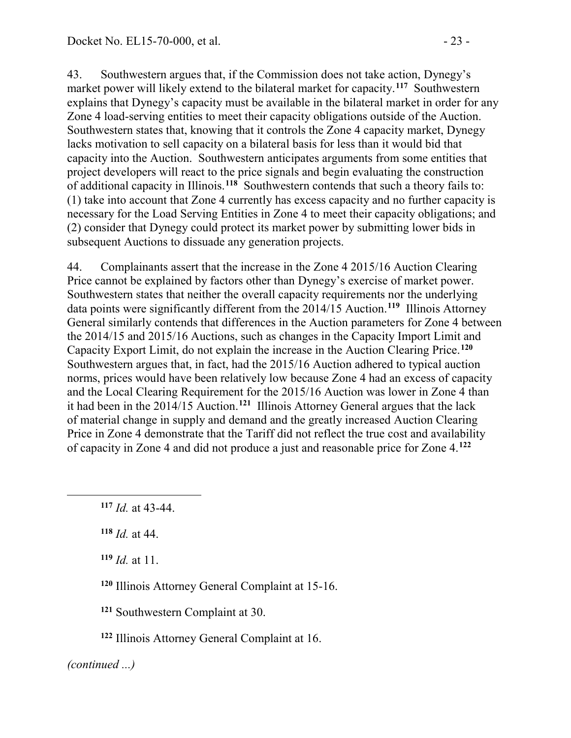43. Southwestern argues that, if the Commission does not take action, Dynegy's market power will likely extend to the bilateral market for capacity.[117] Southwestern explains that Dynegy's capacity must be available in the bilateral market in order for any Zone 4 load-serving entities to meet their capacity obligations outside of the Auction. Southwestern states that, knowing that it controls the Zone 4 capacity market, Dynegy lacks motivation to sell capacity on a bilateral basis for less than it would bid that capacity into the Auction. Southwestern anticipates arguments from some entities that project developers will react to the price signals and begin evaluating the construction of additional capacity in Illinois.[118] Southwestern contends that such a theory fails to: (1) take into account that Zone 4 currently has excess capacity and no further capacity is necessary for the Load Serving Entities in Zone 4 to meet their capacity obligations; and (2) consider that Dynegy could protect its market power by submitting lower bids in subsequent Auctions to dissuade any generation projects.

44. Complainants assert that the increase in the Zone 4 2015/16 Auction Clearing Price cannot be explained by factors other than Dynegy's exercise of market power. Southwestern states that neither the overall capacity requirements nor the underlying data points were significantly different from the 2014/15 Auction.[119] Illinois Attorney General similarly contends that differences in the Auction parameters for Zone 4 between the 2014/15 and 2015/16 Auctions, such as changes in the Capacity Import Limit and Capacity Export Limit, do not explain the increase in the Auction Clearing Price.[120] Southwestern argues that, in fact, had the 2015/16 Auction adhered to typical auction norms, prices would have been relatively low because Zone 4 had an excess of capacity and the Local Clearing Requirement for the 2015/16 Auction was lower in Zone 4 than it had been in the 2014/15 Auction.[121] Illinois Attorney General argues that the lack of material change in supply and demand and the greatly increased Auction Clearing Price in Zone 4 demonstrate that the Tariff did not reflect the true cost and availability of capacity in Zone 4 and did not produce a just and reasonable price for Zone 4.[122]

[117] *Id.* at 43-44.

[118] *Id.* at 44.

[119] *Id.* at 11.

[120] Illinois Attorney General Complaint at 15-16.

[121] Southwestern Complaint at 30.

[122] Illinois Attorney General Complaint at 16.

*(continued ...)*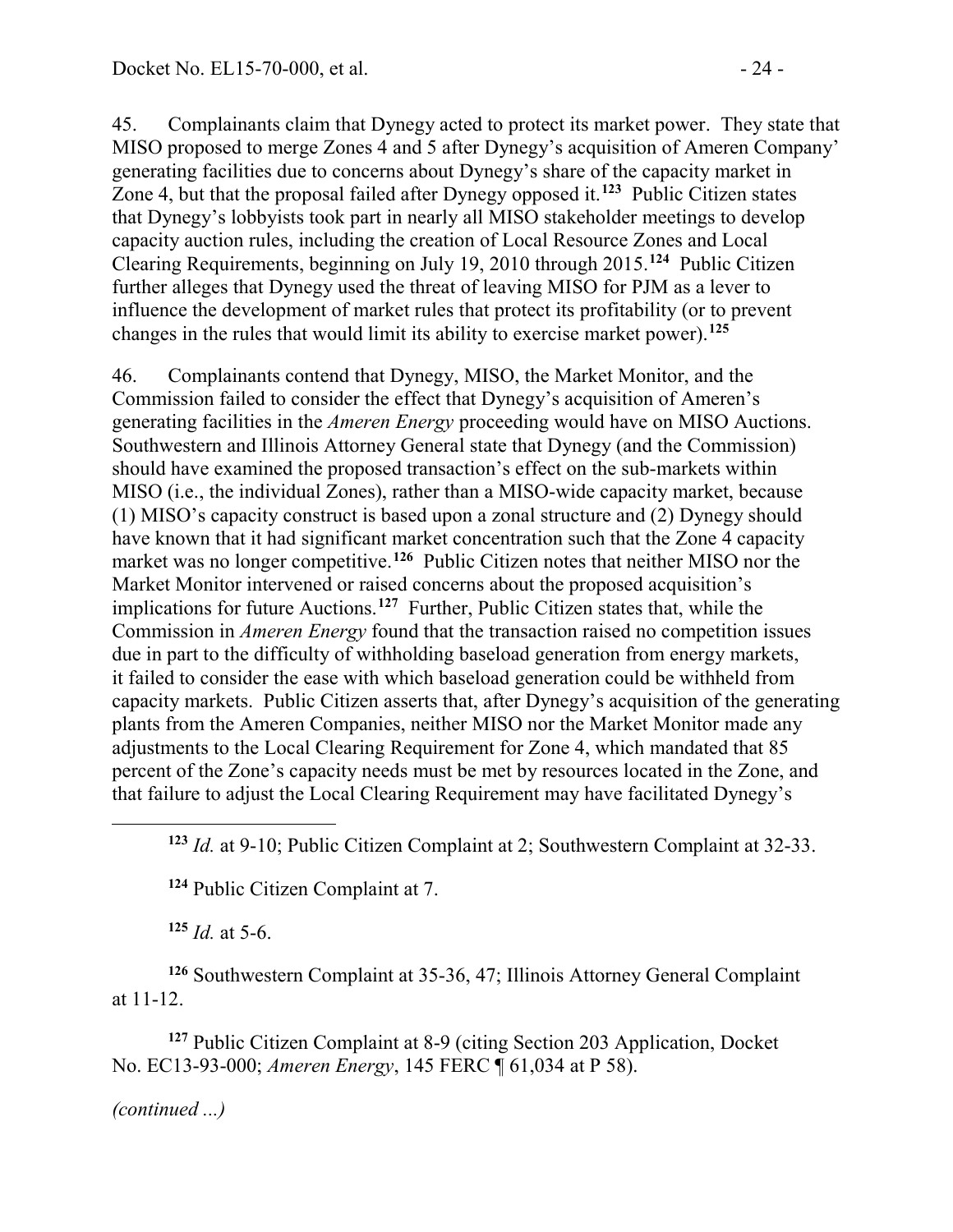45. Complainants claim that Dynegy acted to protect its market power. They state that MISO proposed to merge Zones 4 and 5 after Dynegy's acquisition of Ameren Company' generating facilities due to concerns about Dynegy's share of the capacity market in Zone 4, but that the proposal failed after Dynegy opposed it.[123] Public Citizen states that Dynegy's lobbyists took part in nearly all MISO stakeholder meetings to develop capacity auction rules, including the creation of Local Resource Zones and Local Clearing Requirements, beginning on July 19, 2010 through 2015.[124] Public Citizen further alleges that Dynegy used the threat of leaving MISO for PJM as a lever to influence the development of market rules that protect its profitability (or to prevent changes in the rules that would limit its ability to exercise market power).[125]

46. Complainants contend that Dynegy, MISO, the Market Monitor, and the Commission failed to consider the effect that Dynegy's acquisition of Ameren's generating facilities in the *Ameren Energy* proceeding would have on MISO Auctions. Southwestern and Illinois Attorney General state that Dynegy (and the Commission) should have examined the proposed transaction's effect on the sub-markets within MISO (i.e., the individual Zones), rather than a MISO-wide capacity market, because (1) MISO's capacity construct is based upon a zonal structure and (2) Dynegy should have known that it had significant market concentration such that the Zone 4 capacity market was no longer competitive.[126] Public Citizen notes that neither MISO nor the Market Monitor intervened or raised concerns about the proposed acquisition's implications for future Auctions.[127] Further, Public Citizen states that, while the Commission in *Ameren Energy* found that the transaction raised no competition issues due in part to the difficulty of withholding baseload generation from energy markets, it failed to consider the ease with which baseload generation could be withheld from capacity markets. Public Citizen asserts that, after Dynegy's acquisition of the generating plants from the Ameren Companies, neither MISO nor the Market Monitor made any adjustments to the Local Clearing Requirement for Zone 4, which mandated that 85 percent of the Zone's capacity needs must be met by resources located in the Zone, and that failure to adjust the Local Clearing Requirement may have facilitated Dynegy's

[123] *Id.* at 9-10; Public Citizen Complaint at 2; Southwestern Complaint at 32-33.

[124] Public Citizen Complaint at 7.

[125] *Id.* at 5-6.

[126] Southwestern Complaint at 35-36, 47; Illinois Attorney General Complaint at 11-12.

[127] Public Citizen Complaint at 8-9 (citing Section 203 Application, Docket No. EC13-93-000; *Ameren Energy*, 145 FERC ¶ 61,034 at P 58).

*(continued ...)*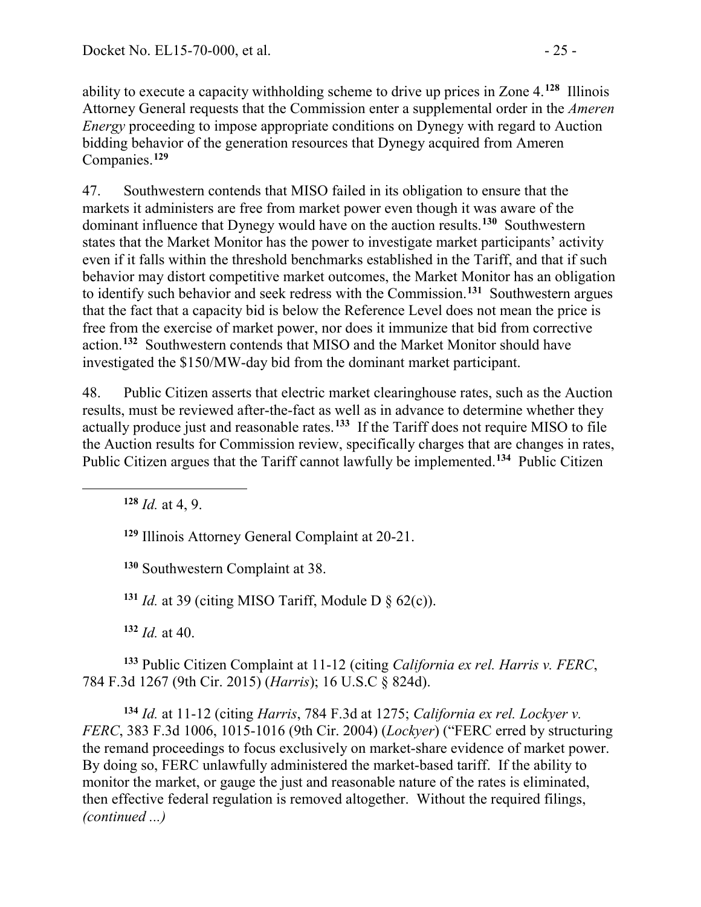ability to execute a capacity withholding scheme to drive up prices in Zone 4.[128] Illinois Attorney General requests that the Commission enter a supplemental order in the *Ameren Energy* proceeding to impose appropriate conditions on Dynegy with regard to Auction bidding behavior of the generation resources that Dynegy acquired from Ameren Companies.[129]

47. Southwestern contends that MISO failed in its obligation to ensure that the markets it administers are free from market power even though it was aware of the dominant influence that Dynegy would have on the auction results.[130] Southwestern states that the Market Monitor has the power to investigate market participants' activity even if it falls within the threshold benchmarks established in the Tariff, and that if such behavior may distort competitive market outcomes, the Market Monitor has an obligation to identify such behavior and seek redress with the Commission.[131] Southwestern argues that the fact that a capacity bid is below the Reference Level does not mean the price is free from the exercise of market power, nor does it immunize that bid from corrective action.[132] Southwestern contends that MISO and the Market Monitor should have investigated the $150/MW-day bid from the dominant market participant.

48. Public Citizen asserts that electric market clearinghouse rates, such as the Auction results, must be reviewed after-the-fact as well as in advance to determine whether they actually produce just and reasonable rates.[133] If the Tariff does not require MISO to file the Auction results for Commission review, specifically charges that are changes in rates, Public Citizen argues that the Tariff cannot lawfully be implemented.[134] Public Citizen

---

[128] *Id.* at 4, 9.

[129] Illinois Attorney General Complaint at 20-21.

[130] Southwestern Complaint at 38.

[131] *Id.* at 39 (citing MISO Tariff, Module D § 62(c)).

[132] *Id.* at 40.

[133] Public Citizen Complaint at 11-12 (citing *California ex rel. Harris v. FERC*, 784 F.3d 1267 (9th Cir. 2015) (*Harris*); 16 U.S.C § 824d).

[134] *Id.* at 11-12 (citing *Harris*, 784 F.3d at 1275; *California ex rel. Lockyer v. FERC*, 383 F.3d 1006, 1015-1016 (9th Cir. 2004) (*Lockyer*) ("FERC erred by structuring the remand proceedings to focus exclusively on market-share evidence of market power. By doing so, FERC unlawfully administered the market-based tariff. If the ability to monitor the market, or gauge the just and reasonable nature of the rates is eliminated, then effective federal regulation is removed altogether. Without the required filings, *(continued ...)*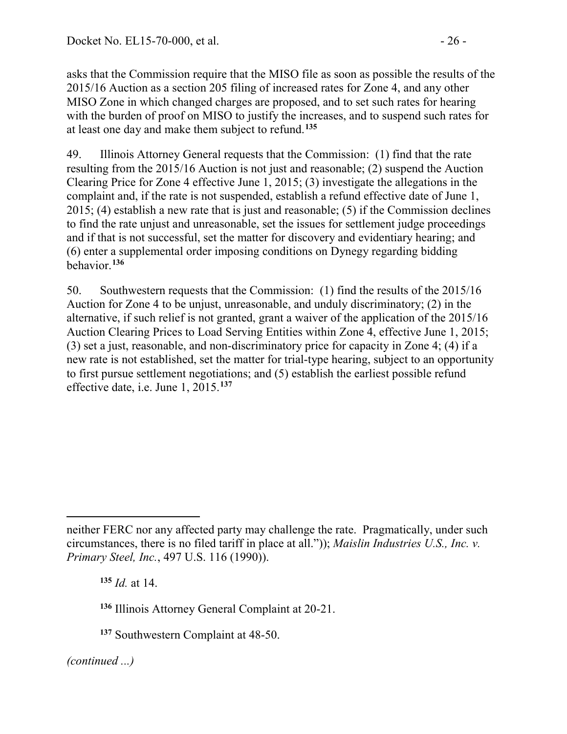asks that the Commission require that the MISO file as soon as possible the results of the 2015/16 Auction as a section 205 filing of increased rates for Zone 4, and any other MISO Zone in which changed charges are proposed, and to set such rates for hearing with the burden of proof on MISO to justify the increases, and to suspend such rates for at least one day and make them subject to refund.[135]

49. Illinois Attorney General requests that the Commission: (1) find that the rate resulting from the 2015/16 Auction is not just and reasonable; (2) suspend the Auction Clearing Price for Zone 4 effective June 1, 2015; (3) investigate the allegations in the complaint and, if the rate is not suspended, establish a refund effective date of June 1, 2015; (4) establish a new rate that is just and reasonable; (5) if the Commission declines to find the rate unjust and unreasonable, set the issues for settlement judge proceedings and if that is not successful, set the matter for discovery and evidentiary hearing; and (6) enter a supplemental order imposing conditions on Dynegy regarding bidding behavior.[136]

50. Southwestern requests that the Commission: (1) find the results of the 2015/16 Auction for Zone 4 to be unjust, unreasonable, and unduly discriminatory; (2) in the alternative, if such relief is not granted, grant a waiver of the application of the 2015/16 Auction Clearing Prices to Load Serving Entities within Zone 4, effective June 1, 2015; (3) set a just, reasonable, and non-discriminatory price for capacity in Zone 4; (4) if a new rate is not established, set the matter for trial-type hearing, subject to an opportunity to first pursue settlement negotiations; and (5) establish the earliest possible refund effective date, i.e. June 1, 2015.[137]

---

neither FERC nor any affected party may challenge the rate. Pragmatically, under such circumstances, there is no filed tariff in place at all.")); *Maislin Industries U.S., Inc. v. Primary Steel, Inc.*, 497 U.S. 116 (1990)).

[135] *Id.* at 14.

[136] Illinois Attorney General Complaint at 20-21.

[137] Southwestern Complaint at 48-50.

*(continued ...)*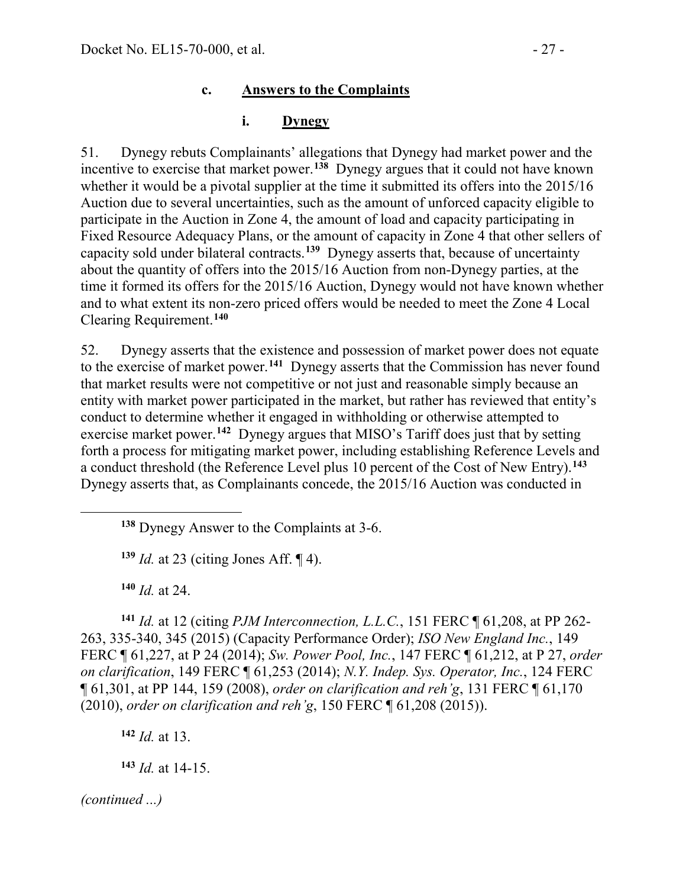### c. <u>Answers to the Complaints</u>

#### i. <u>Dynegy</u>

51. Dynegy rebuts Complainants' allegations that Dynegy had market power and the incentive to exercise that market power.[138] Dynegy argues that it could not have known whether it would be a pivotal supplier at the time it submitted its offers into the 2015/16 Auction due to several uncertainties, such as the amount of unforced capacity eligible to participate in the Auction in Zone 4, the amount of load and capacity participating in Fixed Resource Adequacy Plans, or the amount of capacity in Zone 4 that other sellers of capacity sold under bilateral contracts.[139] Dynegy asserts that, because of uncertainty about the quantity of offers into the 2015/16 Auction from non-Dynegy parties, at the time it formed its offers for the 2015/16 Auction, Dynegy would not have known whether and to what extent its non-zero priced offers would be needed to meet the Zone 4 Local Clearing Requirement.[140]

52. Dynegy asserts that the existence and possession of market power does not equate to the exercise of market power.[141] Dynegy asserts that the Commission has never found that market results were not competitive or not just and reasonable simply because an entity with market power participated in the market, but rather has reviewed that entity's conduct to determine whether it engaged in withholding or otherwise attempted to exercise market power.[142] Dynegy argues that MISO's Tariff does just that by setting forth a process for mitigating market power, including establishing Reference Levels and a conduct threshold (the Reference Level plus 10 percent of the Cost of New Entry).[143] Dynegy asserts that, as Complainants concede, the 2015/16 Auction was conducted in

---

[138] Dynegy Answer to the Complaints at 3-6.

[139] *Id.* at 23 (citing Jones Aff. ¶ 4).

[140] *Id.* at 24.

[141] *Id.* at 12 (citing *PJM Interconnection, L.L.C.*, 151 FERC ¶ 61,208, at PP 262-263, 335-340, 345 (2015) (Capacity Performance Order); *ISO New England Inc.*, 149 FERC ¶ 61,227, at P 24 (2014); *Sw. Power Pool, Inc.*, 147 FERC ¶ 61,212, at P 27, *order on clarification*, 149 FERC ¶ 61,253 (2014); *N.Y. Indep. Sys. Operator, Inc.*, 124 FERC ¶ 61,301, at PP 144, 159 (2008), *order on clarification and reh'g*, 131 FERC ¶ 61,170 (2010), *order on clarification and reh'g*, 150 FERC ¶ 61,208 (2015)).

[142] *Id.* at 13.

[143] *Id.* at 14-15.

*(continued ...)*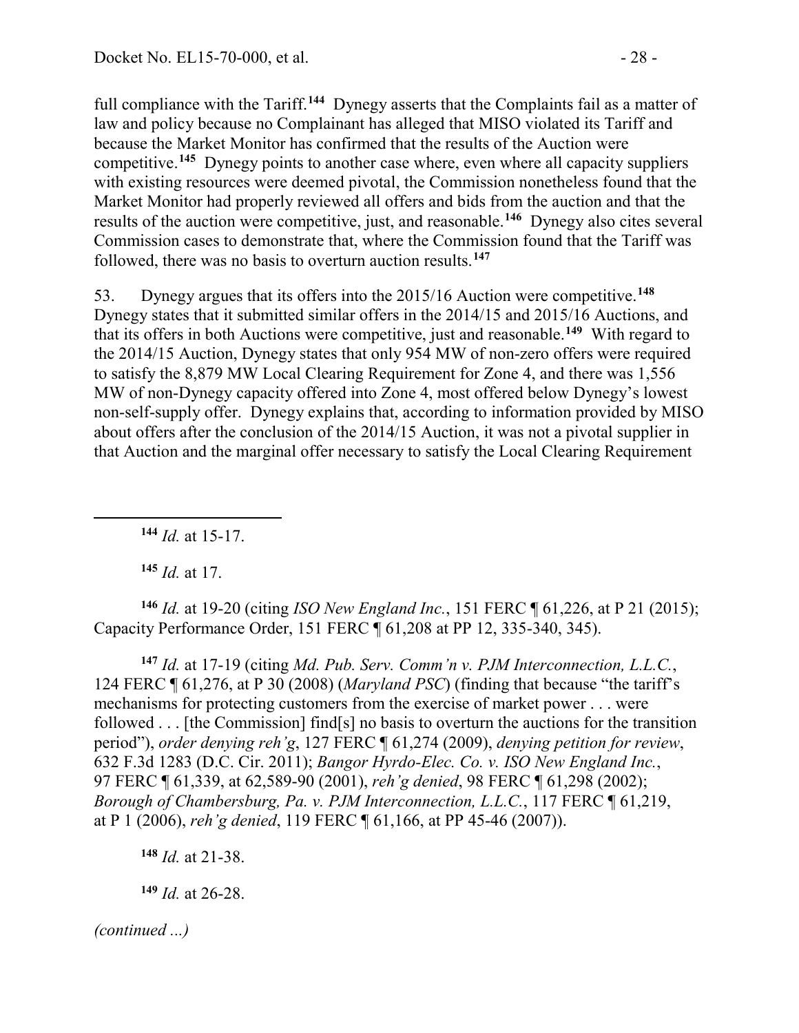full compliance with the Tariff.[144] Dynegy asserts that the Complaints fail as a matter of law and policy because no Complainant has alleged that MISO violated its Tariff and because the Market Monitor has confirmed that the results of the Auction were competitive.[145] Dynegy points to another case where, even where all capacity suppliers with existing resources were deemed pivotal, the Commission nonetheless found that the Market Monitor had properly reviewed all offers and bids from the auction and that the results of the auction were competitive, just, and reasonable.[146] Dynegy also cites several Commission cases to demonstrate that, where the Commission found that the Tariff was followed, there was no basis to overturn auction results.[147]

53. Dynegy argues that its offers into the 2015/16 Auction were competitive.[148] Dynegy states that it submitted similar offers in the 2014/15 and 2015/16 Auctions, and that its offers in both Auctions were competitive, just and reasonable.[149] With regard to the 2014/15 Auction, Dynegy states that only 954 MW of non-zero offers were required to satisfy the 8,879 MW Local Clearing Requirement for Zone 4, and there was 1,556 MW of non-Dynegy capacity offered into Zone 4, most offered below Dynegy's lowest non-self-supply offer. Dynegy explains that, according to information provided by MISO about offers after the conclusion of the 2014/15 Auction, it was not a pivotal supplier in that Auction and the marginal offer necessary to satisfy the Local Clearing Requirement

---

[144] *Id.* at 15-17.

[145] *Id.* at 17.

[146] *Id.* at 19-20 (citing *ISO New England Inc.*, 151 FERC ¶ 61,226, at P 21 (2015); Capacity Performance Order, 151 FERC ¶ 61,208 at PP 12, 335-340, 345).

[147] *Id.* at 17-19 (citing *Md. Pub. Serv. Comm'n v. PJM Interconnection, L.L.C.*, 124 FERC ¶ 61,276, at P 30 (2008) (*Maryland PSC*) (finding that because "the tariff's mechanisms for protecting customers from the exercise of market power . . . were followed . . . [the Commission] find[s] no basis to overturn the auctions for the transition period"), *order denying reh'g*, 127 FERC ¶ 61,274 (2009), *denying petition for review*, 632 F.3d 1283 (D.C. Cir. 2011); *Bangor Hyrdo-Elec. Co. v. ISO New England Inc.*, 97 FERC ¶ 61,339, at 62,589-90 (2001), *reh'g denied*, 98 FERC ¶ 61,298 (2002); *Borough of Chambersburg, Pa. v. PJM Interconnection, L.L.C.*, 117 FERC ¶ 61,219, at P 1 (2006), *reh'g denied*, 119 FERC ¶ 61,166, at PP 45-46 (2007)).

[148] *Id.* at 21-38.

[149] *Id.* at 26-28.

*(continued ...)*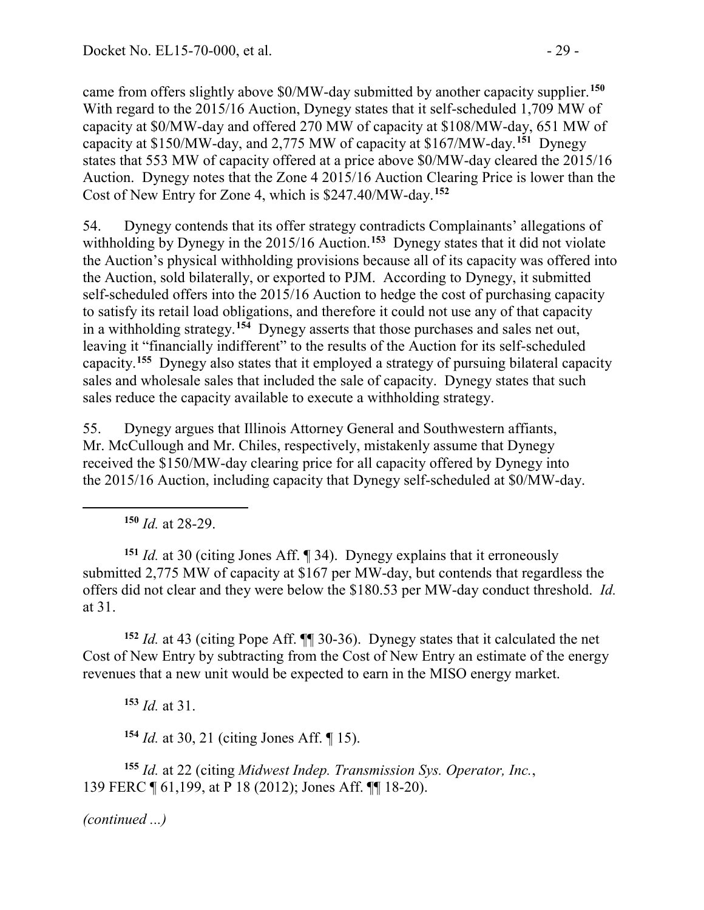came from offers slightly above \$0/MW-day submitted by another capacity supplier.[150] With regard to the 2015/16 Auction, Dynegy states that it self-scheduled 1,709 MW of capacity at \$0/MW-day and offered 270 MW of capacity at \$108/MW-day, 651 MW of capacity at \$150/MW-day, and 2,775 MW of capacity at \$167/MW-day.[151] Dynegy states that 553 MW of capacity offered at a price above \$0/MW-day cleared the 2015/16 Auction. Dynegy notes that the Zone 4 2015/16 Auction Clearing Price is lower than the Cost of New Entry for Zone 4, which is \$247.40/MW-day.[152]

54. Dynegy contends that its offer strategy contradicts Complainants' allegations of withholding by Dynegy in the 2015/16 Auction.[153] Dynegy states that it did not violate the Auction's physical withholding provisions because all of its capacity was offered into the Auction, sold bilaterally, or exported to PJM. According to Dynegy, it submitted self-scheduled offers into the 2015/16 Auction to hedge the cost of purchasing capacity to satisfy its retail load obligations, and therefore it could not use any of that capacity in a withholding strategy.[154] Dynegy asserts that those purchases and sales net out, leaving it "financially indifferent" to the results of the Auction for its self-scheduled capacity.[155] Dynegy also states that it employed a strategy of pursuing bilateral capacity sales and wholesale sales that included the sale of capacity. Dynegy states that such sales reduce the capacity available to execute a withholding strategy.

55. Dynegy argues that Illinois Attorney General and Southwestern affiants, Mr. McCullough and Mr. Chiles, respectively, mistakenly assume that Dynegy received the \$150/MW-day clearing price for all capacity offered by Dynegy into the 2015/16 Auction, including capacity that Dynegy self-scheduled at \$0/MW-day.

---

[150] *Id.* at 28-29.

[151] *Id.* at 30 (citing Jones Aff. ¶ 34). Dynegy explains that it erroneously submitted 2,775 MW of capacity at \$167 per MW-day, but contends that regardless the offers did not clear and they were below the \$180.53 per MW-day conduct threshold. *Id.* at 31.

[152] *Id.* at 43 (citing Pope Aff. ¶¶ 30-36). Dynegy states that it calculated the net Cost of New Entry by subtracting from the Cost of New Entry an estimate of the energy revenues that a new unit would be expected to earn in the MISO energy market.

[153] *Id.* at 31.

[154] *Id.* at 30, 21 (citing Jones Aff. ¶ 15).

[155] *Id.* at 22 (citing *Midwest Indep. Transmission Sys. Operator, Inc.*, 139 FERC ¶ 61,199, at P 18 (2012); Jones Aff. ¶¶ 18-20).

*(continued ...)*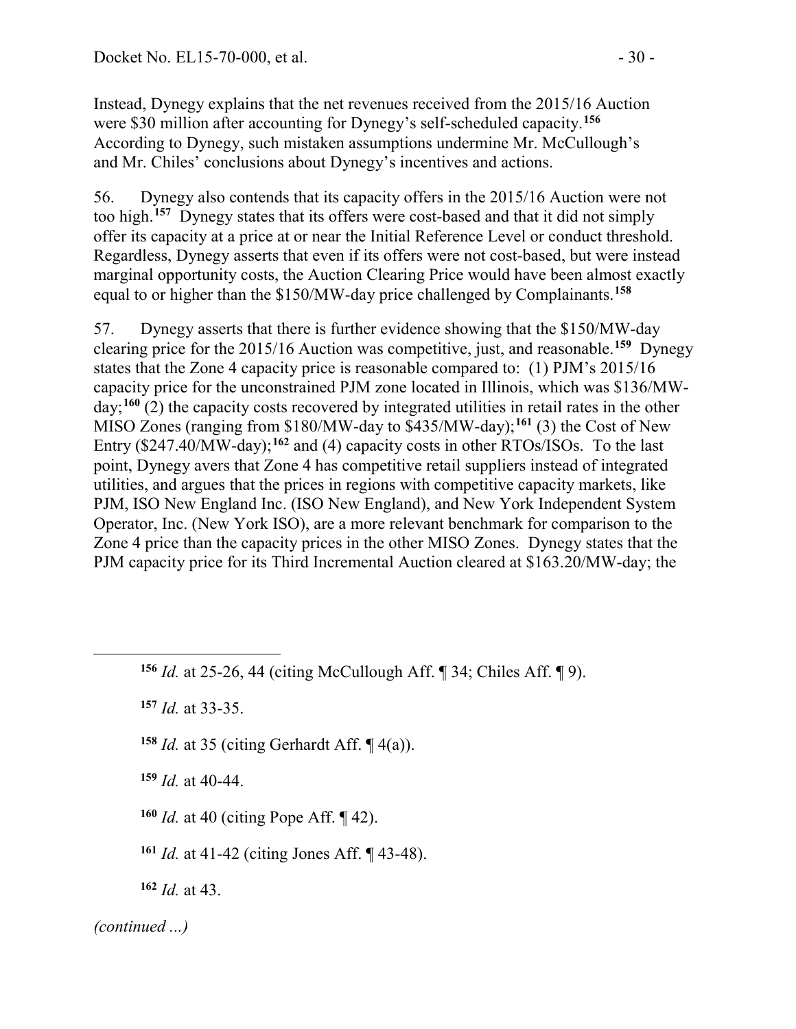Instead, Dynegy explains that the net revenues received from the 2015/16 Auction were $30 million after accounting for Dynegy's self-scheduled capacity.[156] According to Dynegy, such mistaken assumptions undermine Mr. McCullough's and Mr. Chiles' conclusions about Dynegy's incentives and actions.

56. Dynegy also contends that its capacity offers in the 2015/16 Auction were not too high.[157] Dynegy states that its offers were cost-based and that it did not simply offer its capacity at a price at or near the Initial Reference Level or conduct threshold. Regardless, Dynegy asserts that even if its offers were not cost-based, but were instead marginal opportunity costs, the Auction Clearing Price would have been almost exactly equal to or higher than the $150/MW-day price challenged by Complainants.[158]

57. Dynegy asserts that there is further evidence showing that the $150/MW-day clearing price for the 2015/16 Auction was competitive, just, and reasonable.[159] Dynegy states that the Zone 4 capacity price is reasonable compared to: (1) PJM's 2015/16 capacity price for the unconstrained PJM zone located in Illinois, which was $136/MW-day;[160] (2) the capacity costs recovered by integrated utilities in retail rates in the other MISO Zones (ranging from $180/MW-day to $435/MW-day);[161] (3) the Cost of New Entry ($247.40/MW-day);[162] and (4) capacity costs in other RTOs/ISOs. To the last point, Dynegy avers that Zone 4 has competitive retail suppliers instead of integrated utilities, and argues that the prices in regions with competitive capacity markets, like PJM, ISO New England Inc. (ISO New England), and New York Independent System Operator, Inc. (New York ISO), are a more relevant benchmark for comparison to the Zone 4 price than the capacity prices in the other MISO Zones. Dynegy states that the PJM capacity price for its Third Incremental Auction cleared at $163.20/MW-day; the

---

[156] *Id.* at 25-26, 44 (citing McCullough Aff. ¶ 34; Chiles Aff. ¶ 9).

[157] *Id.* at 33-35.

[158] *Id.* at 35 (citing Gerhardt Aff. ¶ 4(a)).

[159] *Id.* at 40-44.

[160] *Id.* at 40 (citing Pope Aff. ¶ 42).

[161] *Id.* at 41-42 (citing Jones Aff. ¶ 43-48).

[162] *Id.* at 43.

*(continued ...)*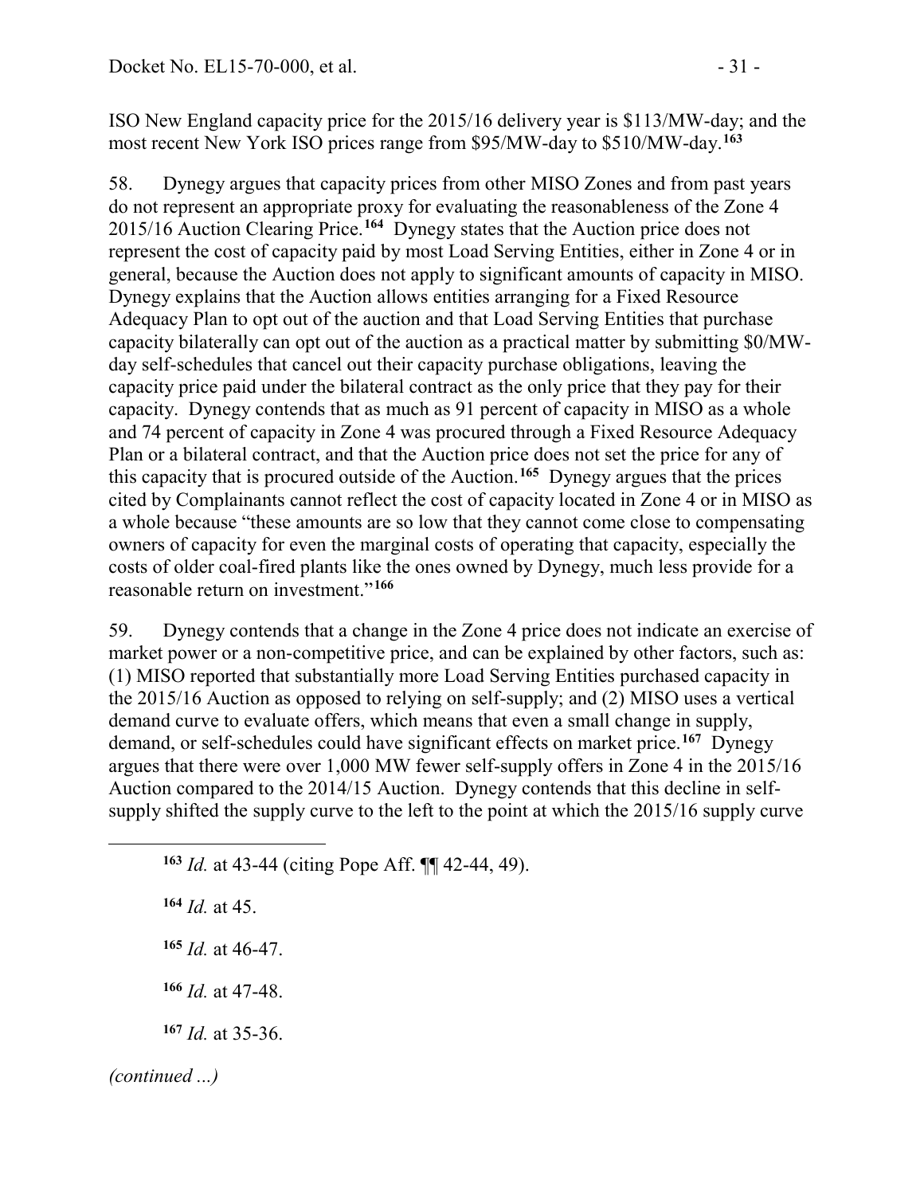ISO New England capacity price for the 2015/16 delivery year is $113/MW-day; and the most recent New York ISO prices range from $95/MW-day to $510/MW-day.[163]

58. Dynegy argues that capacity prices from other MISO Zones and from past years do not represent an appropriate proxy for evaluating the reasonableness of the Zone 4 2015/16 Auction Clearing Price.[164] Dynegy states that the Auction price does not represent the cost of capacity paid by most Load Serving Entities, either in Zone 4 or in general, because the Auction does not apply to significant amounts of capacity in MISO. Dynegy explains that the Auction allows entities arranging for a Fixed Resource Adequacy Plan to opt out of the auction and that Load Serving Entities that purchase capacity bilaterally can opt out of the auction as a practical matter by submitting $0/MW-day self-schedules that cancel out their capacity purchase obligations, leaving the capacity price paid under the bilateral contract as the only price that they pay for their capacity. Dynegy contends that as much as 91 percent of capacity in MISO as a whole and 74 percent of capacity in Zone 4 was procured through a Fixed Resource Adequacy Plan or a bilateral contract, and that the Auction price does not set the price for any of this capacity that is procured outside of the Auction.[165] Dynegy argues that the prices cited by Complainants cannot reflect the cost of capacity located in Zone 4 or in MISO as a whole because "these amounts are so low that they cannot come close to compensating owners of capacity for even the marginal costs of operating that capacity, especially the costs of older coal-fired plants like the ones owned by Dynegy, much less provide for a reasonable return on investment."[166]

59. Dynegy contends that a change in the Zone 4 price does not indicate an exercise of market power or a non-competitive price, and can be explained by other factors, such as: (1) MISO reported that substantially more Load Serving Entities purchased capacity in the 2015/16 Auction as opposed to relying on self-supply; and (2) MISO uses a vertical demand curve to evaluate offers, which means that even a small change in supply, demand, or self-schedules could have significant effects on market price.[167] Dynegy argues that there were over 1,000 MW fewer self-supply offers in Zone 4 in the 2015/16 Auction compared to the 2014/15 Auction. Dynegy contends that this decline in self-supply shifted the supply curve to the left to the point at which the 2015/16 supply curve

---

[163] *Id.* at 43-44 (citing Pope Aff. ¶¶ 42-44, 49).

[164] *Id.* at 45.

[165] *Id.* at 46-47.

[166] *Id.* at 47-48.

[167] *Id.* at 35-36.

*(continued ...)*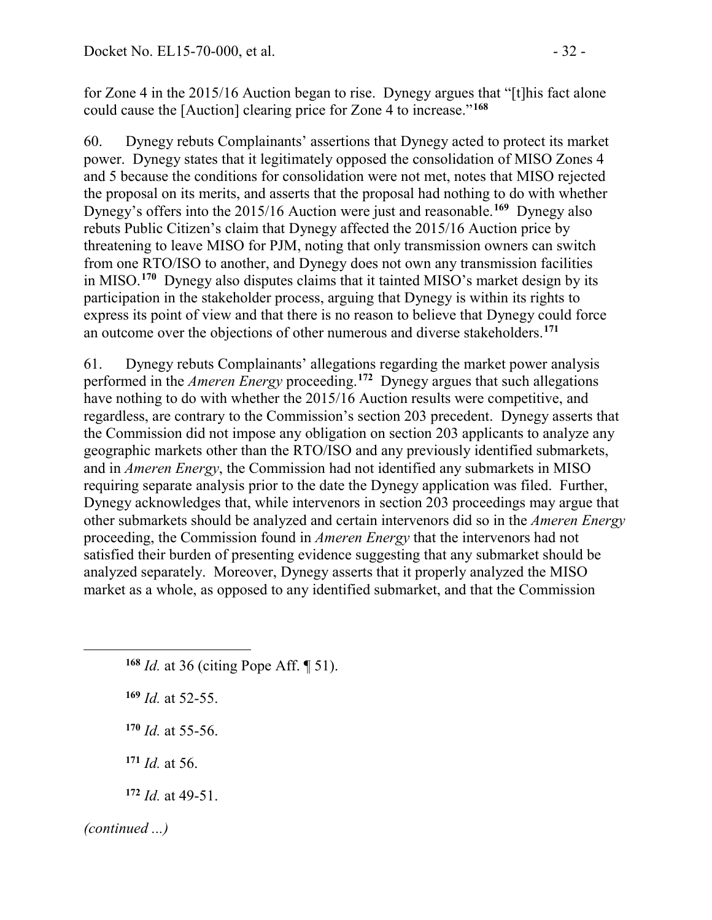for Zone 4 in the 2015/16 Auction began to rise. Dynegy argues that "[t]his fact alone could cause the [Auction] clearing price for Zone 4 to increase."[168]

60. Dynegy rebuts Complainants' assertions that Dynegy acted to protect its market power. Dynegy states that it legitimately opposed the consolidation of MISO Zones 4 and 5 because the conditions for consolidation were not met, notes that MISO rejected the proposal on its merits, and asserts that the proposal had nothing to do with whether Dynegy's offers into the 2015/16 Auction were just and reasonable.[169] Dynegy also rebuts Public Citizen's claim that Dynegy affected the 2015/16 Auction price by threatening to leave MISO for PJM, noting that only transmission owners can switch from one RTO/ISO to another, and Dynegy does not own any transmission facilities in MISO.[170] Dynegy also disputes claims that it tainted MISO's market design by its participation in the stakeholder process, arguing that Dynegy is within its rights to express its point of view and that there is no reason to believe that Dynegy could force an outcome over the objections of other numerous and diverse stakeholders.[171]

61. Dynegy rebuts Complainants' allegations regarding the market power analysis performed in the *Ameren Energy* proceeding.[172] Dynegy argues that such allegations have nothing to do with whether the 2015/16 Auction results were competitive, and regardless, are contrary to the Commission's section 203 precedent. Dynegy asserts that the Commission did not impose any obligation on section 203 applicants to analyze any geographic markets other than the RTO/ISO and any previously identified submarkets, and in *Ameren Energy*, the Commission had not identified any submarkets in MISO requiring separate analysis prior to the date the Dynegy application was filed. Further, Dynegy acknowledges that, while intervenors in section 203 proceedings may argue that other submarkets should be analyzed and certain intervenors did so in the *Ameren Energy* proceeding, the Commission found in *Ameren Energy* that the intervenors had not satisfied their burden of presenting evidence suggesting that any submarket should be analyzed separately. Moreover, Dynegy asserts that it properly analyzed the MISO market as a whole, as opposed to any identified submarket, and that the Commission

---

[168] *Id.* at 36 (citing Pope Aff. ¶ 51).

[169] *Id.* at 52-55.

[170] *Id.* at 55-56.

[171] *Id.* at 56.

[172] *Id.* at 49-51.

*(continued ...)*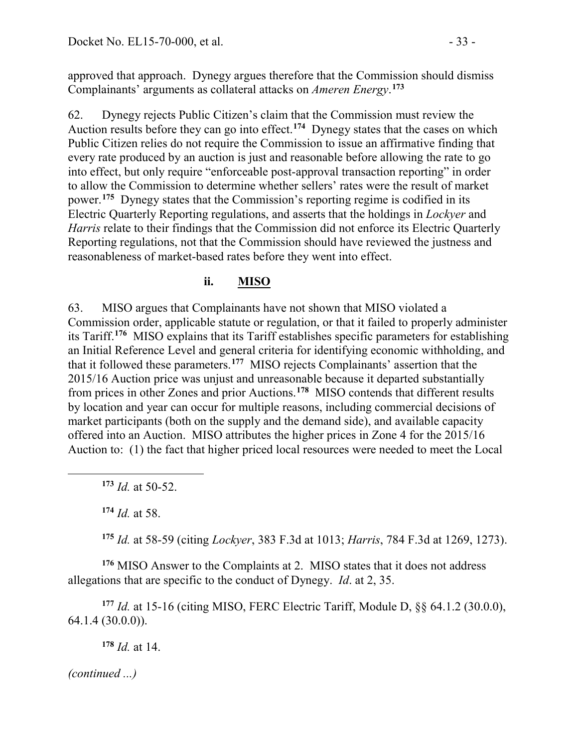approved that approach. Dynegy argues therefore that the Commission should dismiss Complainants' arguments as collateral attacks on *Ameren Energy*.[173]

62. Dynegy rejects Public Citizen's claim that the Commission must review the Auction results before they can go into effect.[174] Dynegy states that the cases on which Public Citizen relies do not require the Commission to issue an affirmative finding that every rate produced by an auction is just and reasonable before allowing the rate to go into effect, but only require "enforceable post-approval transaction reporting" in order to allow the Commission to determine whether sellers' rates were the result of market power.[175] Dynegy states that the Commission's reporting regime is codified in its Electric Quarterly Reporting regulations, and asserts that the holdings in *Lockyer* and *Harris* relate to their findings that the Commission did not enforce its Electric Quarterly Reporting regulations, not that the Commission should have reviewed the justness and reasonableness of market-based rates before they went into effect.

#### ii. **MISO**

63. MISO argues that Complainants have not shown that MISO violated a Commission order, applicable statute or regulation, or that it failed to properly administer its Tariff.[176] MISO explains that its Tariff establishes specific parameters for establishing an Initial Reference Level and general criteria for identifying economic withholding, and that it followed these parameters.[177] MISO rejects Complainants' assertion that the 2015/16 Auction price was unjust and unreasonable because it departed substantially from prices in other Zones and prior Auctions.[178] MISO contends that different results by location and year can occur for multiple reasons, including commercial decisions of market participants (both on the supply and the demand side), and available capacity offered into an Auction. MISO attributes the higher prices in Zone 4 for the 2015/16 Auction to: (1) the fact that higher priced local resources were needed to meet the Local

---

[173] *Id.* at 50-52.

[174] *Id.* at 58.

[175] *Id.* at 58-59 (citing *Lockyer*, 383 F.3d at 1013; *Harris*, 784 F.3d at 1269, 1273).

[176] MISO Answer to the Complaints at 2. MISO states that it does not address allegations that are specific to the conduct of Dynegy. *Id*. at 2, 35.

[177] *Id.* at 15-16 (citing MISO, FERC Electric Tariff, Module D, §§ 64.1.2 (30.0.0), 64.1.4 (30.0.0)).

[178] *Id.* at 14.

*(continued ...)*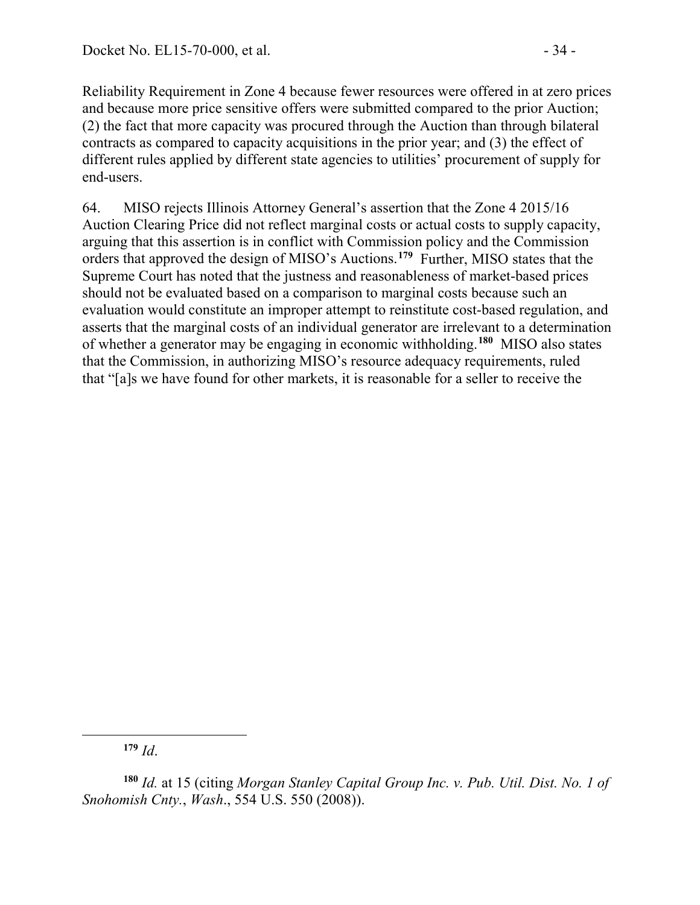Reliability Requirement in Zone 4 because fewer resources were offered in at zero prices and because more price sensitive offers were submitted compared to the prior Auction; (2) the fact that more capacity was procured through the Auction than through bilateral contracts as compared to capacity acquisitions in the prior year; and (3) the effect of different rules applied by different state agencies to utilities' procurement of supply for end-users.

64. MISO rejects Illinois Attorney General's assertion that the Zone 4 2015/16 Auction Clearing Price did not reflect marginal costs or actual costs to supply capacity, arguing that this assertion is in conflict with Commission policy and the Commission orders that approved the design of MISO's Auctions.[179] Further, MISO states that the Supreme Court has noted that the justness and reasonableness of market-based prices should not be evaluated based on a comparison to marginal costs because such an evaluation would constitute an improper attempt to reinstitute cost-based regulation, and asserts that the marginal costs of an individual generator are irrelevant to a determination of whether a generator may be engaging in economic withholding.[180] MISO also states that the Commission, in authorizing MISO's resource adequacy requirements, ruled that "[a]s we have found for other markets, it is reasonable for a seller to receive the

---

[179] *Id*.

[180] *Id.* at 15 (citing *Morgan Stanley Capital Group Inc. v. Pub. Util. Dist. No. 1 of Snohomish Cnty.*, *Wash*., 554 U.S. 550 (2008)).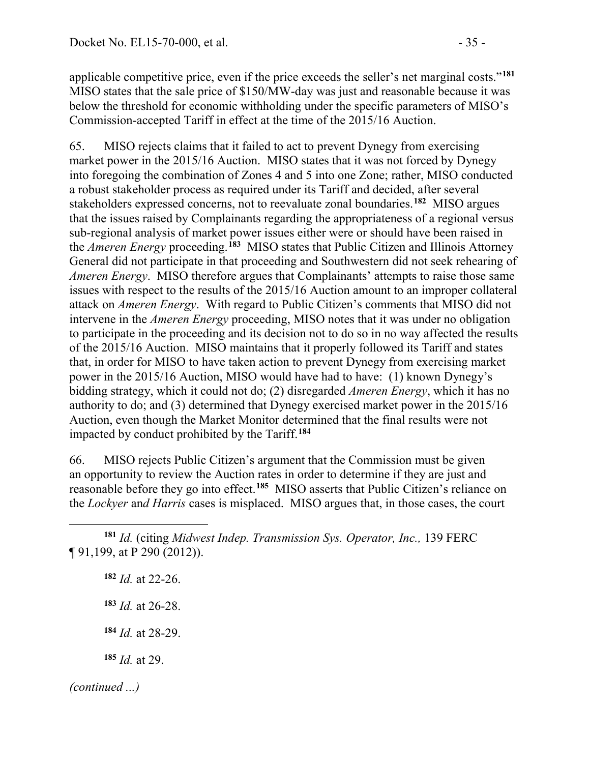applicable competitive price, even if the price exceeds the seller's net marginal costs."[181] MISO states that the sale price of $150/MW-day was just and reasonable because it was below the threshold for economic withholding under the specific parameters of MISO's Commission-accepted Tariff in effect at the time of the 2015/16 Auction.

65. MISO rejects claims that it failed to act to prevent Dynegy from exercising market power in the 2015/16 Auction. MISO states that it was not forced by Dynegy into foregoing the combination of Zones 4 and 5 into one Zone; rather, MISO conducted a robust stakeholder process as required under its Tariff and decided, after several stakeholders expressed concerns, not to reevaluate zonal boundaries.[182] MISO argues that the issues raised by Complainants regarding the appropriateness of a regional versus sub-regional analysis of market power issues either were or should have been raised in the *Ameren Energy* proceeding.[183] MISO states that Public Citizen and Illinois Attorney General did not participate in that proceeding and Southwestern did not seek rehearing of *Ameren Energy*. MISO therefore argues that Complainants' attempts to raise those same issues with respect to the results of the 2015/16 Auction amount to an improper collateral attack on *Ameren Energy*. With regard to Public Citizen's comments that MISO did not intervene in the *Ameren Energy* proceeding, MISO notes that it was under no obligation to participate in the proceeding and its decision not to do so in no way affected the results of the 2015/16 Auction. MISO maintains that it properly followed its Tariff and states that, in order for MISO to have taken action to prevent Dynegy from exercising market power in the 2015/16 Auction, MISO would have had to have: (1) known Dynegy's bidding strategy, which it could not do; (2) disregarded *Ameren Energy*, which it has no authority to do; and (3) determined that Dynegy exercised market power in the 2015/16 Auction, even though the Market Monitor determined that the final results were not impacted by conduct prohibited by the Tariff.[184]

66. MISO rejects Public Citizen's argument that the Commission must be given an opportunity to review the Auction rates in order to determine if they are just and reasonable before they go into effect.[185] MISO asserts that Public Citizen's reliance on the *Lockyer* and *Harris* cases is misplaced. MISO argues that, in those cases, the court

---

[181] *Id.* (citing *Midwest Indep. Transmission Sys. Operator, Inc.,* 139 FERC ¶ 91,199, at P 290 (2012)).

[182] *Id.* at 22-26.

[183] *Id.* at 26-28.

[184] *Id.* at 28-29.

[185] *Id.* at 29.

*(continued ...)*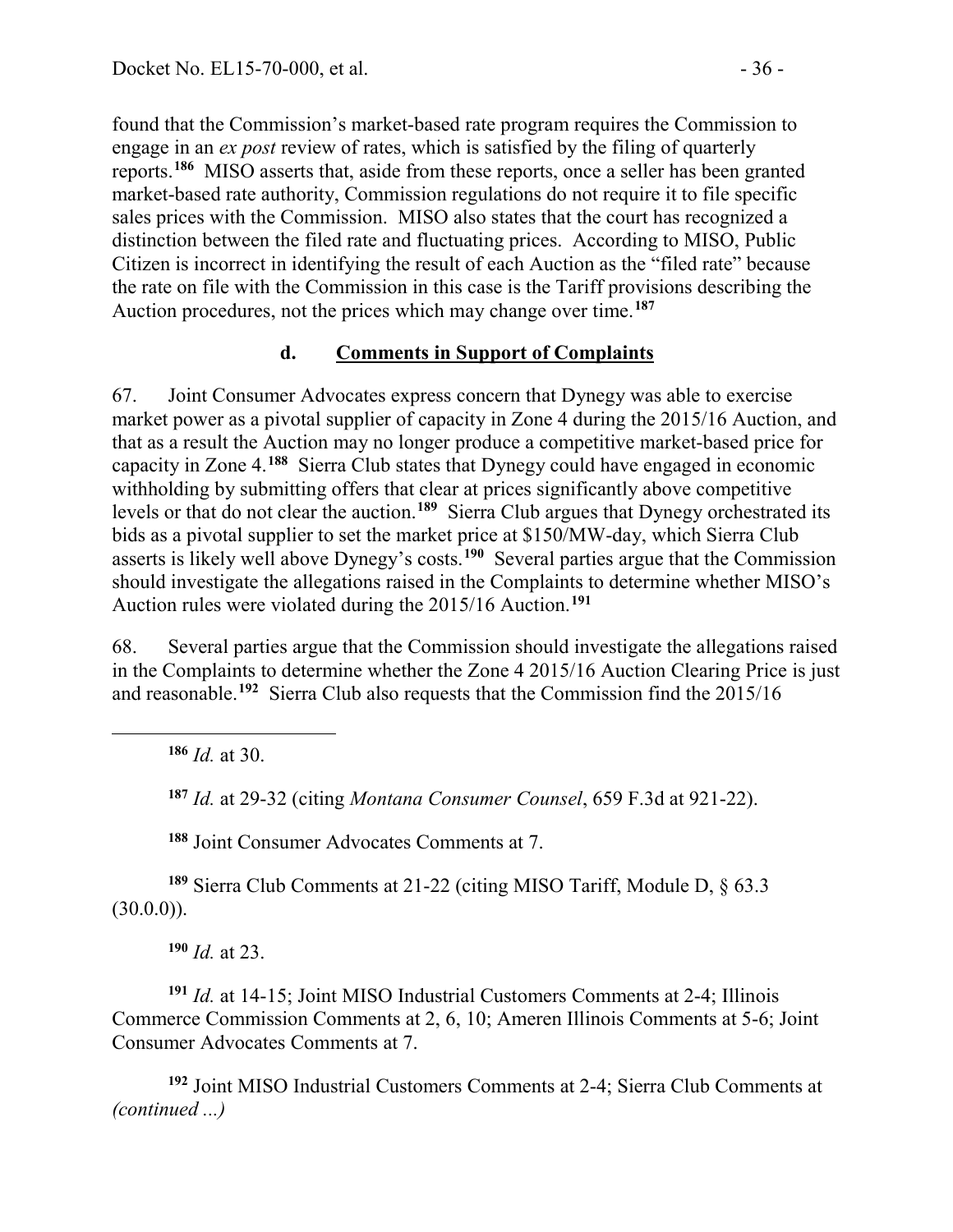found that the Commission's market-based rate program requires the Commission to engage in an *ex post* review of rates, which is satisfied by the filing of quarterly reports.[186] MISO asserts that, aside from these reports, once a seller has been granted market-based rate authority, Commission regulations do not require it to file specific sales prices with the Commission. MISO also states that the court has recognized a distinction between the filed rate and fluctuating prices. According to MISO, Public Citizen is incorrect in identifying the result of each Auction as the "filed rate" because the rate on file with the Commission in this case is the Tariff provisions describing the Auction procedures, not the prices which may change over time.[187]

### d. Comments in Support of Complaints

67. Joint Consumer Advocates express concern that Dynegy was able to exercise market power as a pivotal supplier of capacity in Zone 4 during the 2015/16 Auction, and that as a result the Auction may no longer produce a competitive market-based price for capacity in Zone 4.[188] Sierra Club states that Dynegy could have engaged in economic withholding by submitting offers that clear at prices significantly above competitive levels or that do not clear the auction.[189] Sierra Club argues that Dynegy orchestrated its bids as a pivotal supplier to set the market price at $150/MW-day, which Sierra Club asserts is likely well above Dynegy's costs.[190] Several parties argue that the Commission should investigate the allegations raised in the Complaints to determine whether MISO's Auction rules were violated during the 2015/16 Auction.[191]

68. Several parties argue that the Commission should investigate the allegations raised in the Complaints to determine whether the Zone 4 2015/16 Auction Clearing Price is just and reasonable.[192] Sierra Club also requests that the Commission find the 2015/16

---

[186] *Id.* at 30.

[187] *Id.* at 29-32 (citing *Montana Consumer Counsel*, 659 F.3d at 921-22).

[188] Joint Consumer Advocates Comments at 7.

[189] Sierra Club Comments at 21-22 (citing MISO Tariff, Module D, § 63.3 (30.0.0)).

[190] *Id.* at 23.

[191] *Id.* at 14-15; Joint MISO Industrial Customers Comments at 2-4; Illinois Commerce Commission Comments at 2, 6, 10; Ameren Illinois Comments at 5-6; Joint Consumer Advocates Comments at 7.

[192] Joint MISO Industrial Customers Comments at 2-4; Sierra Club Comments at *(continued ...)*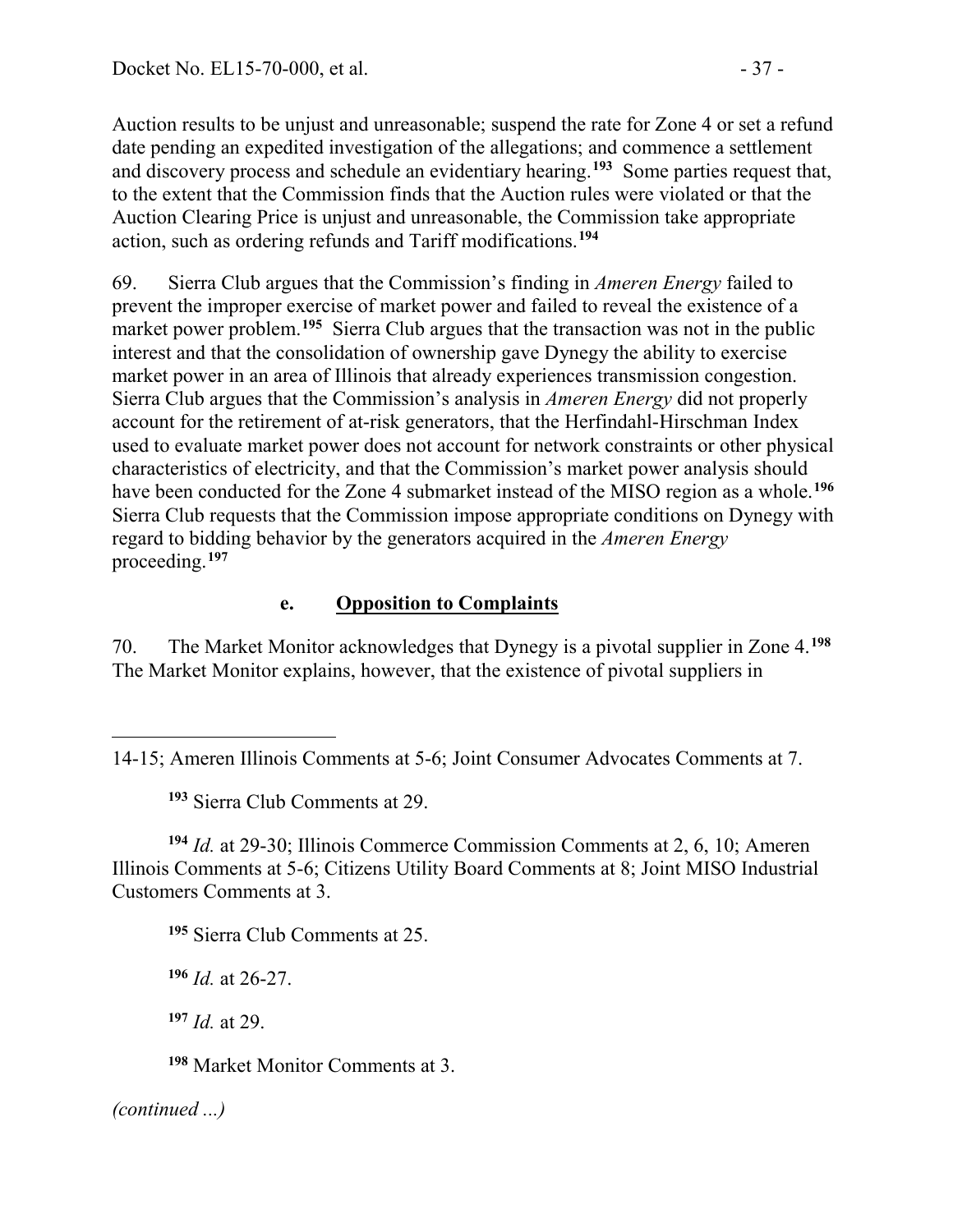Auction results to be unjust and unreasonable; suspend the rate for Zone 4 or set a refund date pending an expedited investigation of the allegations; and commence a settlement and discovery process and schedule an evidentiary hearing.[193] Some parties request that, to the extent that the Commission finds that the Auction rules were violated or that the Auction Clearing Price is unjust and unreasonable, the Commission take appropriate action, such as ordering refunds and Tariff modifications.[194]

69. Sierra Club argues that the Commission's finding in *Ameren Energy* failed to prevent the improper exercise of market power and failed to reveal the existence of a market power problem.[195] Sierra Club argues that the transaction was not in the public interest and that the consolidation of ownership gave Dynegy the ability to exercise market power in an area of Illinois that already experiences transmission congestion. Sierra Club argues that the Commission's analysis in *Ameren Energy* did not properly account for the retirement of at-risk generators, that the Herfindahl-Hirschman Index used to evaluate market power does not account for network constraints or other physical characteristics of electricity, and that the Commission's market power analysis should have been conducted for the Zone 4 submarket instead of the MISO region as a whole.[196] Sierra Club requests that the Commission impose appropriate conditions on Dynegy with regard to bidding behavior by the generators acquired in the *Ameren Energy* proceeding.[197]

### e. **Opposition to Complaints**

70. The Market Monitor acknowledges that Dynegy is a pivotal supplier in Zone 4.[198] The Market Monitor explains, however, that the existence of pivotal suppliers in

---

14-15; Ameren Illinois Comments at 5-6; Joint Consumer Advocates Comments at 7.

[193] Sierra Club Comments at 29.

[194] *Id.* at 29-30; Illinois Commerce Commission Comments at 2, 6, 10; Ameren Illinois Comments at 5-6; Citizens Utility Board Comments at 8; Joint MISO Industrial Customers Comments at 3.

[195] Sierra Club Comments at 25.

[196] *Id.* at 26-27.

[197] *Id.* at 29.

[198] Market Monitor Comments at 3.

*(continued ...)*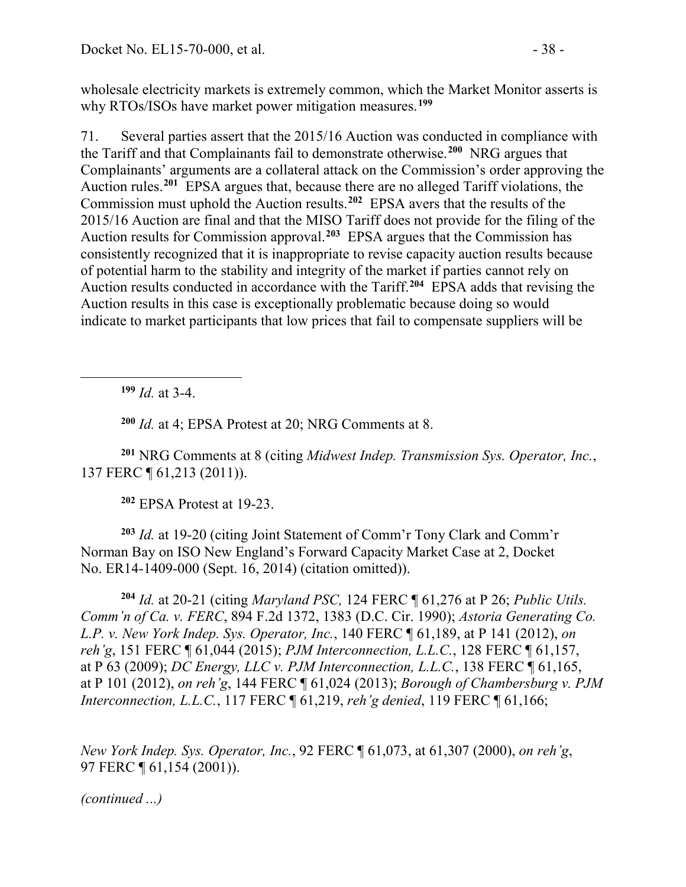wholesale electricity markets is extremely common, which the Market Monitor asserts is why RTOs/ISOs have market power mitigation measures.[199]

71. Several parties assert that the 2015/16 Auction was conducted in compliance with the Tariff and that Complainants fail to demonstrate otherwise.[200] NRG argues that Complainants' arguments are a collateral attack on the Commission's order approving the Auction rules.[201] EPSA argues that, because there are no alleged Tariff violations, the Commission must uphold the Auction results.[202] EPSA avers that the results of the 2015/16 Auction are final and that the MISO Tariff does not provide for the filing of the Auction results for Commission approval.[203] EPSA argues that the Commission has consistently recognized that it is inappropriate to revise capacity auction results because of potential harm to the stability and integrity of the market if parties cannot rely on Auction results conducted in accordance with the Tariff.[204] EPSA adds that revising the Auction results in this case is exceptionally problematic because doing so would indicate to market participants that low prices that fail to compensate suppliers will be

---

[199] *Id.* at 3-4.

[200] *Id.* at 4; EPSA Protest at 20; NRG Comments at 8.

[201] NRG Comments at 8 (citing *Midwest Indep. Transmission Sys. Operator, Inc.*, 137 FERC ¶ 61,213 (2011)).

[202] EPSA Protest at 19-23.

[203] *Id.* at 19-20 (citing Joint Statement of Comm'r Tony Clark and Comm'r Norman Bay on ISO New England's Forward Capacity Market Case at 2, Docket No. ER14-1409-000 (Sept. 16, 2014) (citation omitted)).

[204] *Id.* at 20-21 (citing *Maryland PSC,* 124 FERC ¶ 61,276 at P 26; *Public Utils. Comm'n of Ca. v. FERC*, 894 F.2d 1372, 1383 (D.C. Cir. 1990); *Astoria Generating Co. L.P. v. New York Indep. Sys. Operator, Inc.*, 140 FERC ¶ 61,189, at P 141 (2012), *on reh'g*, 151 FERC ¶ 61,044 (2015); *PJM Interconnection, L.L.C.*, 128 FERC ¶ 61,157, at P 63 (2009); *DC Energy, LLC v. PJM Interconnection, L.L.C.*, 138 FERC ¶ 61,165, at P 101 (2012), *on reh'g*, 144 FERC ¶ 61,024 (2013); *Borough of Chambersburg v. PJM Interconnection, L.L.C.*, 117 FERC ¶ 61,219, *reh'g denied*, 119 FERC ¶ 61,166; *New York Indep. Sys. Operator, Inc.*, 92 FERC ¶ 61,073, at 61,307 (2000), *on reh'g*, 97 FERC ¶ 61,154 (2001)).

*(continued ...)*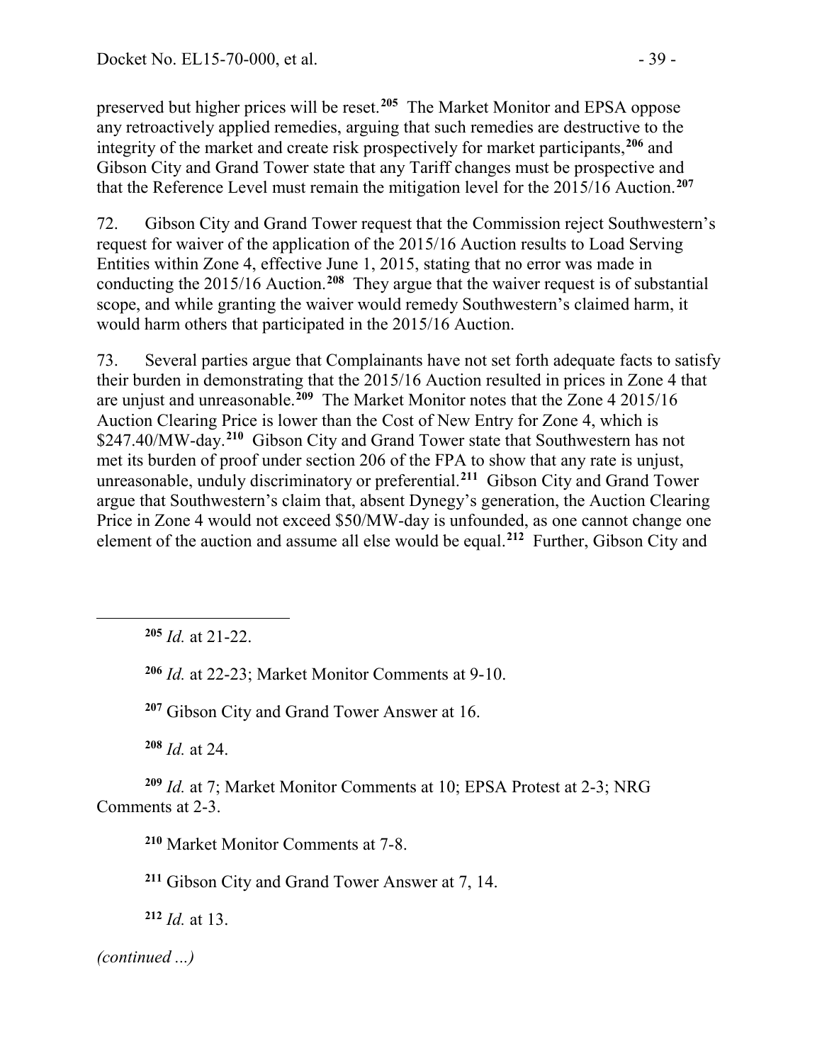preserved but higher prices will be reset.[205] The Market Monitor and EPSA oppose any retroactively applied remedies, arguing that such remedies are destructive to the integrity of the market and create risk prospectively for market participants,[206] and Gibson City and Grand Tower state that any Tariff changes must be prospective and that the Reference Level must remain the mitigation level for the 2015/16 Auction.[207]

72. Gibson City and Grand Tower request that the Commission reject Southwestern's request for waiver of the application of the 2015/16 Auction results to Load Serving Entities within Zone 4, effective June 1, 2015, stating that no error was made in conducting the 2015/16 Auction.[208] They argue that the waiver request is of substantial scope, and while granting the waiver would remedy Southwestern's claimed harm, it would harm others that participated in the 2015/16 Auction.

73. Several parties argue that Complainants have not set forth adequate facts to satisfy their burden in demonstrating that the 2015/16 Auction resulted in prices in Zone 4 that are unjust and unreasonable.[209] The Market Monitor notes that the Zone 4 2015/16 Auction Clearing Price is lower than the Cost of New Entry for Zone 4, which is $247.40/MW-day.[210] Gibson City and Grand Tower state that Southwestern has not met its burden of proof under section 206 of the FPA to show that any rate is unjust, unreasonable, unduly discriminatory or preferential.[211] Gibson City and Grand Tower argue that Southwestern's claim that, absent Dynegy's generation, the Auction Clearing Price in Zone 4 would not exceed $50/MW-day is unfounded, as one cannot change one element of the auction and assume all else would be equal.[212] Further, Gibson City and

---

[205] *Id.* at 21-22.

[206] *Id.* at 22-23; Market Monitor Comments at 9-10.

[207] Gibson City and Grand Tower Answer at 16.

[208] *Id.* at 24.

[209] *Id.* at 7; Market Monitor Comments at 10; EPSA Protest at 2-3; NRG Comments at 2-3.

[210] Market Monitor Comments at 7-8.

[211] Gibson City and Grand Tower Answer at 7, 14.

[212] *Id.* at 13.

*(continued ...)*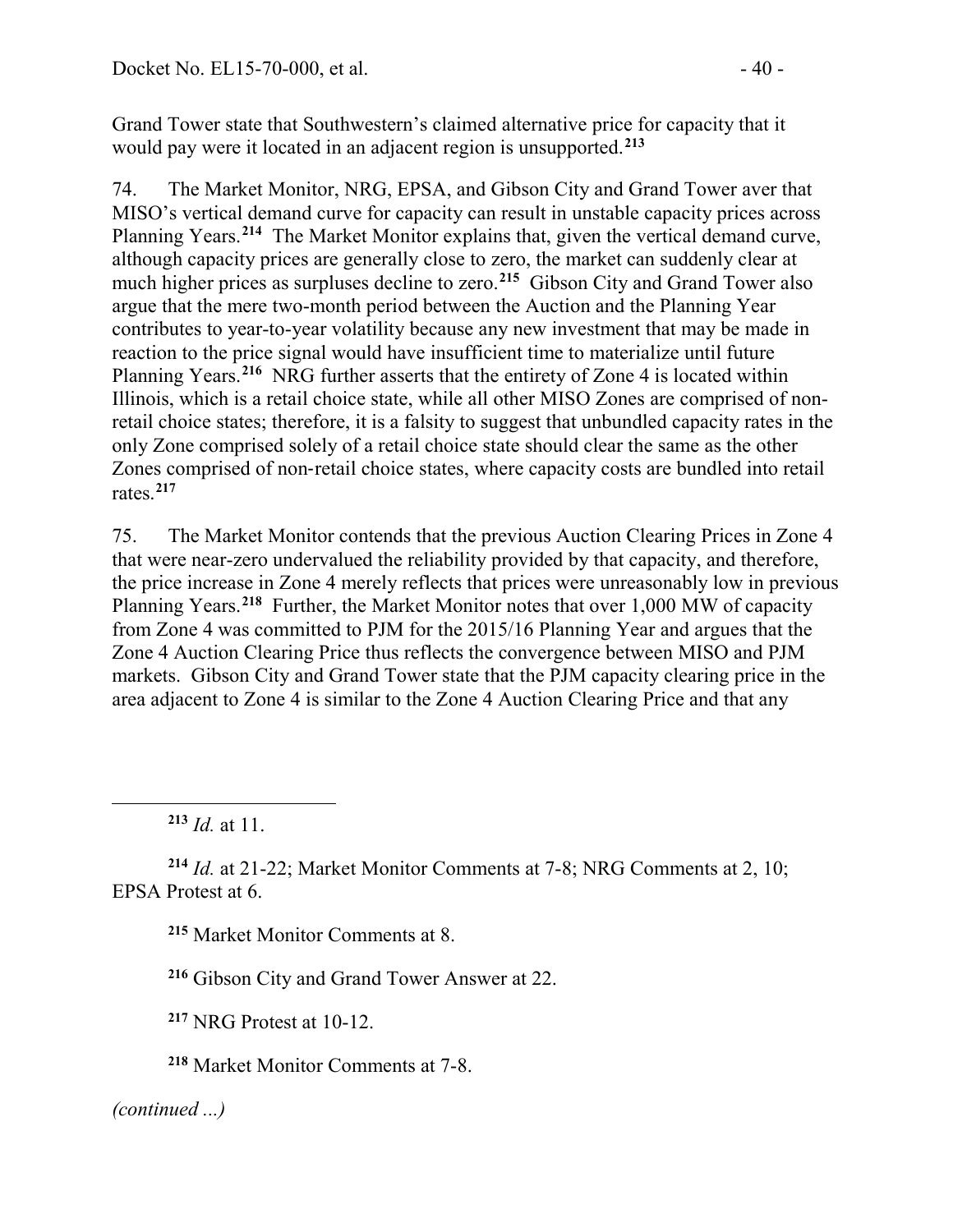Grand Tower state that Southwestern's claimed alternative price for capacity that it would pay were it located in an adjacent region is unsupported.[213]

74. The Market Monitor, NRG, EPSA, and Gibson City and Grand Tower aver that MISO's vertical demand curve for capacity can result in unstable capacity prices across Planning Years.[214] The Market Monitor explains that, given the vertical demand curve, although capacity prices are generally close to zero, the market can suddenly clear at much higher prices as surpluses decline to zero.[215] Gibson City and Grand Tower also argue that the mere two-month period between the Auction and the Planning Year contributes to year-to-year volatility because any new investment that may be made in reaction to the price signal would have insufficient time to materialize until future Planning Years.[216] NRG further asserts that the entirety of Zone 4 is located within Illinois, which is a retail choice state, while all other MISO Zones are comprised of non-retail choice states; therefore, it is a falsity to suggest that unbundled capacity rates in the only Zone comprised solely of a retail choice state should clear the same as the other Zones comprised of non-retail choice states, where capacity costs are bundled into retail rates.[217]

75. The Market Monitor contends that the previous Auction Clearing Prices in Zone 4 that were near-zero undervalued the reliability provided by that capacity, and therefore, the price increase in Zone 4 merely reflects that prices were unreasonably low in previous Planning Years.[218] Further, the Market Monitor notes that over 1,000 MW of capacity from Zone 4 was committed to PJM for the 2015/16 Planning Year and argues that the Zone 4 Auction Clearing Price thus reflects the convergence between MISO and PJM markets. Gibson City and Grand Tower state that the PJM capacity clearing price in the area adjacent to Zone 4 is similar to the Zone 4 Auction Clearing Price and that any

---

[213] *Id.* at 11.

[214] *Id.* at 21-22; Market Monitor Comments at 7-8; NRG Comments at 2, 10; EPSA Protest at 6.

[215] Market Monitor Comments at 8.

[216] Gibson City and Grand Tower Answer at 22.

[217] NRG Protest at 10-12.

[218] Market Monitor Comments at 7-8.

*(continued ...)*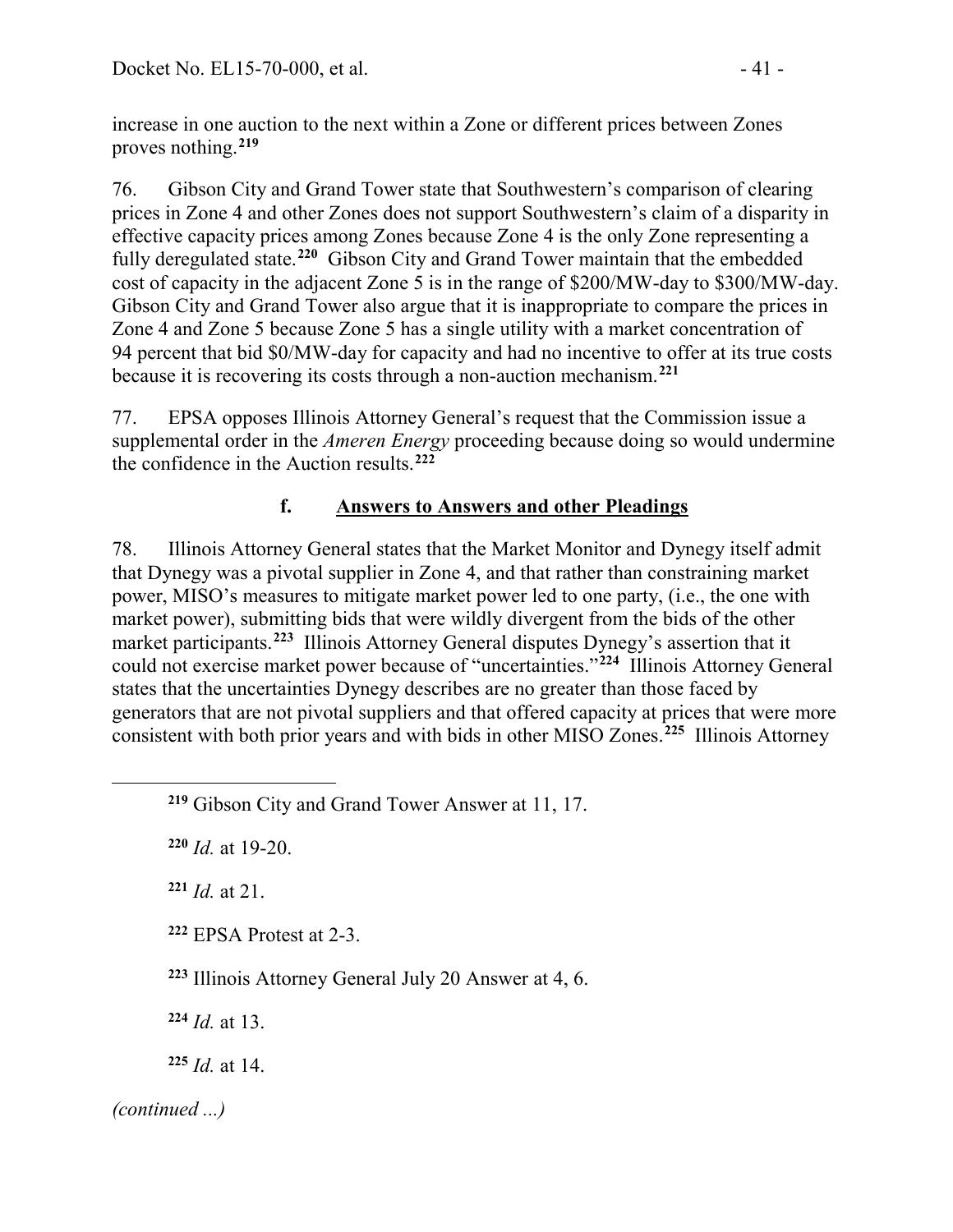increase in one auction to the next within a Zone or different prices between Zones proves nothing.[219]

76. Gibson City and Grand Tower state that Southwestern's comparison of clearing prices in Zone 4 and other Zones does not support Southwestern's claim of a disparity in effective capacity prices among Zones because Zone 4 is the only Zone representing a fully deregulated state.[220] Gibson City and Grand Tower maintain that the embedded cost of capacity in the adjacent Zone 5 is in the range of \$200/MW-day to \$300/MW-day. Gibson City and Grand Tower also argue that it is inappropriate to compare the prices in Zone 4 and Zone 5 because Zone 5 has a single utility with a market concentration of 94 percent that bid \$0/MW-day for capacity and had no incentive to offer at its true costs because it is recovering its costs through a non-auction mechanism.[221]

77. EPSA opposes Illinois Attorney General's request that the Commission issue a supplemental order in the *Ameren Energy* proceeding because doing so would undermine the confidence in the Auction results.[222]

### f. Answers to Answers and other Pleadings

78. Illinois Attorney General states that the Market Monitor and Dynegy itself admit that Dynegy was a pivotal supplier in Zone 4, and that rather than constraining market power, MISO's measures to mitigate market power led to one party, (i.e., the one with market power), submitting bids that were wildly divergent from the bids of the other market participants.[223] Illinois Attorney General disputes Dynegy's assertion that it could not exercise market power because of "uncertainties."[224] Illinois Attorney General states that the uncertainties Dynegy describes are no greater than those faced by generators that are not pivotal suppliers and that offered capacity at prices that were more consistent with both prior years and with bids in other MISO Zones.[225] Illinois Attorney

---

[219] Gibson City and Grand Tower Answer at 11, 17.

[220] *Id.* at 19-20.

[221] *Id.* at 21.

[222] EPSA Protest at 2-3.

[223] Illinois Attorney General July 20 Answer at 4, 6.

[224] *Id.* at 13.

[225] *Id.* at 14.

*(continued ...)*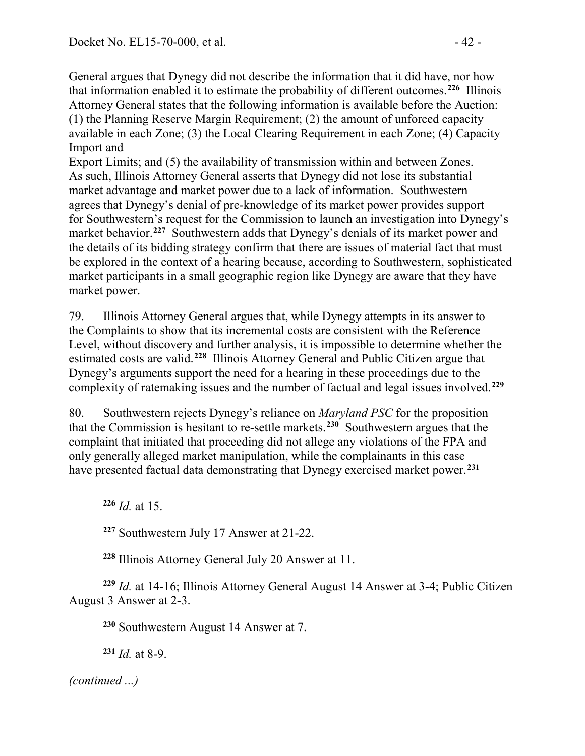General argues that Dynegy did not describe the information that it did have, nor how that information enabled it to estimate the probability of different outcomes.[226] Illinois Attorney General states that the following information is available before the Auction: (1) the Planning Reserve Margin Requirement; (2) the amount of unforced capacity available in each Zone; (3) the Local Clearing Requirement in each Zone; (4) Capacity Import and Export Limits; and (5) the availability of transmission within and between Zones. As such, Illinois Attorney General asserts that Dynegy did not lose its substantial market advantage and market power due to a lack of information. Southwestern agrees that Dynegy's denial of pre-knowledge of its market power provides support for Southwestern's request for the Commission to launch an investigation into Dynegy's market behavior.[227] Southwestern adds that Dynegy's denials of its market power and the details of its bidding strategy confirm that there are issues of material fact that must be explored in the context of a hearing because, according to Southwestern, sophisticated market participants in a small geographic region like Dynegy are aware that they have market power.

79. Illinois Attorney General argues that, while Dynegy attempts in its answer to the Complaints to show that its incremental costs are consistent with the Reference Level, without discovery and further analysis, it is impossible to determine whether the estimated costs are valid.[228] Illinois Attorney General and Public Citizen argue that Dynegy's arguments support the need for a hearing in these proceedings due to the complexity of ratemaking issues and the number of factual and legal issues involved.[229]

80. Southwestern rejects Dynegy's reliance on *Maryland PSC* for the proposition that the Commission is hesitant to re-settle markets.[230] Southwestern argues that the complaint that initiated that proceeding did not allege any violations of the FPA and only generally alleged market manipulation, while the complainants in this case have presented factual data demonstrating that Dynegy exercised market power.[231]

---

[226] *Id.* at 15.

[227] Southwestern July 17 Answer at 21-22.

[228] Illinois Attorney General July 20 Answer at 11.

[229] *Id.* at 14-16; Illinois Attorney General August 14 Answer at 3-4; Public Citizen August 3 Answer at 2-3.

[230] Southwestern August 14 Answer at 7.

[231] *Id.* at 8-9.

*(continued ...)*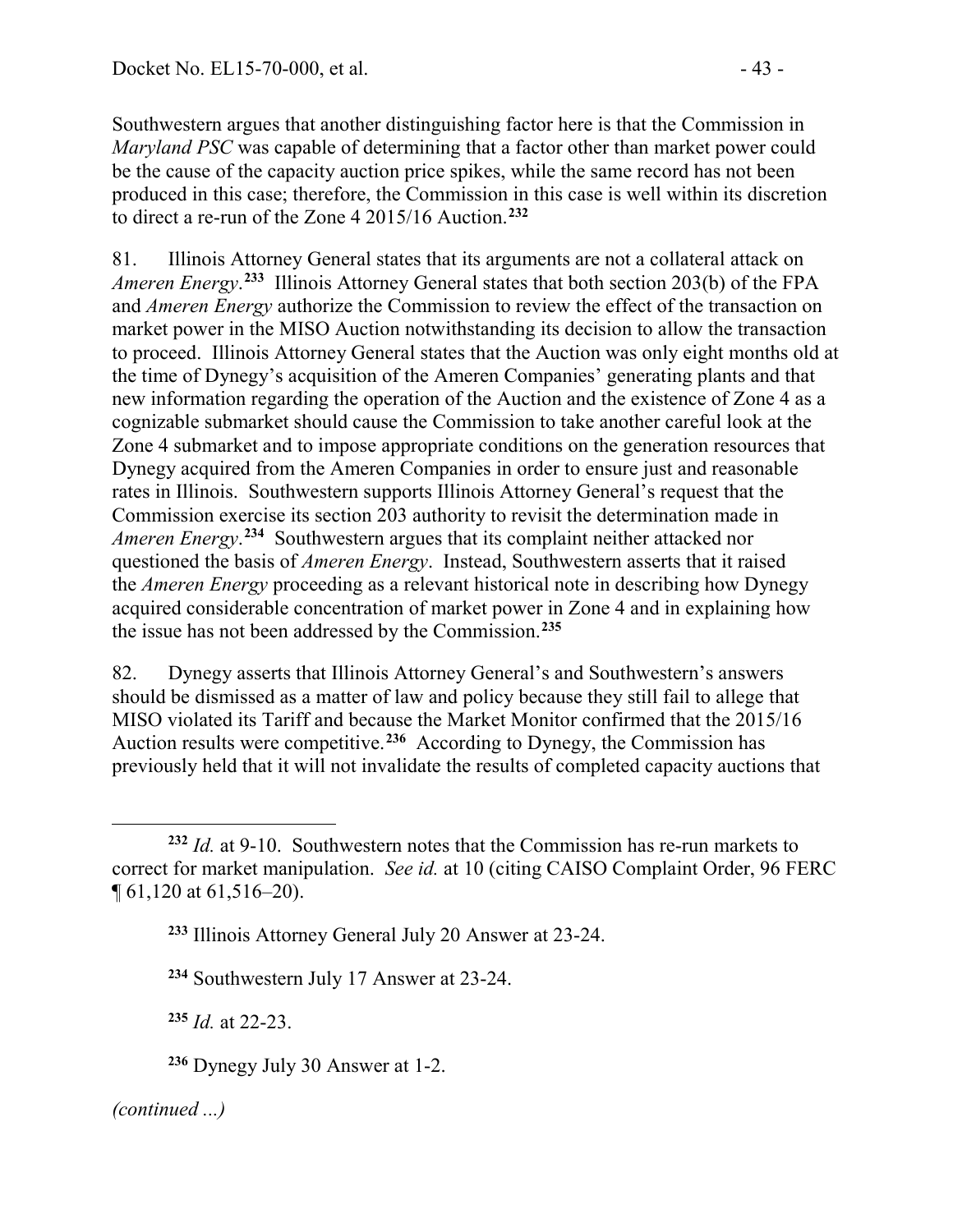Southwestern argues that another distinguishing factor here is that the Commission in *Maryland PSC* was capable of determining that a factor other than market power could be the cause of the capacity auction price spikes, while the same record has not been produced in this case; therefore, the Commission in this case is well within its discretion to direct a re-run of the Zone 4 2015/16 Auction.[232]

81. Illinois Attorney General states that its arguments are not a collateral attack on *Ameren Energy*.[233] Illinois Attorney General states that both section 203(b) of the FPA and *Ameren Energy* authorize the Commission to review the effect of the transaction on market power in the MISO Auction notwithstanding its decision to allow the transaction to proceed. Illinois Attorney General states that the Auction was only eight months old at the time of Dynegy's acquisition of the Ameren Companies' generating plants and that new information regarding the operation of the Auction and the existence of Zone 4 as a cognizable submarket should cause the Commission to take another careful look at the Zone 4 submarket and to impose appropriate conditions on the generation resources that Dynegy acquired from the Ameren Companies in order to ensure just and reasonable rates in Illinois. Southwestern supports Illinois Attorney General's request that the Commission exercise its section 203 authority to revisit the determination made in *Ameren Energy*.[234] Southwestern argues that its complaint neither attacked nor questioned the basis of *Ameren Energy*. Instead, Southwestern asserts that it raised the *Ameren Energy* proceeding as a relevant historical note in describing how Dynegy acquired considerable concentration of market power in Zone 4 and in explaining how the issue has not been addressed by the Commission.[235]

82. Dynegy asserts that Illinois Attorney General's and Southwestern's answers should be dismissed as a matter of law and policy because they still fail to allege that MISO violated its Tariff and because the Market Monitor confirmed that the 2015/16 Auction results were competitive.[236] According to Dynegy, the Commission has previously held that it will not invalidate the results of completed capacity auctions that

---

[232] *Id.* at 9-10. Southwestern notes that the Commission has re-run markets to correct for market manipulation. *See id.* at 10 (citing CAISO Complaint Order, 96 FERC ¶ 61,120 at 61,516–20).

[233] Illinois Attorney General July 20 Answer at 23-24.

[234] Southwestern July 17 Answer at 23-24.

[235] *Id.* at 22-23.

[236] Dynegy July 30 Answer at 1-2.

*(continued ...)*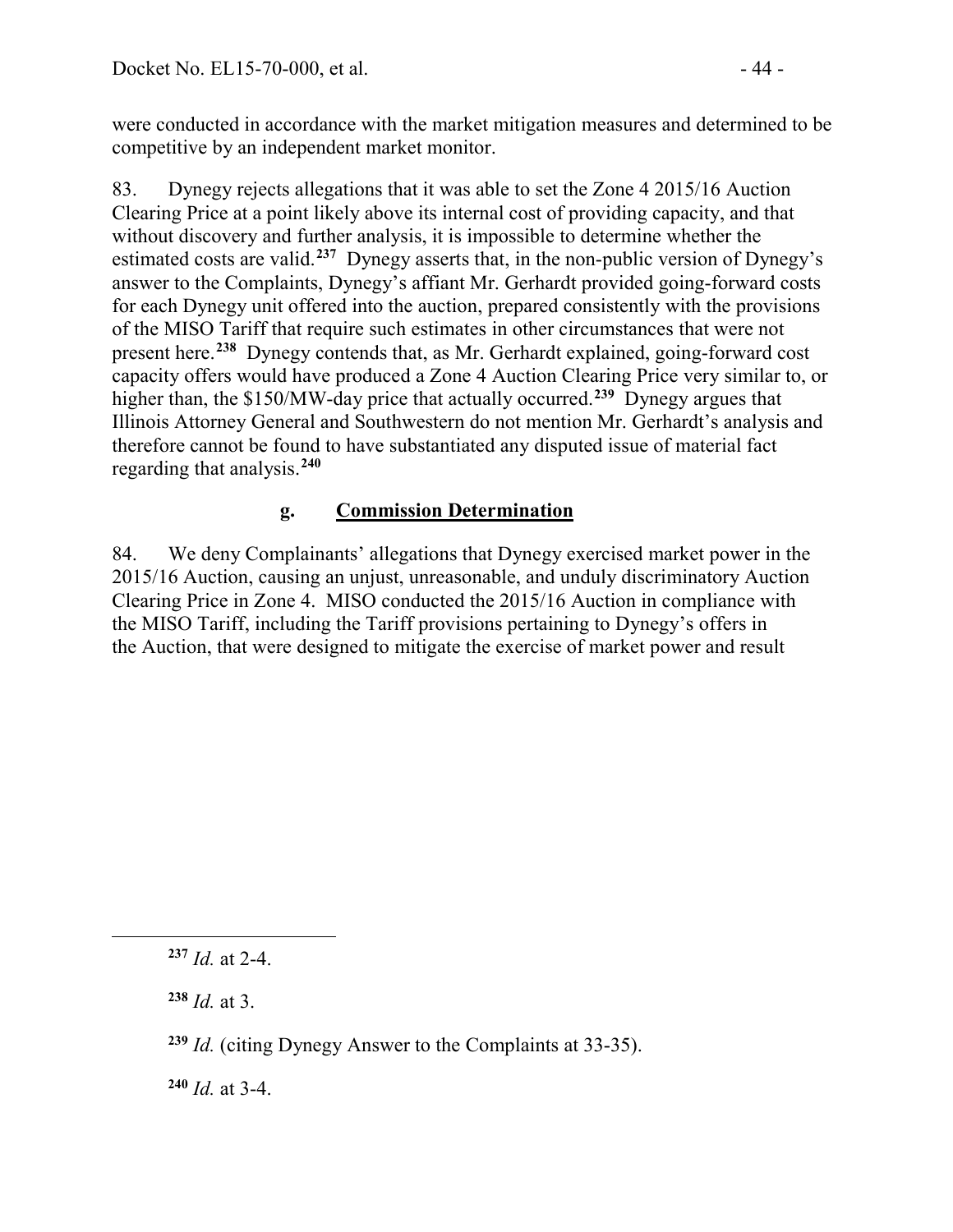were conducted in accordance with the market mitigation measures and determined to be competitive by an independent market monitor.

83. Dynegy rejects allegations that it was able to set the Zone 4 2015/16 Auction Clearing Price at a point likely above its internal cost of providing capacity, and that without discovery and further analysis, it is impossible to determine whether the estimated costs are valid.[237] Dynegy asserts that, in the non-public version of Dynegy's answer to the Complaints, Dynegy's affiant Mr. Gerhardt provided going-forward costs for each Dynegy unit offered into the auction, prepared consistently with the provisions of the MISO Tariff that require such estimates in other circumstances that were not present here.[238] Dynegy contends that, as Mr. Gerhardt explained, going-forward cost capacity offers would have produced a Zone 4 Auction Clearing Price very similar to, or higher than, the $150/MW-day price that actually occurred.[239] Dynegy argues that Illinois Attorney General and Southwestern do not mention Mr. Gerhardt's analysis and therefore cannot be found to have substantiated any disputed issue of material fact regarding that analysis.[240]

### g. Commission Determination

84. We deny Complainants' allegations that Dynegy exercised market power in the 2015/16 Auction, causing an unjust, unreasonable, and unduly discriminatory Auction Clearing Price in Zone 4. MISO conducted the 2015/16 Auction in compliance with the MISO Tariff, including the Tariff provisions pertaining to Dynegy's offers in the Auction, that were designed to mitigate the exercise of market power and result

---

[237] *Id.* at 2-4.

[238] *Id.* at 3.

[239] *Id.* (citing Dynegy Answer to the Complaints at 33-35).

[240] *Id.* at 3-4.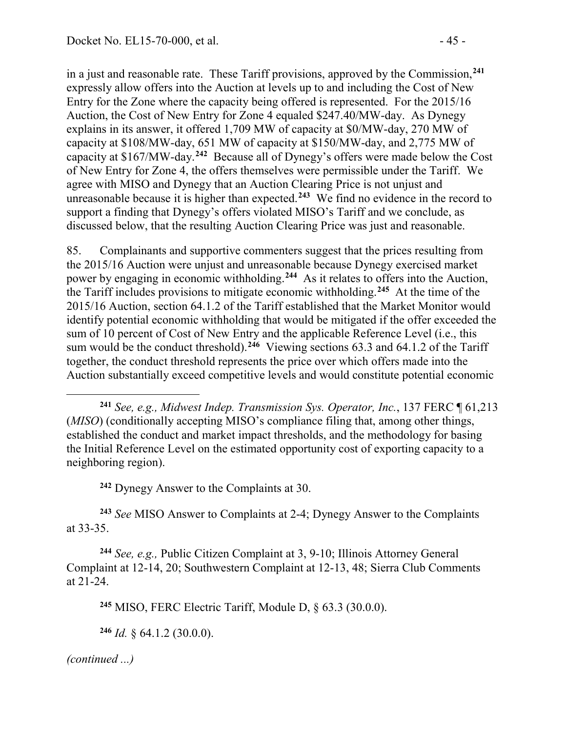in a just and reasonable rate. These Tariff provisions, approved by the Commission,[241] expressly allow offers into the Auction at levels up to and including the Cost of New Entry for the Zone where the capacity being offered is represented. For the 2015/16 Auction, the Cost of New Entry for Zone 4 equaled \$247.40/MW-day. As Dynegy explains in its answer, it offered 1,709 MW of capacity at \$0/MW-day, 270 MW of capacity at \$108/MW-day, 651 MW of capacity at \$150/MW-day, and 2,775 MW of capacity at \$167/MW-day.[242] Because all of Dynegy's offers were made below the Cost of New Entry for Zone 4, the offers themselves were permissible under the Tariff. We agree with MISO and Dynegy that an Auction Clearing Price is not unjust and unreasonable because it is higher than expected.[243] We find no evidence in the record to support a finding that Dynegy's offers violated MISO's Tariff and we conclude, as discussed below, that the resulting Auction Clearing Price was just and reasonable.

85. Complainants and supportive commenters suggest that the prices resulting from the 2015/16 Auction were unjust and unreasonable because Dynegy exercised market power by engaging in economic withholding.[244] As it relates to offers into the Auction, the Tariff includes provisions to mitigate economic withholding.[245] At the time of the 2015/16 Auction, section 64.1.2 of the Tariff established that the Market Monitor would identify potential economic withholding that would be mitigated if the offer exceeded the sum of 10 percent of Cost of New Entry and the applicable Reference Level (i.e., this sum would be the conduct threshold).[246] Viewing sections 63.3 and 64.1.2 of the Tariff together, the conduct threshold represents the price over which offers made into the Auction substantially exceed competitive levels and would constitute potential economic

---

[241] *See, e.g., Midwest Indep. Transmission Sys. Operator, Inc.*, 137 FERC ¶ 61,213 (*MISO*) (conditionally accepting MISO's compliance filing that, among other things, established the conduct and market impact thresholds, and the methodology for basing the Initial Reference Level on the estimated opportunity cost of exporting capacity to a neighboring region).

[242] Dynegy Answer to the Complaints at 30.

[243] *See* MISO Answer to Complaints at 2-4; Dynegy Answer to the Complaints at 33-35.

[244] *See, e.g.,* Public Citizen Complaint at 3, 9-10; Illinois Attorney General Complaint at 12-14, 20; Southwestern Complaint at 12-13, 48; Sierra Club Comments at 21-24.

[245] MISO, FERC Electric Tariff, Module D, § 63.3 (30.0.0).

[246] *Id.* § 64.1.2 (30.0.0).

*(continued ...)*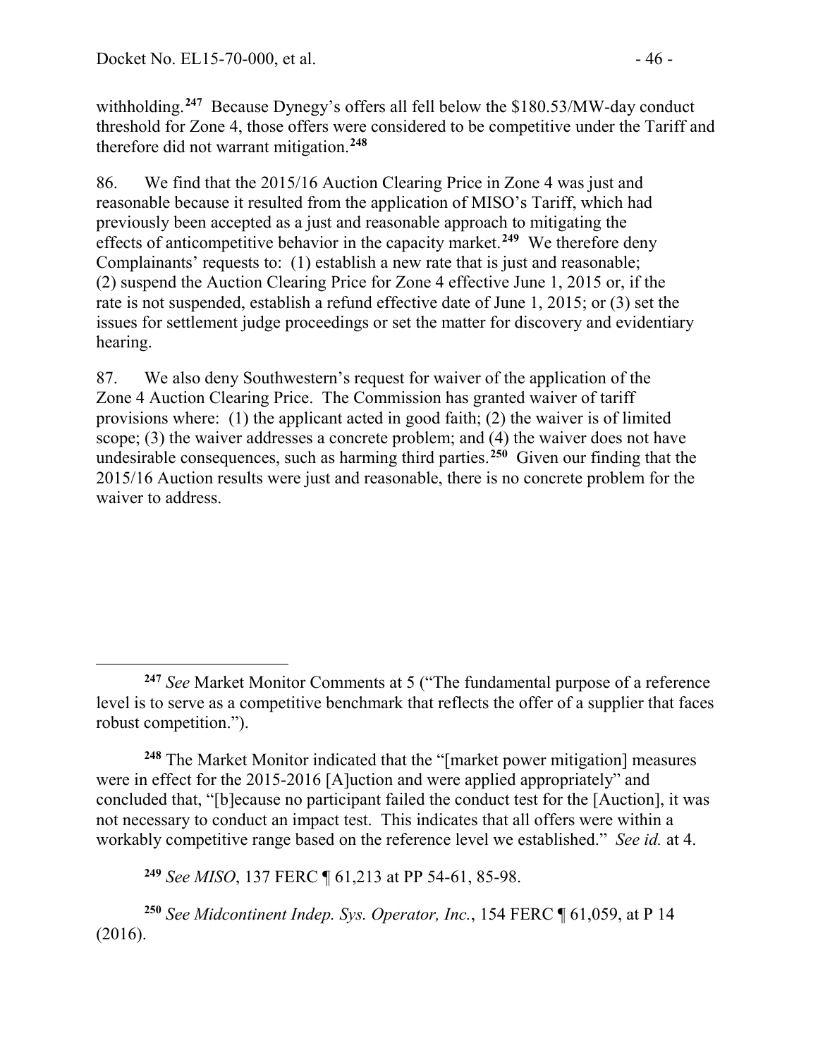withholding.[247] Because Dynegy's offers all fell below the $180.53/MW-day conduct threshold for Zone 4, those offers were considered to be competitive under the Tariff and therefore did not warrant mitigation.[248]

86. We find that the 2015/16 Auction Clearing Price in Zone 4 was just and reasonable because it resulted from the application of MISO's Tariff, which had previously been accepted as a just and reasonable approach to mitigating the effects of anticompetitive behavior in the capacity market.[249] We therefore deny Complainants' requests to: (1) establish a new rate that is just and reasonable; (2) suspend the Auction Clearing Price for Zone 4 effective June 1, 2015 or, if the rate is not suspended, establish a refund effective date of June 1, 2015; or (3) set the issues for settlement judge proceedings or set the matter for discovery and evidentiary hearing.

87. We also deny Southwestern's request for waiver of the application of the Zone 4 Auction Clearing Price. The Commission has granted waiver of tariff provisions where: (1) the applicant acted in good faith; (2) the waiver is of limited scope; (3) the waiver addresses a concrete problem; and (4) the waiver does not have undesirable consequences, such as harming third parties.[250] Given our finding that the 2015/16 Auction results were just and reasonable, there is no concrete problem for the waiver to address.

---

[247] *See* Market Monitor Comments at 5 ("The fundamental purpose of a reference level is to serve as a competitive benchmark that reflects the offer of a supplier that faces robust competition.").

[248] The Market Monitor indicated that the "[market power mitigation] measures were in effect for the 2015-2016 [A]uction and were applied appropriately" and concluded that, "[b]ecause no participant failed the conduct test for the [Auction], it was not necessary to conduct an impact test. This indicates that all offers were within a workably competitive range based on the reference level we established." *See id.* at 4.

[249] *See MISO*, 137 FERC ¶ 61,213 at PP 54-61, 85-98.

[250] *See Midcontinent Indep. Sys. Operator, Inc.*, 154 FERC ¶ 61,059, at P 14 (2016).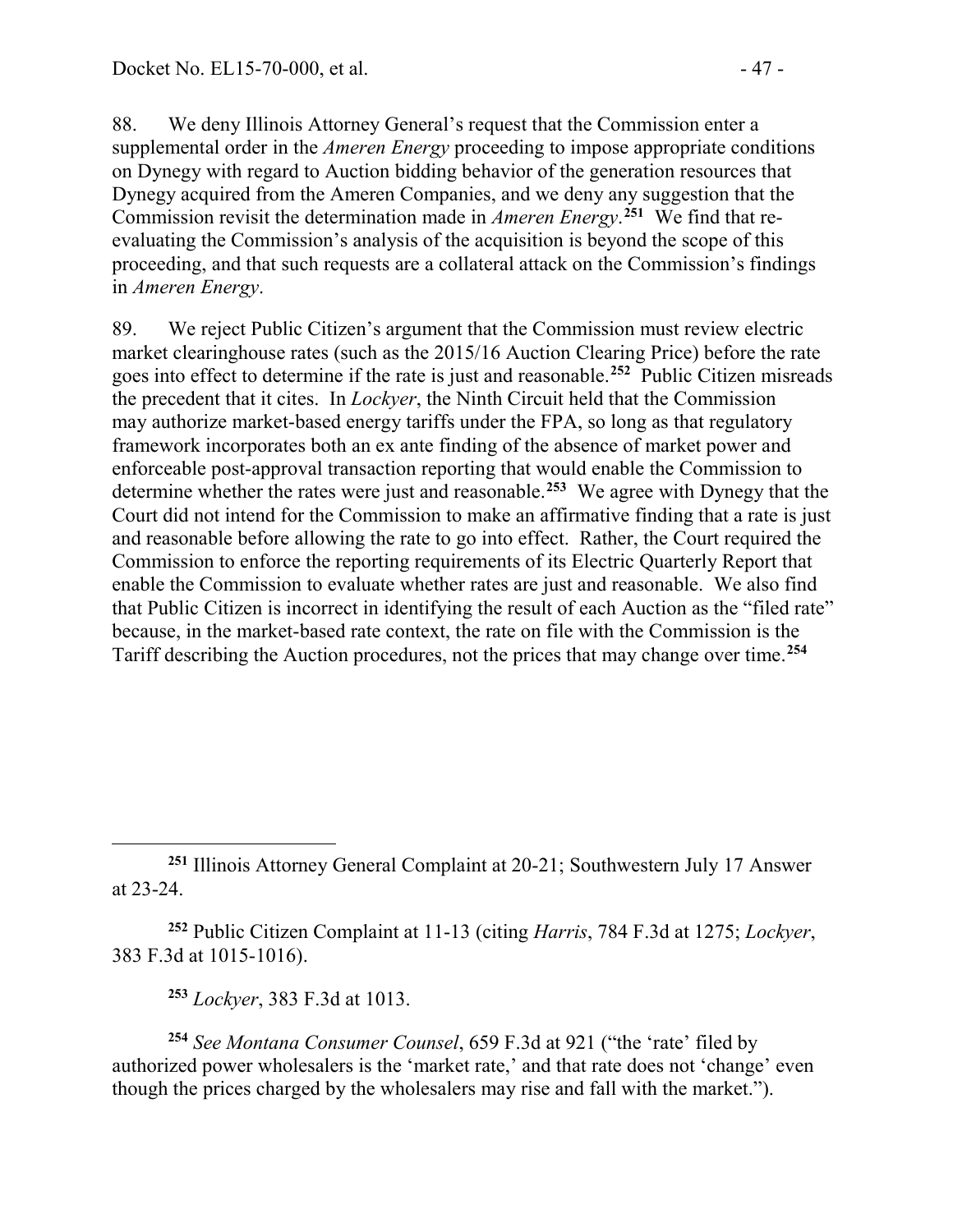88. We deny Illinois Attorney General's request that the Commission enter a supplemental order in the *Ameren Energy* proceeding to impose appropriate conditions on Dynegy with regard to Auction bidding behavior of the generation resources that Dynegy acquired from the Ameren Companies, and we deny any suggestion that the Commission revisit the determination made in *Ameren Energy*.[251] We find that re-evaluating the Commission's analysis of the acquisition is beyond the scope of this proceeding, and that such requests are a collateral attack on the Commission's findings in *Ameren Energy*.

89. We reject Public Citizen's argument that the Commission must review electric market clearinghouse rates (such as the 2015/16 Auction Clearing Price) before the rate goes into effect to determine if the rate is just and reasonable.[252] Public Citizen misreads the precedent that it cites. In *Lockyer*, the Ninth Circuit held that the Commission may authorize market-based energy tariffs under the FPA, so long as that regulatory framework incorporates both an ex ante finding of the absence of market power and enforceable post-approval transaction reporting that would enable the Commission to determine whether the rates were just and reasonable.[253] We agree with Dynegy that the Court did not intend for the Commission to make an affirmative finding that a rate is just and reasonable before allowing the rate to go into effect. Rather, the Court required the Commission to enforce the reporting requirements of its Electric Quarterly Report that enable the Commission to evaluate whether rates are just and reasonable. We also find that Public Citizen is incorrect in identifying the result of each Auction as the "filed rate" because, in the market-based rate context, the rate on file with the Commission is the Tariff describing the Auction procedures, not the prices that may change over time.[254]

---

[251] Illinois Attorney General Complaint at 20-21; Southwestern July 17 Answer at 23-24.

[252] Public Citizen Complaint at 11-13 (citing *Harris*, 784 F.3d at 1275; *Lockyer*, 383 F.3d at 1015-1016).

[253] *Lockyer*, 383 F.3d at 1013.

[254] *See Montana Consumer Counsel*, 659 F.3d at 921 ("the 'rate' filed by authorized power wholesalers is the 'market rate,' and that rate does not 'change' even though the prices charged by the wholesalers may rise and fall with the market.").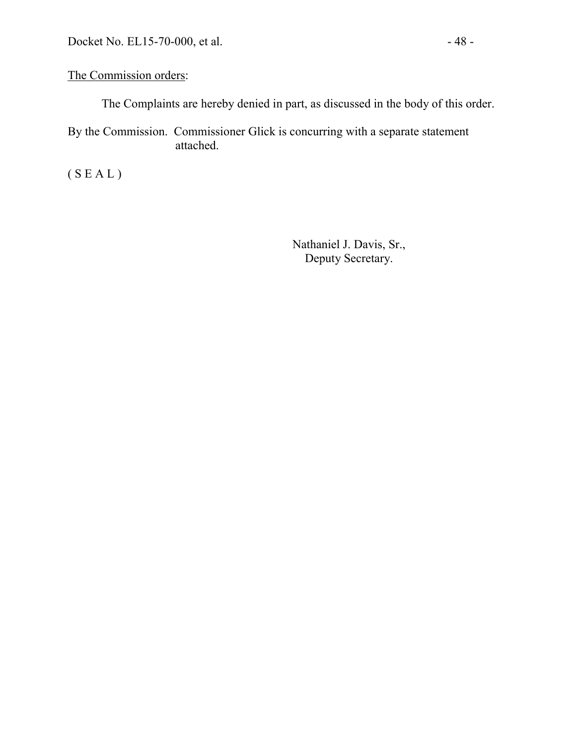The Commission orders:

The Complaints are hereby denied in part, as discussed in the body of this order.

By the Commission. Commissioner Glick is concurring with a separate statement attached.

( S E A L )

Nathaniel J. Davis, Sr.,
Deputy Secretary.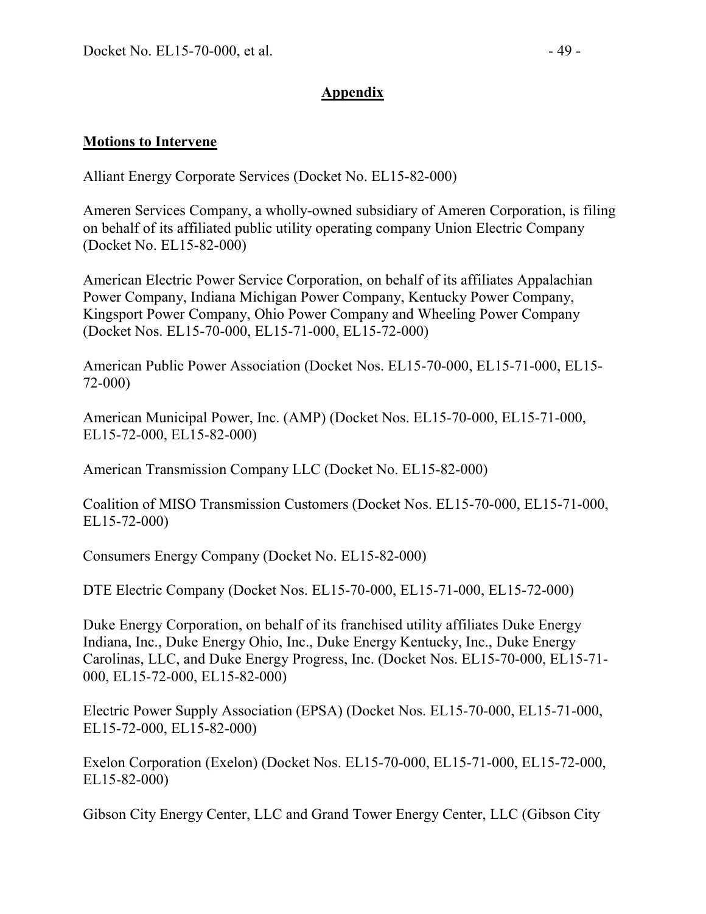## Appendix

### Motions to Intervene

Alliant Energy Corporate Services (Docket No. EL15-82-000)

Ameren Services Company, a wholly-owned subsidiary of Ameren Corporation, is filing on behalf of its affiliated public utility operating company Union Electric Company (Docket No. EL15-82-000)

American Electric Power Service Corporation, on behalf of its affiliates Appalachian Power Company, Indiana Michigan Power Company, Kentucky Power Company, Kingsport Power Company, Ohio Power Company and Wheeling Power Company (Docket Nos. EL15-70-000, EL15-71-000, EL15-72-000)

American Public Power Association (Docket Nos. EL15-70-000, EL15-71-000, EL15-72-000)

American Municipal Power, Inc. (AMP) (Docket Nos. EL15-70-000, EL15-71-000, EL15-72-000, EL15-82-000)

American Transmission Company LLC (Docket No. EL15-82-000)

Coalition of MISO Transmission Customers (Docket Nos. EL15-70-000, EL15-71-000, EL15-72-000)

Consumers Energy Company (Docket No. EL15-82-000)

DTE Electric Company (Docket Nos. EL15-70-000, EL15-71-000, EL15-72-000)

Duke Energy Corporation, on behalf of its franchised utility affiliates Duke Energy Indiana, Inc., Duke Energy Ohio, Inc., Duke Energy Kentucky, Inc., Duke Energy Carolinas, LLC, and Duke Energy Progress, Inc. (Docket Nos. EL15-70-000, EL15-71-000, EL15-72-000, EL15-82-000)

Electric Power Supply Association (EPSA) (Docket Nos. EL15-70-000, EL15-71-000, EL15-72-000, EL15-82-000)

Exelon Corporation (Exelon) (Docket Nos. EL15-70-000, EL15-71-000, EL15-72-000, EL15-82-000)

Gibson City Energy Center, LLC and Grand Tower Energy Center, LLC (Gibson City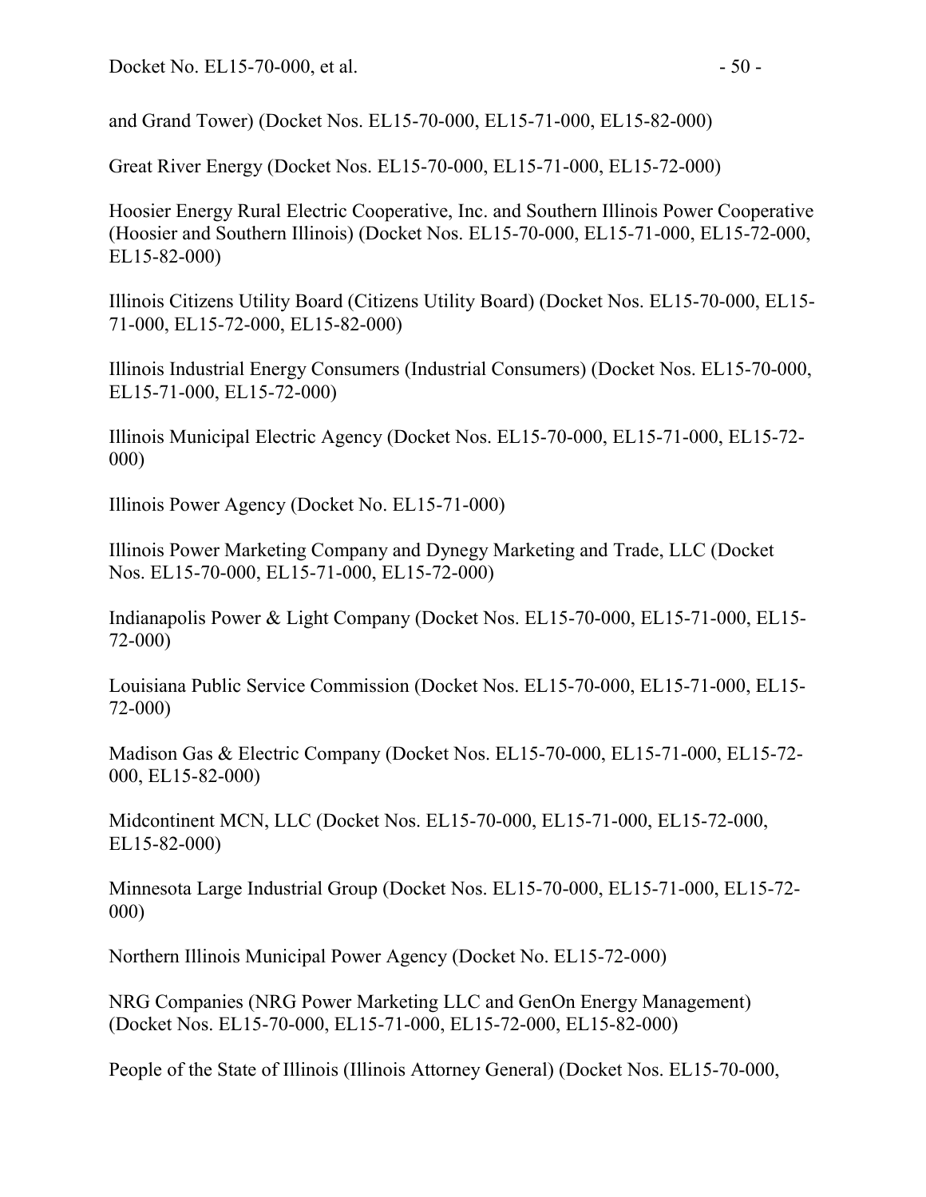and Grand Tower) (Docket Nos. EL15-70-000, EL15-71-000, EL15-82-000)

Great River Energy (Docket Nos. EL15-70-000, EL15-71-000, EL15-72-000)

Hoosier Energy Rural Electric Cooperative, Inc. and Southern Illinois Power Cooperative (Hoosier and Southern Illinois) (Docket Nos. EL15-70-000, EL15-71-000, EL15-72-000, EL15-82-000)

Illinois Citizens Utility Board (Citizens Utility Board) (Docket Nos. EL15-70-000, EL15-71-000, EL15-72-000, EL15-82-000)

Illinois Industrial Energy Consumers (Industrial Consumers) (Docket Nos. EL15-70-000, EL15-71-000, EL15-72-000)

Illinois Municipal Electric Agency (Docket Nos. EL15-70-000, EL15-71-000, EL15-72-000)

Illinois Power Agency (Docket No. EL15-71-000)

Illinois Power Marketing Company and Dynegy Marketing and Trade, LLC (Docket Nos. EL15-70-000, EL15-71-000, EL15-72-000)

Indianapolis Power & Light Company (Docket Nos. EL15-70-000, EL15-71-000, EL15-72-000)

Louisiana Public Service Commission (Docket Nos. EL15-70-000, EL15-71-000, EL15-72-000)

Madison Gas & Electric Company (Docket Nos. EL15-70-000, EL15-71-000, EL15-72-000, EL15-82-000)

Midcontinent MCN, LLC (Docket Nos. EL15-70-000, EL15-71-000, EL15-72-000, EL15-82-000)

Minnesota Large Industrial Group (Docket Nos. EL15-70-000, EL15-71-000, EL15-72-000)

Northern Illinois Municipal Power Agency (Docket No. EL15-72-000)

NRG Companies (NRG Power Marketing LLC and GenOn Energy Management) (Docket Nos. EL15-70-000, EL15-71-000, EL15-72-000, EL15-82-000)

People of the State of Illinois (Illinois Attorney General) (Docket Nos. EL15-70-000,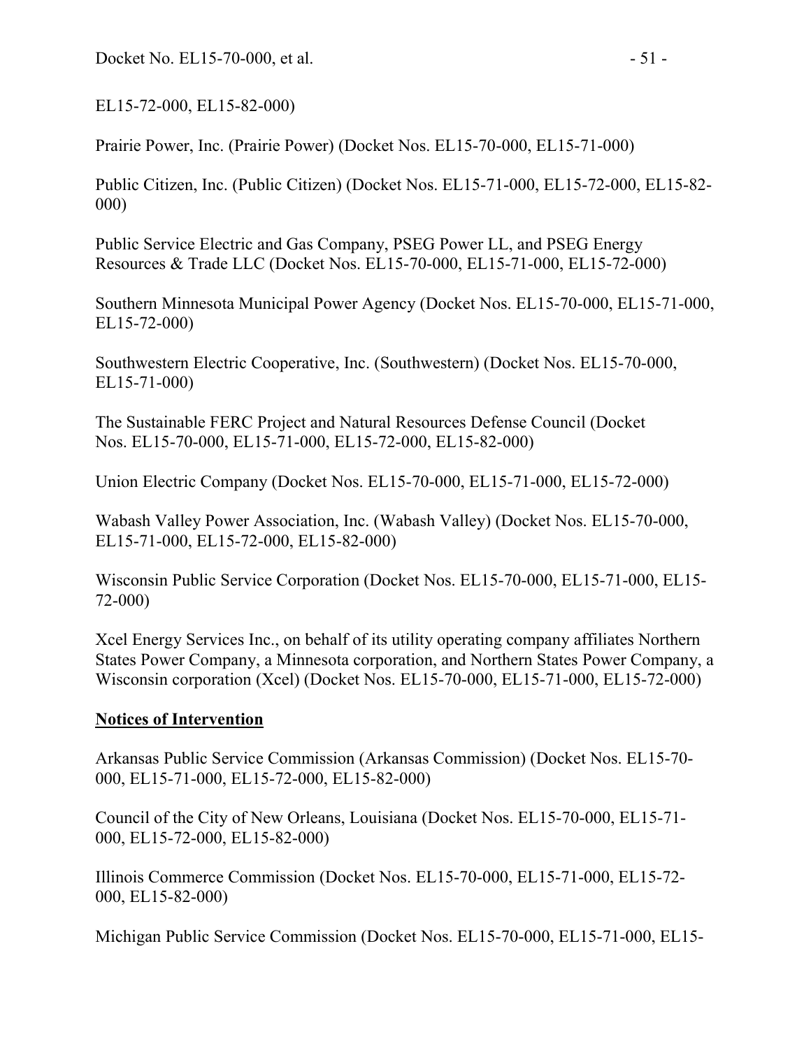EL15-72-000, EL15-82-000)

Prairie Power, Inc. (Prairie Power) (Docket Nos. EL15-70-000, EL15-71-000)

Public Citizen, Inc. (Public Citizen) (Docket Nos. EL15-71-000, EL15-72-000, EL15-82-000)

Public Service Electric and Gas Company, PSEG Power LL, and PSEG Energy Resources & Trade LLC (Docket Nos. EL15-70-000, EL15-71-000, EL15-72-000)

Southern Minnesota Municipal Power Agency (Docket Nos. EL15-70-000, EL15-71-000, EL15-72-000)

Southwestern Electric Cooperative, Inc. (Southwestern) (Docket Nos. EL15-70-000, EL15-71-000)

The Sustainable FERC Project and Natural Resources Defense Council (Docket Nos. EL15-70-000, EL15-71-000, EL15-72-000, EL15-82-000)

Union Electric Company (Docket Nos. EL15-70-000, EL15-71-000, EL15-72-000)

Wabash Valley Power Association, Inc. (Wabash Valley) (Docket Nos. EL15-70-000, EL15-71-000, EL15-72-000, EL15-82-000)

Wisconsin Public Service Corporation (Docket Nos. EL15-70-000, EL15-71-000, EL15-72-000)

Xcel Energy Services Inc., on behalf of its utility operating company affiliates Northern States Power Company, a Minnesota corporation, and Northern States Power Company, a Wisconsin corporation (Xcel) (Docket Nos. EL15-70-000, EL15-71-000, EL15-72-000)

**Notices of Intervention**

Arkansas Public Service Commission (Arkansas Commission) (Docket Nos. EL15-70-000, EL15-71-000, EL15-72-000, EL15-82-000)

Council of the City of New Orleans, Louisiana (Docket Nos. EL15-70-000, EL15-71-000, EL15-72-000, EL15-82-000)

Illinois Commerce Commission (Docket Nos. EL15-70-000, EL15-71-000, EL15-72-000, EL15-82-000)

Michigan Public Service Commission (Docket Nos. EL15-70-000, EL15-71-000, EL15-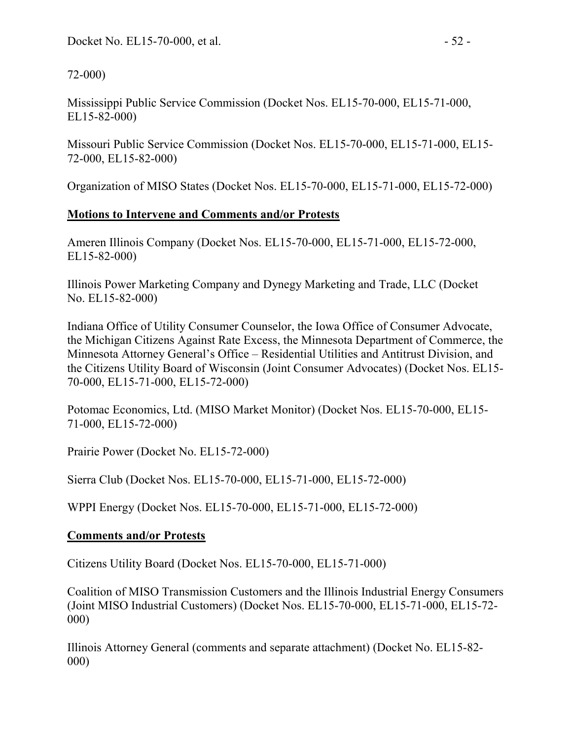72-000)

Mississippi Public Service Commission (Docket Nos. EL15-70-000, EL15-71-000, EL15-82-000)

Missouri Public Service Commission (Docket Nos. EL15-70-000, EL15-71-000, EL15-72-000, EL15-82-000)

Organization of MISO States (Docket Nos. EL15-70-000, EL15-71-000, EL15-72-000)

**Motions to Intervene and Comments and/or Protests**

Ameren Illinois Company (Docket Nos. EL15-70-000, EL15-71-000, EL15-72-000, EL15-82-000)

Illinois Power Marketing Company and Dynegy Marketing and Trade, LLC (Docket No. EL15-82-000)

Indiana Office of Utility Consumer Counselor, the Iowa Office of Consumer Advocate, the Michigan Citizens Against Rate Excess, the Minnesota Department of Commerce, the Minnesota Attorney General's Office – Residential Utilities and Antitrust Division, and the Citizens Utility Board of Wisconsin (Joint Consumer Advocates) (Docket Nos. EL15-70-000, EL15-71-000, EL15-72-000)

Potomac Economics, Ltd. (MISO Market Monitor) (Docket Nos. EL15-70-000, EL15-71-000, EL15-72-000)

Prairie Power (Docket No. EL15-72-000)

Sierra Club (Docket Nos. EL15-70-000, EL15-71-000, EL15-72-000)

WPPI Energy (Docket Nos. EL15-70-000, EL15-71-000, EL15-72-000)

**Comments and/or Protests**

Citizens Utility Board (Docket Nos. EL15-70-000, EL15-71-000)

Coalition of MISO Transmission Customers and the Illinois Industrial Energy Consumers (Joint MISO Industrial Customers) (Docket Nos. EL15-70-000, EL15-71-000, EL15-72-000)

Illinois Attorney General (comments and separate attachment) (Docket No. EL15-82-000)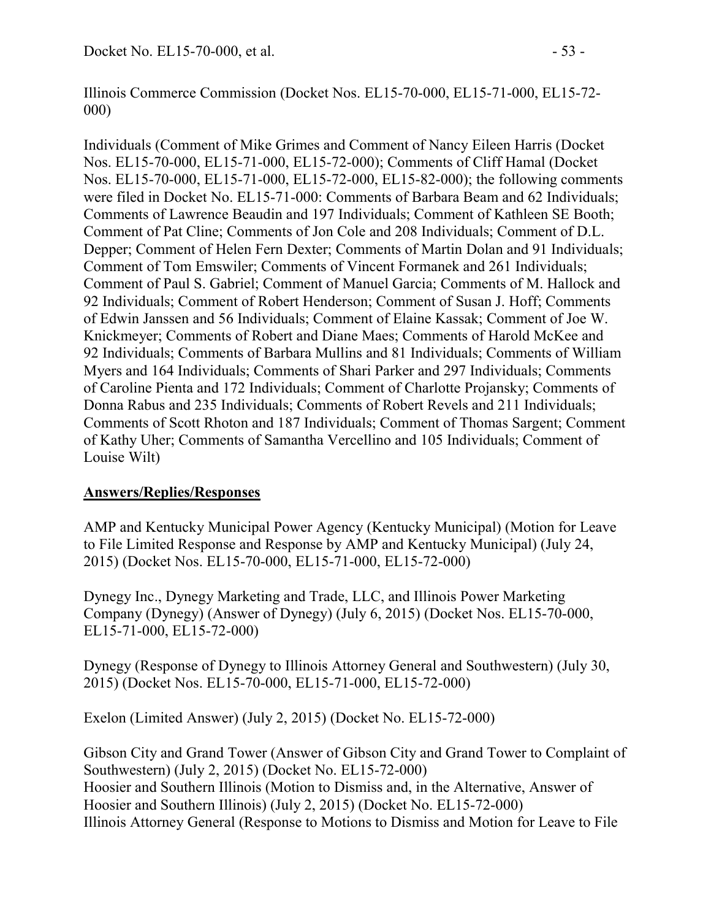Illinois Commerce Commission (Docket Nos. EL15-70-000, EL15-71-000, EL15-72-000)

Individuals (Comment of Mike Grimes and Comment of Nancy Eileen Harris (Docket Nos. EL15-70-000, EL15-71-000, EL15-72-000); Comments of Cliff Hamal (Docket Nos. EL15-70-000, EL15-71-000, EL15-72-000, EL15-82-000); the following comments were filed in Docket No. EL15-71-000: Comments of Barbara Beam and 62 Individuals; Comments of Lawrence Beaudin and 197 Individuals; Comment of Kathleen SE Booth; Comment of Pat Cline; Comments of Jon Cole and 208 Individuals; Comment of D.L. Depper; Comment of Helen Fern Dexter; Comments of Martin Dolan and 91 Individuals; Comment of Tom Emswiler; Comments of Vincent Formanek and 261 Individuals; Comment of Paul S. Gabriel; Comment of Manuel Garcia; Comments of M. Hallock and 92 Individuals; Comment of Robert Henderson; Comment of Susan J. Hoff; Comments of Edwin Janssen and 56 Individuals; Comment of Elaine Kassak; Comment of Joe W. Knickmeyer; Comments of Robert and Diane Maes; Comments of Harold McKee and 92 Individuals; Comments of Barbara Mullins and 81 Individuals; Comments of William Myers and 164 Individuals; Comments of Shari Parker and 297 Individuals; Comments of Caroline Pienta and 172 Individuals; Comment of Charlotte Projansky; Comments of Donna Rabus and 235 Individuals; Comments of Robert Revels and 211 Individuals; Comments of Scott Rhoton and 187 Individuals; Comment of Thomas Sargent; Comment of Kathy Uher; Comments of Samantha Vercellino and 105 Individuals; Comment of Louise Wilt)

**Answers/Replies/Responses**

AMP and Kentucky Municipal Power Agency (Kentucky Municipal) (Motion for Leave to File Limited Response and Response by AMP and Kentucky Municipal) (July 24, 2015) (Docket Nos. EL15-70-000, EL15-71-000, EL15-72-000)

Dynegy Inc., Dynegy Marketing and Trade, LLC, and Illinois Power Marketing Company (Dynegy) (Answer of Dynegy) (July 6, 2015) (Docket Nos. EL15-70-000, EL15-71-000, EL15-72-000)

Dynegy (Response of Dynegy to Illinois Attorney General and Southwestern) (July 30, 2015) (Docket Nos. EL15-70-000, EL15-71-000, EL15-72-000)

Exelon (Limited Answer) (July 2, 2015) (Docket No. EL15-72-000)

Gibson City and Grand Tower (Answer of Gibson City and Grand Tower to Complaint of Southwestern) (July 2, 2015) (Docket No. EL15-72-000)

Hoosier and Southern Illinois (Motion to Dismiss and, in the Alternative, Answer of Hoosier and Southern Illinois) (July 2, 2015) (Docket No. EL15-72-000)

Illinois Attorney General (Response to Motions to Dismiss and Motion for Leave to File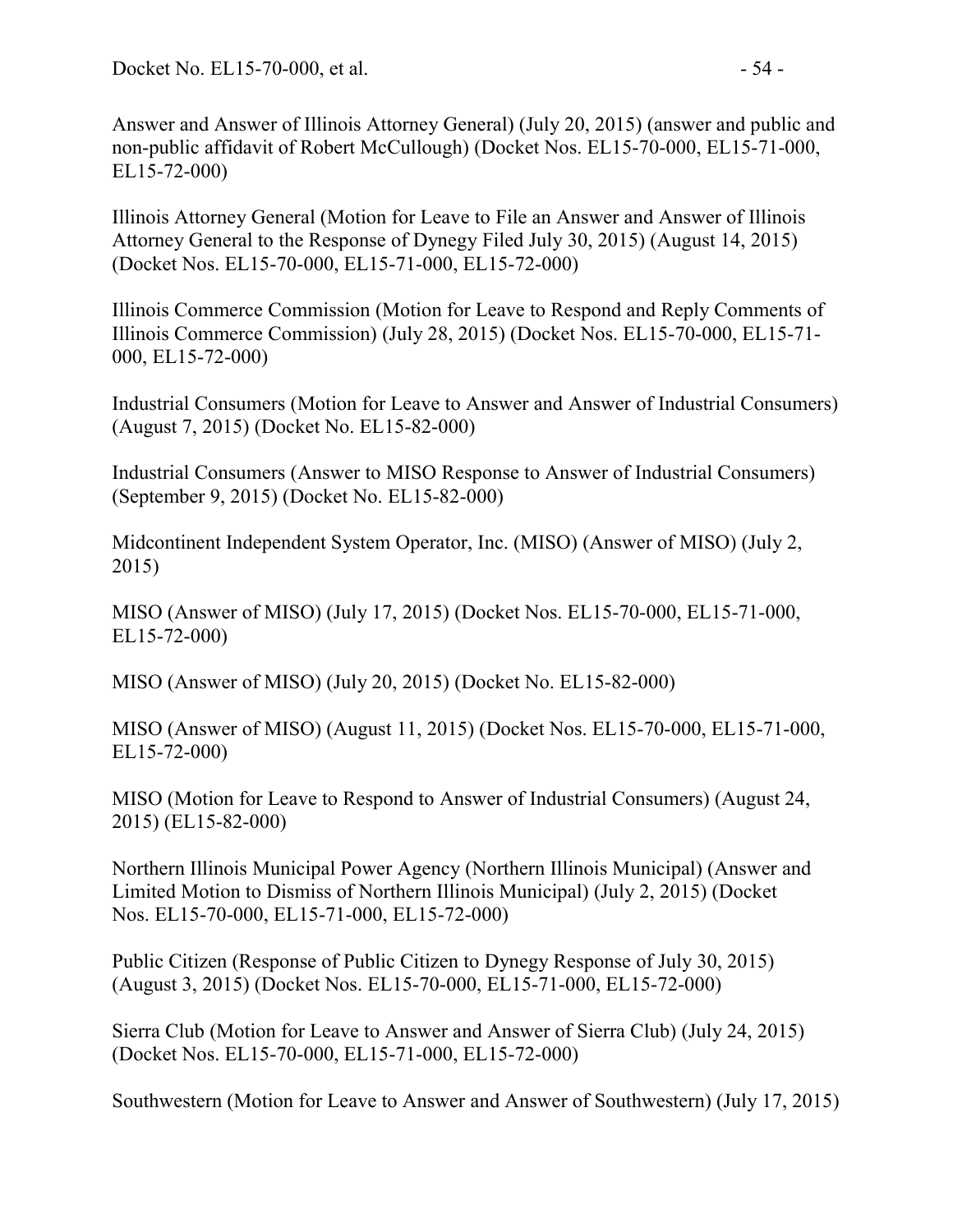Answer and Answer of Illinois Attorney General) (July 20, 2015) (answer and public and non-public affidavit of Robert McCullough) (Docket Nos. EL15-70-000, EL15-71-000, EL15-72-000)

Illinois Attorney General (Motion for Leave to File an Answer and Answer of Illinois Attorney General to the Response of Dynegy Filed July 30, 2015) (August 14, 2015) (Docket Nos. EL15-70-000, EL15-71-000, EL15-72-000)

Illinois Commerce Commission (Motion for Leave to Respond and Reply Comments of Illinois Commerce Commission) (July 28, 2015) (Docket Nos. EL15-70-000, EL15-71-000, EL15-72-000)

Industrial Consumers (Motion for Leave to Answer and Answer of Industrial Consumers) (August 7, 2015) (Docket No. EL15-82-000)

Industrial Consumers (Answer to MISO Response to Answer of Industrial Consumers) (September 9, 2015) (Docket No. EL15-82-000)

Midcontinent Independent System Operator, Inc. (MISO) (Answer of MISO) (July 2, 2015)

MISO (Answer of MISO) (July 17, 2015) (Docket Nos. EL15-70-000, EL15-71-000, EL15-72-000)

MISO (Answer of MISO) (July 20, 2015) (Docket No. EL15-82-000)

MISO (Answer of MISO) (August 11, 2015) (Docket Nos. EL15-70-000, EL15-71-000, EL15-72-000)

MISO (Motion for Leave to Respond to Answer of Industrial Consumers) (August 24, 2015) (EL15-82-000)

Northern Illinois Municipal Power Agency (Northern Illinois Municipal) (Answer and Limited Motion to Dismiss of Northern Illinois Municipal) (July 2, 2015) (Docket Nos. EL15-70-000, EL15-71-000, EL15-72-000)

Public Citizen (Response of Public Citizen to Dynegy Response of July 30, 2015) (August 3, 2015) (Docket Nos. EL15-70-000, EL15-71-000, EL15-72-000)

Sierra Club (Motion for Leave to Answer and Answer of Sierra Club) (July 24, 2015) (Docket Nos. EL15-70-000, EL15-71-000, EL15-72-000)

Southwestern (Motion for Leave to Answer and Answer of Southwestern) (July 17, 2015)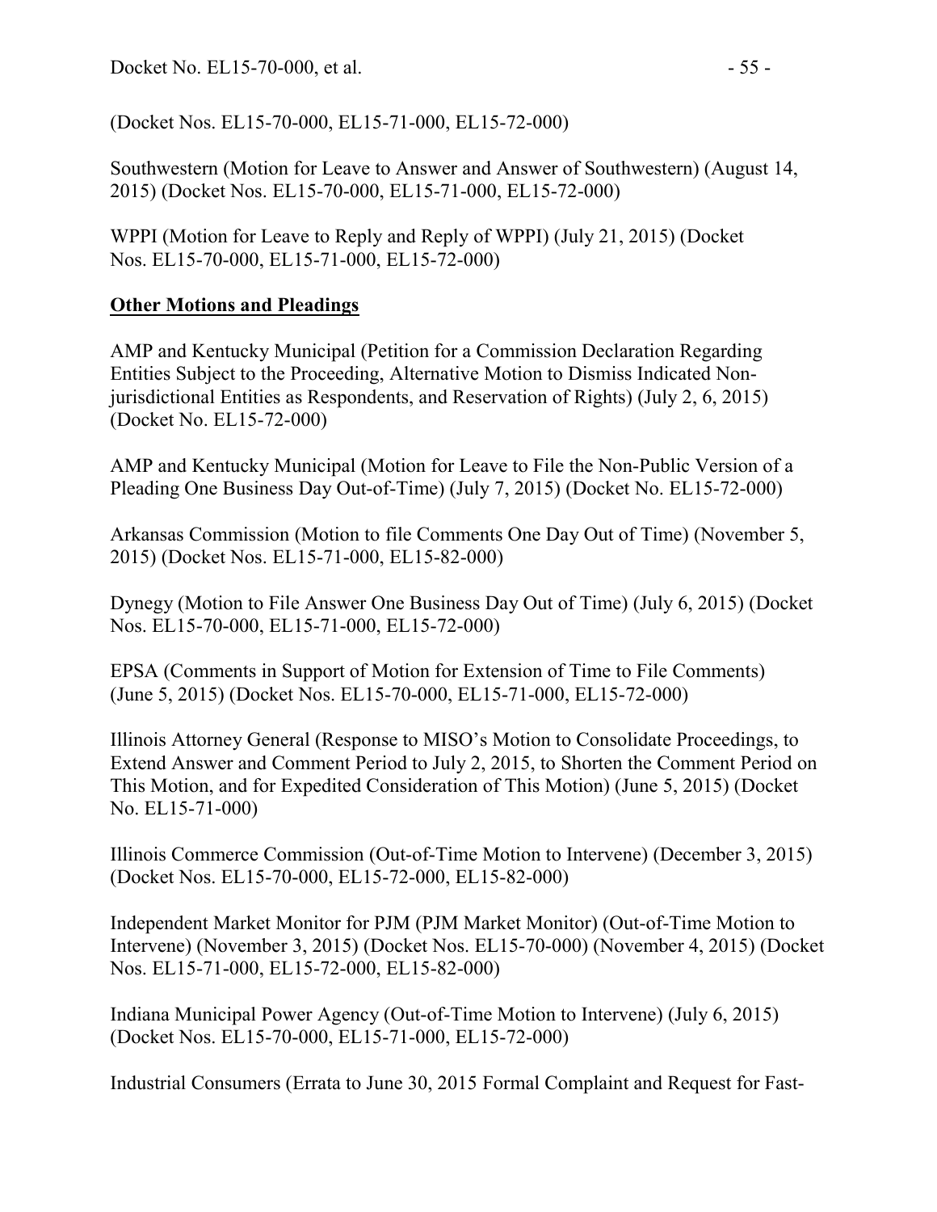(Docket Nos. EL15-70-000, EL15-71-000, EL15-72-000)

Southwestern (Motion for Leave to Answer and Answer of Southwestern) (August 14, 2015) (Docket Nos. EL15-70-000, EL15-71-000, EL15-72-000)

WPPI (Motion for Leave to Reply and Reply of WPPI) (July 21, 2015) (Docket Nos. EL15-70-000, EL15-71-000, EL15-72-000)

**Other Motions and Pleadings**

AMP and Kentucky Municipal (Petition for a Commission Declaration Regarding Entities Subject to the Proceeding, Alternative Motion to Dismiss Indicated Non-jurisdictional Entities as Respondents, and Reservation of Rights) (July 2, 6, 2015) (Docket No. EL15-72-000)

AMP and Kentucky Municipal (Motion for Leave to File the Non-Public Version of a Pleading One Business Day Out-of-Time) (July 7, 2015) (Docket No. EL15-72-000)

Arkansas Commission (Motion to file Comments One Day Out of Time) (November 5, 2015) (Docket Nos. EL15-71-000, EL15-82-000)

Dynegy (Motion to File Answer One Business Day Out of Time) (July 6, 2015) (Docket Nos. EL15-70-000, EL15-71-000, EL15-72-000)

EPSA (Comments in Support of Motion for Extension of Time to File Comments) (June 5, 2015) (Docket Nos. EL15-70-000, EL15-71-000, EL15-72-000)

Illinois Attorney General (Response to MISO's Motion to Consolidate Proceedings, to Extend Answer and Comment Period to July 2, 2015, to Shorten the Comment Period on This Motion, and for Expedited Consideration of This Motion) (June 5, 2015) (Docket No. EL15-71-000)

Illinois Commerce Commission (Out-of-Time Motion to Intervene) (December 3, 2015) (Docket Nos. EL15-70-000, EL15-72-000, EL15-82-000)

Independent Market Monitor for PJM (PJM Market Monitor) (Out-of-Time Motion to Intervene) (November 3, 2015) (Docket Nos. EL15-70-000) (November 4, 2015) (Docket Nos. EL15-71-000, EL15-72-000, EL15-82-000)

Indiana Municipal Power Agency (Out-of-Time Motion to Intervene) (July 6, 2015) (Docket Nos. EL15-70-000, EL15-71-000, EL15-72-000)

Industrial Consumers (Errata to June 30, 2015 Formal Complaint and Request for Fast-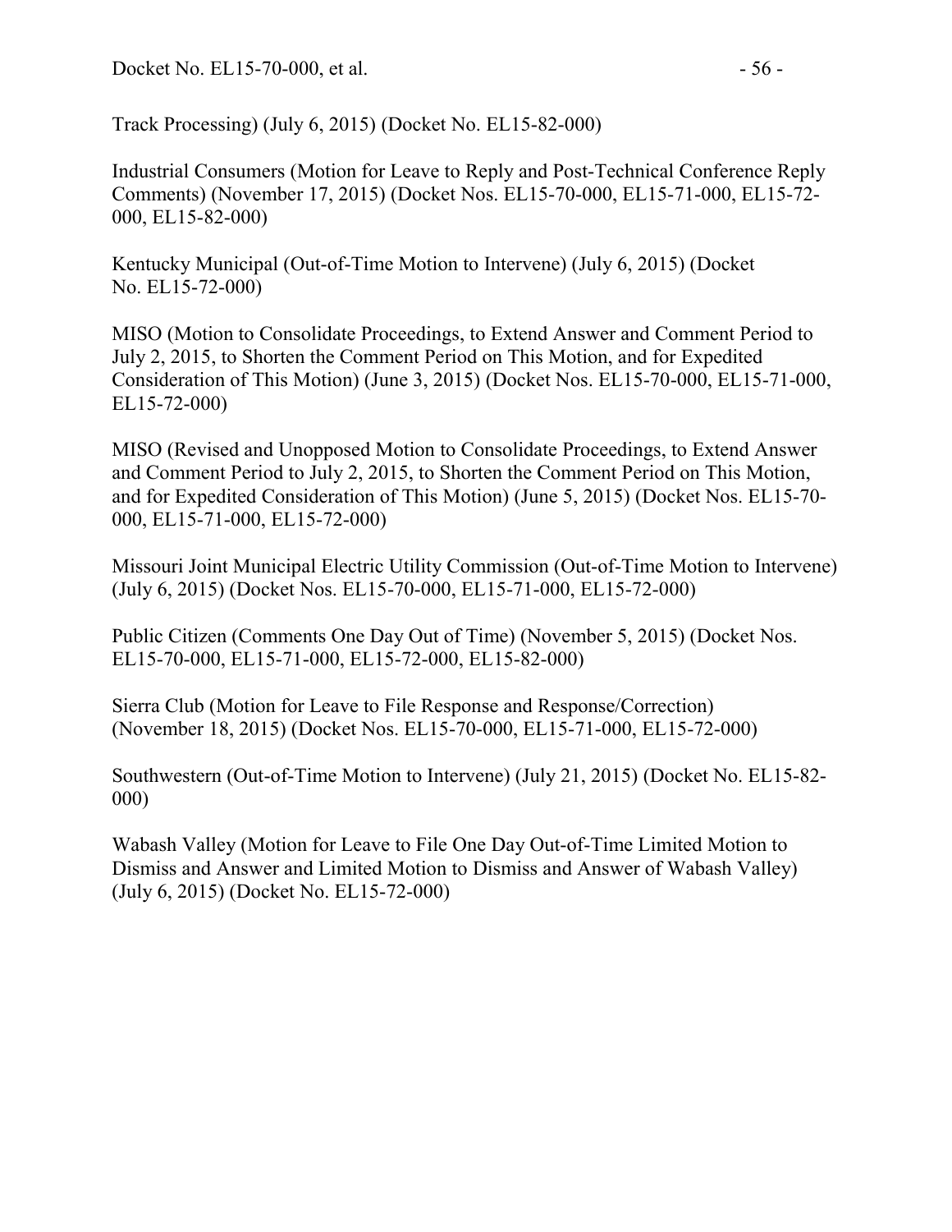Track Processing) (July 6, 2015) (Docket No. EL15-82-000)

Industrial Consumers (Motion for Leave to Reply and Post-Technical Conference Reply Comments) (November 17, 2015) (Docket Nos. EL15-70-000, EL15-71-000, EL15-72-000, EL15-82-000)

Kentucky Municipal (Out-of-Time Motion to Intervene) (July 6, 2015) (Docket No. EL15-72-000)

MISO (Motion to Consolidate Proceedings, to Extend Answer and Comment Period to July 2, 2015, to Shorten the Comment Period on This Motion, and for Expedited Consideration of This Motion) (June 3, 2015) (Docket Nos. EL15-70-000, EL15-71-000, EL15-72-000)

MISO (Revised and Unopposed Motion to Consolidate Proceedings, to Extend Answer and Comment Period to July 2, 2015, to Shorten the Comment Period on This Motion, and for Expedited Consideration of This Motion) (June 5, 2015) (Docket Nos. EL15-70-000, EL15-71-000, EL15-72-000)

Missouri Joint Municipal Electric Utility Commission (Out-of-Time Motion to Intervene) (July 6, 2015) (Docket Nos. EL15-70-000, EL15-71-000, EL15-72-000)

Public Citizen (Comments One Day Out of Time) (November 5, 2015) (Docket Nos. EL15-70-000, EL15-71-000, EL15-72-000, EL15-82-000)

Sierra Club (Motion for Leave to File Response and Response/Correction) (November 18, 2015) (Docket Nos. EL15-70-000, EL15-71-000, EL15-72-000)

Southwestern (Out-of-Time Motion to Intervene) (July 21, 2015) (Docket No. EL15-82-000)

Wabash Valley (Motion for Leave to File One Day Out-of-Time Limited Motion to Dismiss and Answer and Limited Motion to Dismiss and Answer of Wabash Valley) (July 6, 2015) (Docket No. EL15-72-000)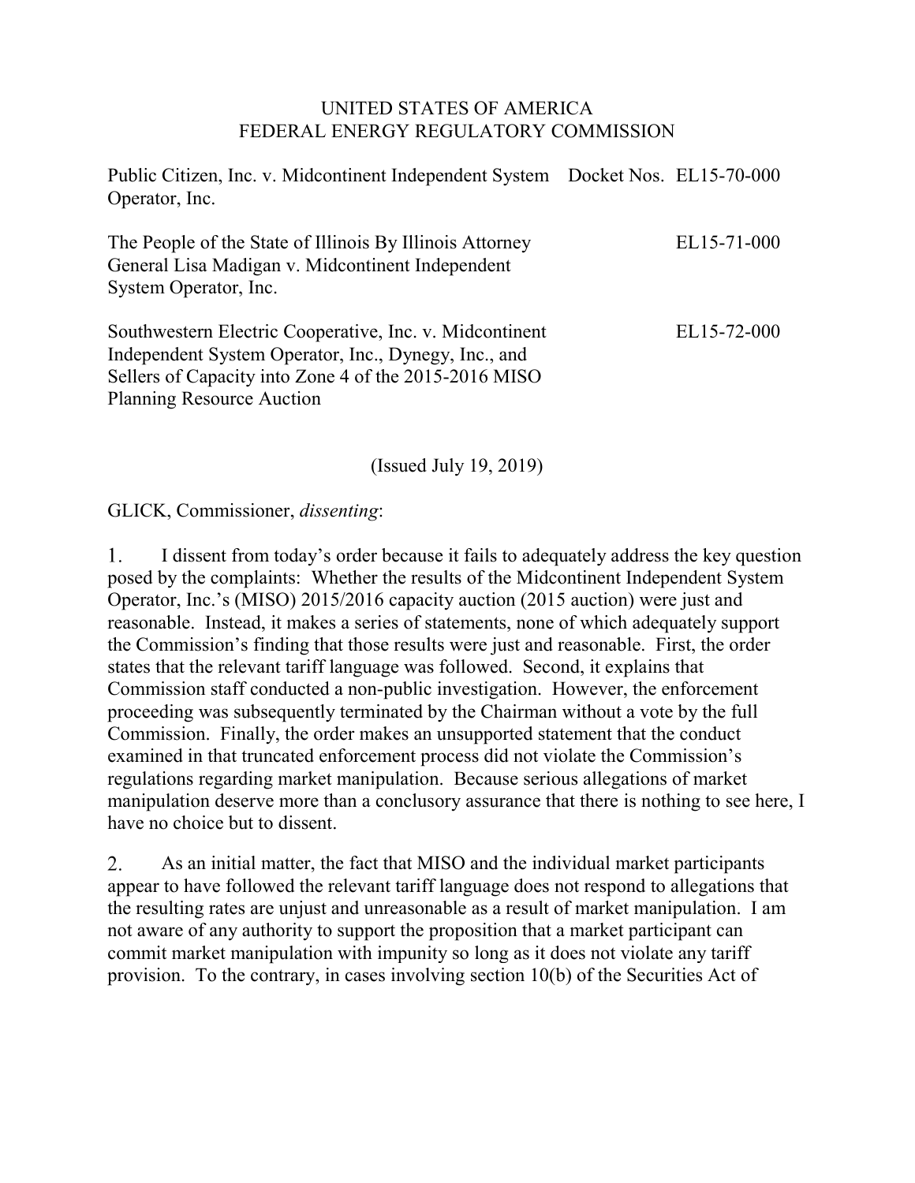UNITED STATES OF AMERICA
FEDERAL ENERGY REGULATORY COMMISSION

| | |
|---|---|
| Public Citizen, Inc. v. Midcontinent Independent System Operator, Inc. | Docket Nos. EL15-70-000 |
| The People of the State of Illinois By Illinois Attorney General Lisa Madigan v. Midcontinent Independent System Operator, Inc. | EL15-71-000 |
| Southwestern Electric Cooperative, Inc. v. Midcontinent Independent System Operator, Inc., Dynegy, Inc., and Sellers of Capacity into Zone 4 of the 2015-2016 MISO Planning Resource Auction | EL15-72-000 |

(Issued July 19, 2019)

GLICK, Commissioner, *dissenting*:

1. I dissent from today's order because it fails to adequately address the key question posed by the complaints: Whether the results of the Midcontinent Independent System Operator, Inc.'s (MISO) 2015/2016 capacity auction (2015 auction) were just and reasonable. Instead, it makes a series of statements, none of which adequately support the Commission's finding that those results were just and reasonable. First, the order states that the relevant tariff language was followed. Second, it explains that Commission staff conducted a non-public investigation. However, the enforcement proceeding was subsequently terminated by the Chairman without a vote by the full Commission. Finally, the order makes an unsupported statement that the conduct examined in that truncated enforcement process did not violate the Commission's regulations regarding market manipulation. Because serious allegations of market manipulation deserve more than a conclusory assurance that there is nothing to see here, I have no choice but to dissent.

2. As an initial matter, the fact that MISO and the individual market participants appear to have followed the relevant tariff language does not respond to allegations that the resulting rates are unjust and unreasonable as a result of market manipulation. I am not aware of any authority to support the proposition that a market participant can commit market manipulation with impunity so long as it does not violate any tariff provision. To the contrary, in cases involving section 10(b) of the Securities Act of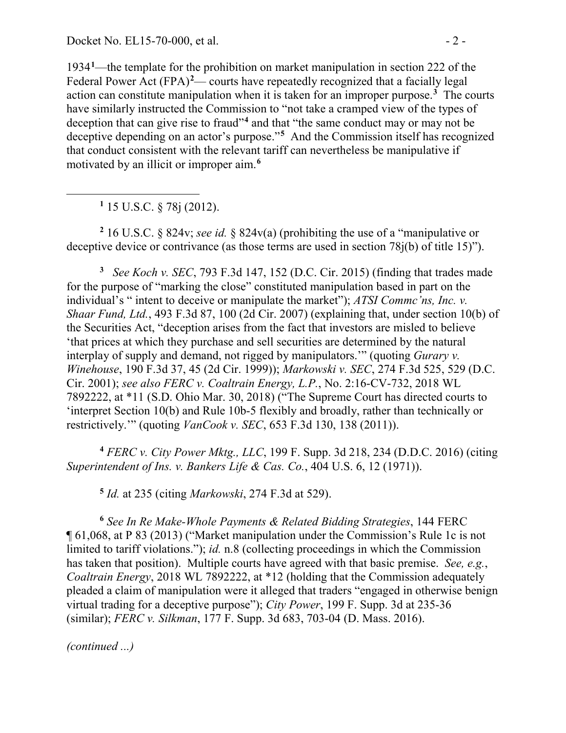1934[1]—the template for the prohibition on market manipulation in section 222 of the Federal Power Act (FPA)[2]— courts have repeatedly recognized that a facially legal action can constitute manipulation when it is taken for an improper purpose.[3] The courts have similarly instructed the Commission to "not take a cramped view of the types of deception that can give rise to fraud"[4] and that "the same conduct may or may not be deceptive depending on an actor's purpose."[5] And the Commission itself has recognized that conduct consistent with the relevant tariff can nevertheless be manipulative if motivated by an illicit or improper aim.[6]

---

[1] 15 U.S.C. § 78j (2012).

[2] 16 U.S.C. § 824v; *see id.* § 824v(a) (prohibiting the use of a "manipulative or deceptive device or contrivance (as those terms are used in section 78j(b) of title 15)").

[3] *See Koch v. SEC*, 793 F.3d 147, 152 (D.C. Cir. 2015) (finding that trades made for the purpose of "marking the close" constituted manipulation based in part on the individual's " intent to deceive or manipulate the market"); *ATSI Commc'ns, Inc. v. Shaar Fund, Ltd.*, 493 F.3d 87, 100 (2d Cir. 2007) (explaining that, under section 10(b) of the Securities Act, "deception arises from the fact that investors are misled to believe 'that prices at which they purchase and sell securities are determined by the natural interplay of supply and demand, not rigged by manipulators.'" (quoting *Gurary v. Winehouse*, 190 F.3d 37, 45 (2d Cir. 1999)); *Markowski v. SEC*, 274 F.3d 525, 529 (D.C. Cir. 2001); *see also FERC v. Coaltrain Energy, L.P.*, No. 2:16-CV-732, 2018 WL 7892222, at *11 (S.D. Ohio Mar. 30, 2018) ("The Supreme Court has directed courts to 'interpret Section 10(b) and Rule 10b-5 flexibly and broadly, rather than technically or restrictively.'" (quoting *VanCook v. SEC*, 653 F.3d 130, 138 (2011)).

[4] *FERC v. City Power Mktg., LLC*, 199 F. Supp. 3d 218, 234 (D.D.C. 2016) (citing *Superintendent of Ins. v. Bankers Life & Cas. Co.*, 404 U.S. 6, 12 (1971)).

[5] *Id.* at 235 (citing *Markowski*, 274 F.3d at 529).

[6] *See In Re Make-Whole Payments & Related Bidding Strategies*, 144 FERC ¶ 61,068, at P 83 (2013) ("Market manipulation under the Commission's Rule 1c is not limited to tariff violations."); *id.* n.8 (collecting proceedings in which the Commission has taken that position). Multiple courts have agreed with that basic premise. *See, e.g.*, *Coaltrain Energy*, 2018 WL 7892222, at *12 (holding that the Commission adequately pleaded a claim of manipulation were it alleged that traders "engaged in otherwise benign virtual trading for a deceptive purpose"); *City Power*, 199 F. Supp. 3d at 235-36 (similar); *FERC v. Silkman*, 177 F. Supp. 3d 683, 703-04 (D. Mass. 2016).

*(continued ...)*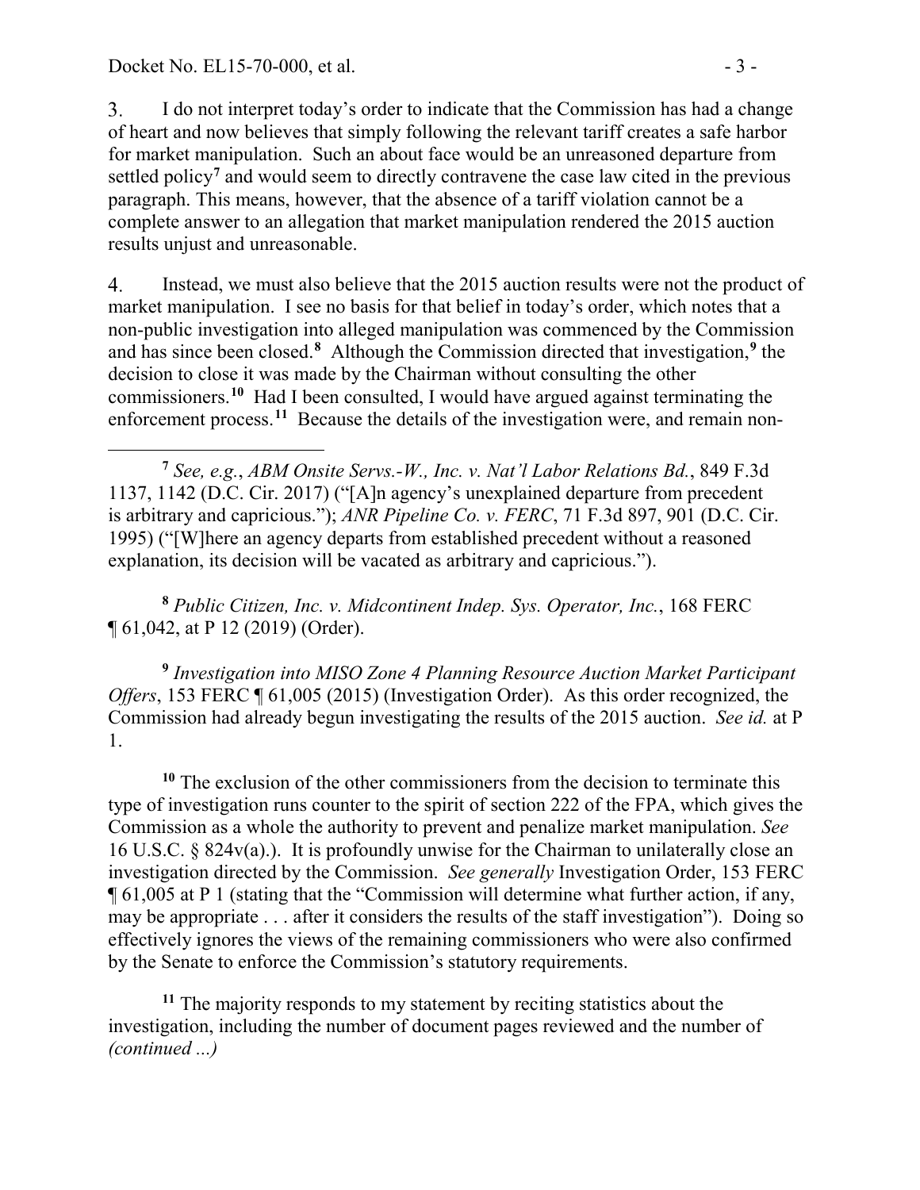3. I do not interpret today's order to indicate that the Commission has had a change of heart and now believes that simply following the relevant tariff creates a safe harbor for market manipulation. Such an about face would be an unreasoned departure from settled policy[7] and would seem to directly contravene the case law cited in the previous paragraph. This means, however, that the absence of a tariff violation cannot be a complete answer to an allegation that market manipulation rendered the 2015 auction results unjust and unreasonable.

4. Instead, we must also believe that the 2015 auction results were not the product of market manipulation. I see no basis for that belief in today's order, which notes that a non-public investigation into alleged manipulation was commenced by the Commission and has since been closed.[8] Although the Commission directed that investigation,[9] the decision to close it was made by the Chairman without consulting the other commissioners.[10] Had I been consulted, I would have argued against terminating the enforcement process.[11] Because the details of the investigation were, and remain non-

[7] *See, e.g.*, *ABM Onsite Servs.-W., Inc. v. Nat'l Labor Relations Bd.*, 849 F.3d 1137, 1142 (D.C. Cir. 2017) ("[A]n agency's unexplained departure from precedent is arbitrary and capricious."); *ANR Pipeline Co. v. FERC*, 71 F.3d 897, 901 (D.C. Cir. 1995) ("[W]here an agency departs from established precedent without a reasoned explanation, its decision will be vacated as arbitrary and capricious.").

[8] *Public Citizen, Inc. v. Midcontinent Indep. Sys. Operator, Inc.*, 168 FERC ¶ 61,042, at P 12 (2019) (Order).

[9] *Investigation into MISO Zone 4 Planning Resource Auction Market Participant Offers*, 153 FERC ¶ 61,005 (2015) (Investigation Order). As this order recognized, the Commission had already begun investigating the results of the 2015 auction. *See id.* at P 1.

[10] The exclusion of the other commissioners from the decision to terminate this type of investigation runs counter to the spirit of section 222 of the FPA, which gives the Commission as a whole the authority to prevent and penalize market manipulation. *See* 16 U.S.C. § 824v(a).). It is profoundly unwise for the Chairman to unilaterally close an investigation directed by the Commission. *See generally* Investigation Order, 153 FERC ¶ 61,005 at P 1 (stating that the "Commission will determine what further action, if any, may be appropriate . . . after it considers the results of the staff investigation"). Doing so effectively ignores the views of the remaining commissioners who were also confirmed by the Senate to enforce the Commission's statutory requirements.

[11] The majority responds to my statement by reciting statistics about the investigation, including the number of document pages reviewed and the number of *(continued ...)*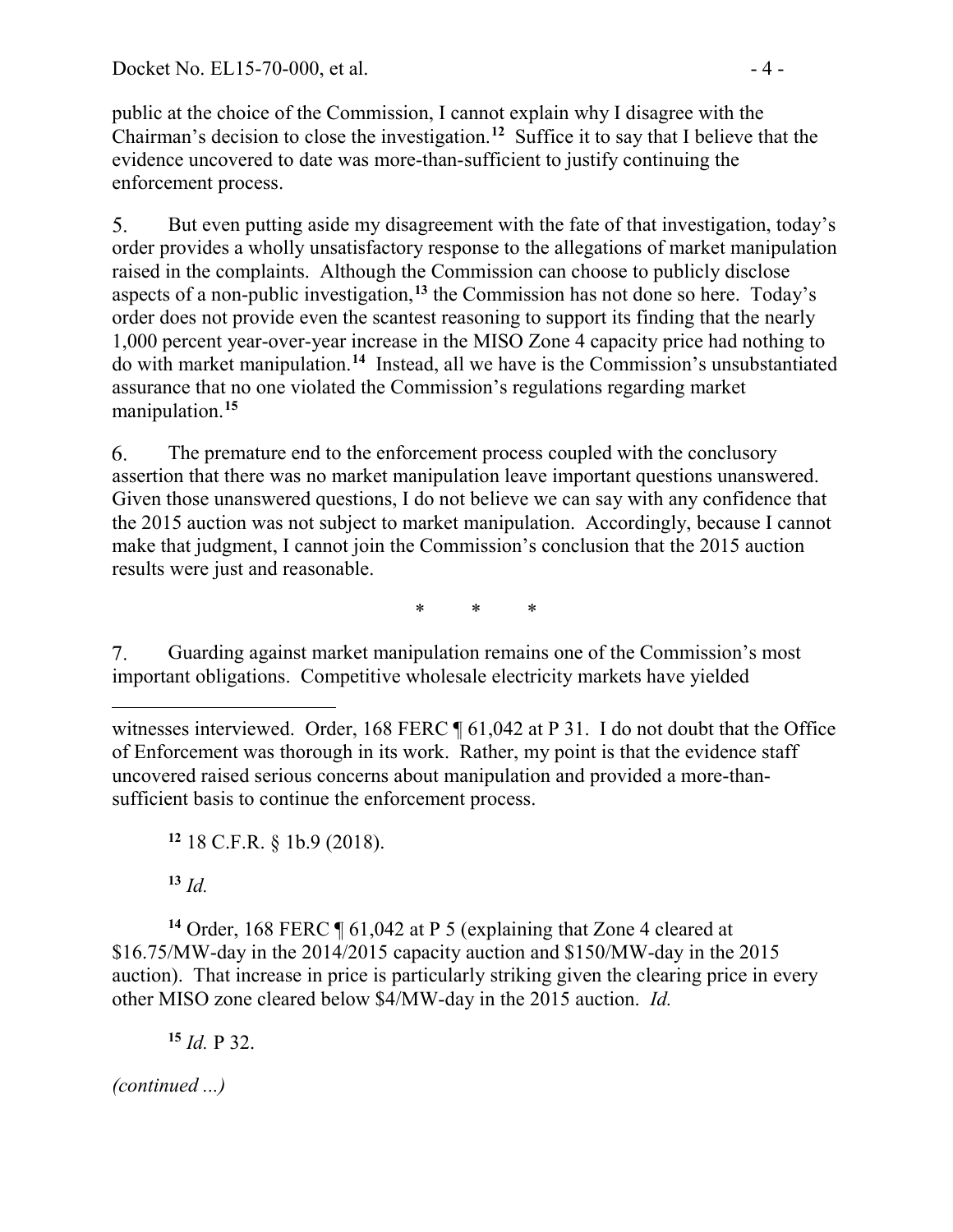public at the choice of the Commission, I cannot explain why I disagree with the Chairman's decision to close the investigation.[12] Suffice it to say that I believe that the evidence uncovered to date was more-than-sufficient to justify continuing the enforcement process.

5. But even putting aside my disagreement with the fate of that investigation, today's order provides a wholly unsatisfactory response to the allegations of market manipulation raised in the complaints. Although the Commission can choose to publicly disclose aspects of a non-public investigation,[13] the Commission has not done so here. Today's order does not provide even the scantest reasoning to support its finding that the nearly 1,000 percent year-over-year increase in the MISO Zone 4 capacity price had nothing to do with market manipulation.[14] Instead, all we have is the Commission's unsubstantiated assurance that no one violated the Commission's regulations regarding market manipulation.[15]

6. The premature end to the enforcement process coupled with the conclusory assertion that there was no market manipulation leave important questions unanswered. Given those unanswered questions, I do not believe we can say with any confidence that the 2015 auction was not subject to market manipulation. Accordingly, because I cannot make that judgment, I cannot join the Commission's conclusion that the 2015 auction results were just and reasonable.

\* \* \*

7. Guarding against market manipulation remains one of the Commission's most important obligations. Competitive wholesale electricity markets have yielded

---

witnesses interviewed. Order, 168 FERC ¶ 61,042 at P 31. I do not doubt that the Office of Enforcement was thorough in its work. Rather, my point is that the evidence staff uncovered raised serious concerns about manipulation and provided a more-than-sufficient basis to continue the enforcement process.

[12] 18 C.F.R. § 1b.9 (2018).

[13] *Id.*

[14] Order, 168 FERC ¶ 61,042 at P 5 (explaining that Zone 4 cleared at $16.75/MW-day in the 2014/2015 capacity auction and $150/MW-day in the 2015 auction). That increase in price is particularly striking given the clearing price in every other MISO zone cleared below $4/MW-day in the 2015 auction. *Id.*

[15] *Id.* P 32.

*(continued ...)*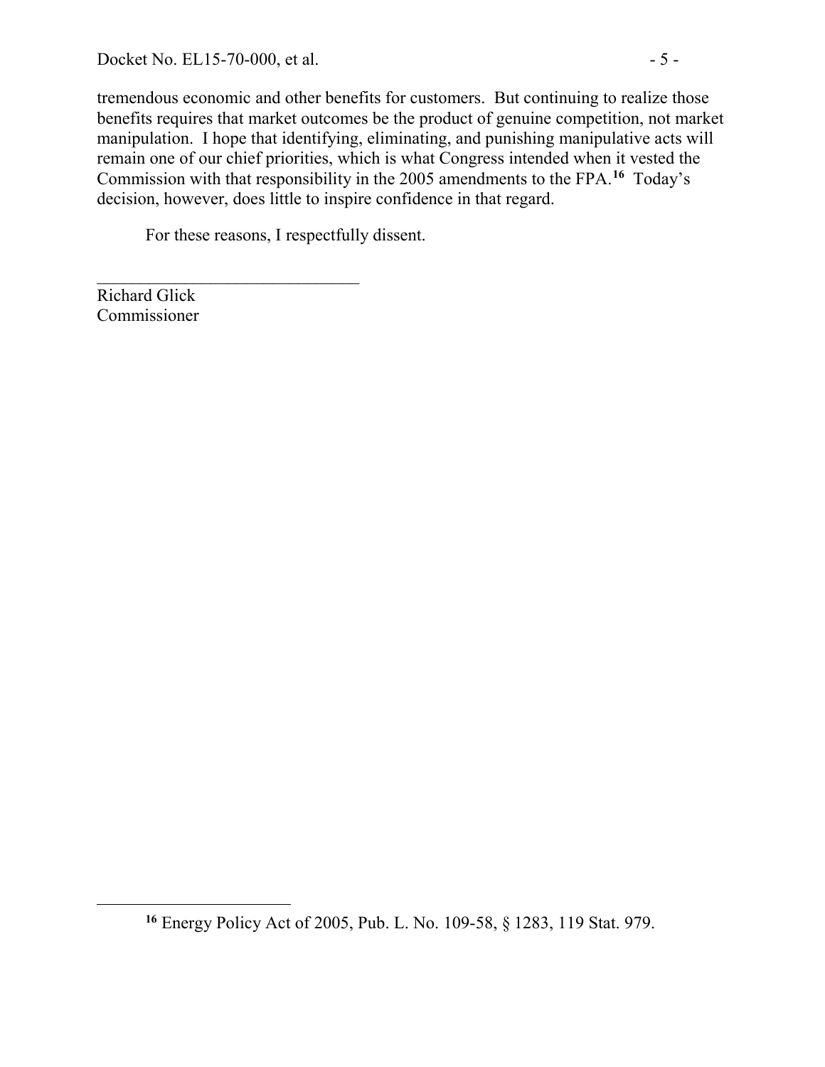tremendous economic and other benefits for customers. But continuing to realize those benefits requires that market outcomes be the product of genuine competition, not market manipulation. I hope that identifying, eliminating, and punishing manipulative acts will remain one of our chief priorities, which is what Congress intended when it vested the Commission with that responsibility in the 2005 amendments to the FPA.[16] Today's decision, however, does little to inspire confidence in that regard.

For these reasons, I respectfully dissent.

______________________________

Richard Glick
Commissioner

---

[16] Energy Policy Act of 2005, Pub. L. No. 109-58, § 1283, 119 Stat. 979.